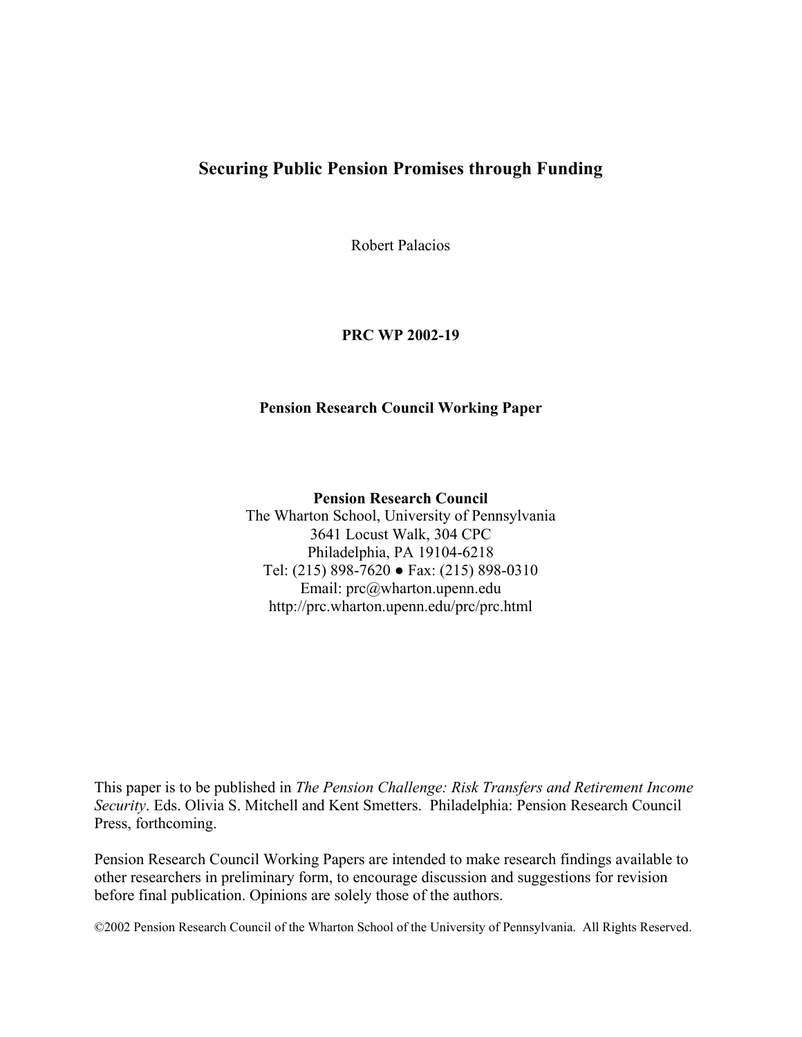# Securing Public Pension Promises through Funding

Robert Palacios

**PRC WP 2002-19**

**Pension Research Council Working Paper**

**Pension Research Council**
The Wharton School, University of Pennsylvania
3641 Locust Walk, 304 CPC
Philadelphia, PA 19104-6218
Tel: (215) 898-7620 ● Fax: (215) 898-0310
Email: prc@wharton.upenn.edu
http://prc.wharton.upenn.edu/prc/prc.html

This paper is to be published in *The Pension Challenge: Risk Transfers and Retirement Income Security*. Eds. Olivia S. Mitchell and Kent Smetters. Philadelphia: Pension Research Council Press, forthcoming.

Pension Research Council Working Papers are intended to make research findings available to other researchers in preliminary form, to encourage discussion and suggestions for revision before final publication. Opinions are solely those of the authors.

©2002 Pension Research Council of the Wharton School of the University of Pennsylvania. All Rights Reserved.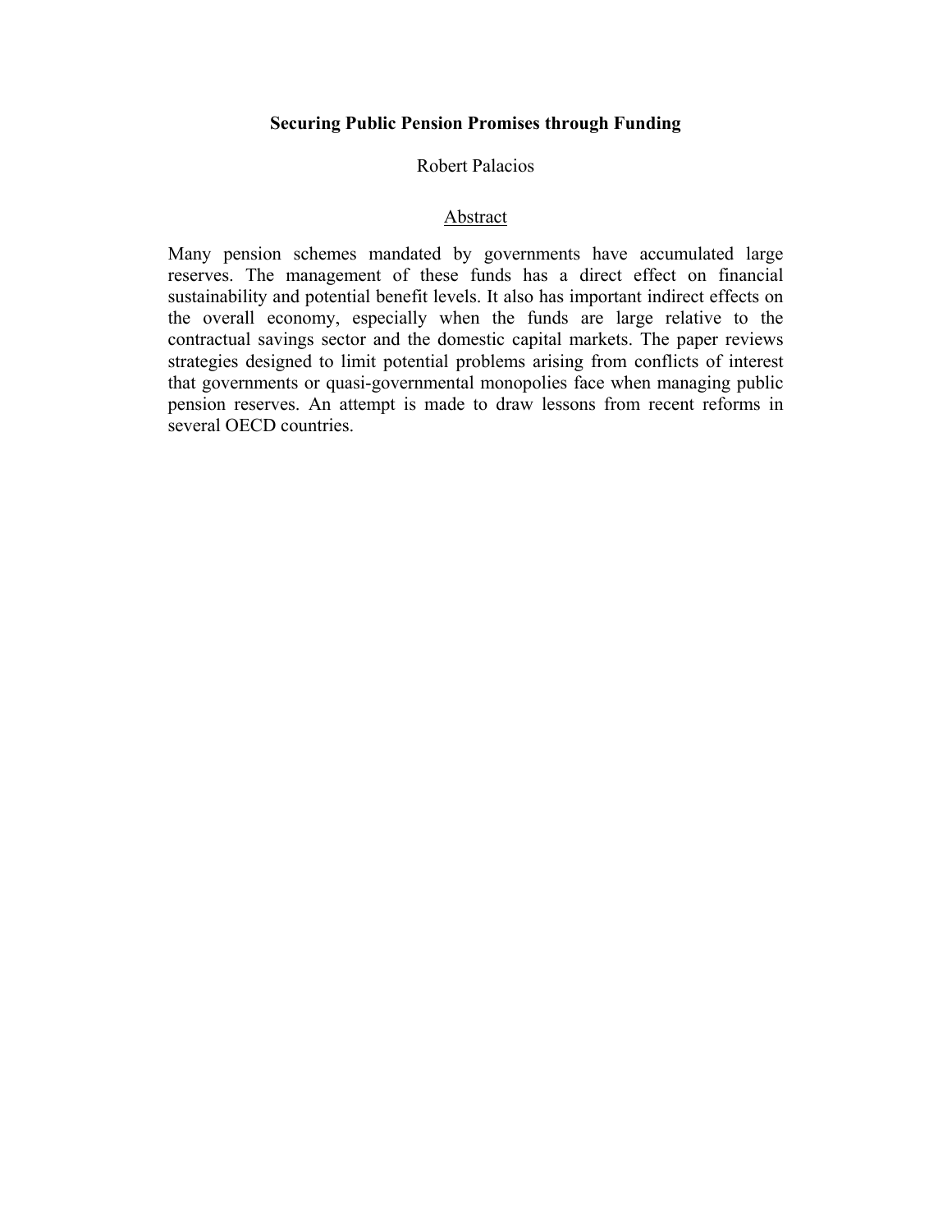# Securing Public Pension Promises through Funding

Robert Palacios

## Abstract

Many pension schemes mandated by governments have accumulated large reserves. The management of these funds has a direct effect on financial sustainability and potential benefit levels. It also has important indirect effects on the overall economy, especially when the funds are large relative to the contractual savings sector and the domestic capital markets. The paper reviews strategies designed to limit potential problems arising from conflicts of interest that governments or quasi-governmental monopolies face when managing public pension reserves. An attempt is made to draw lessons from recent reforms in several OECD countries.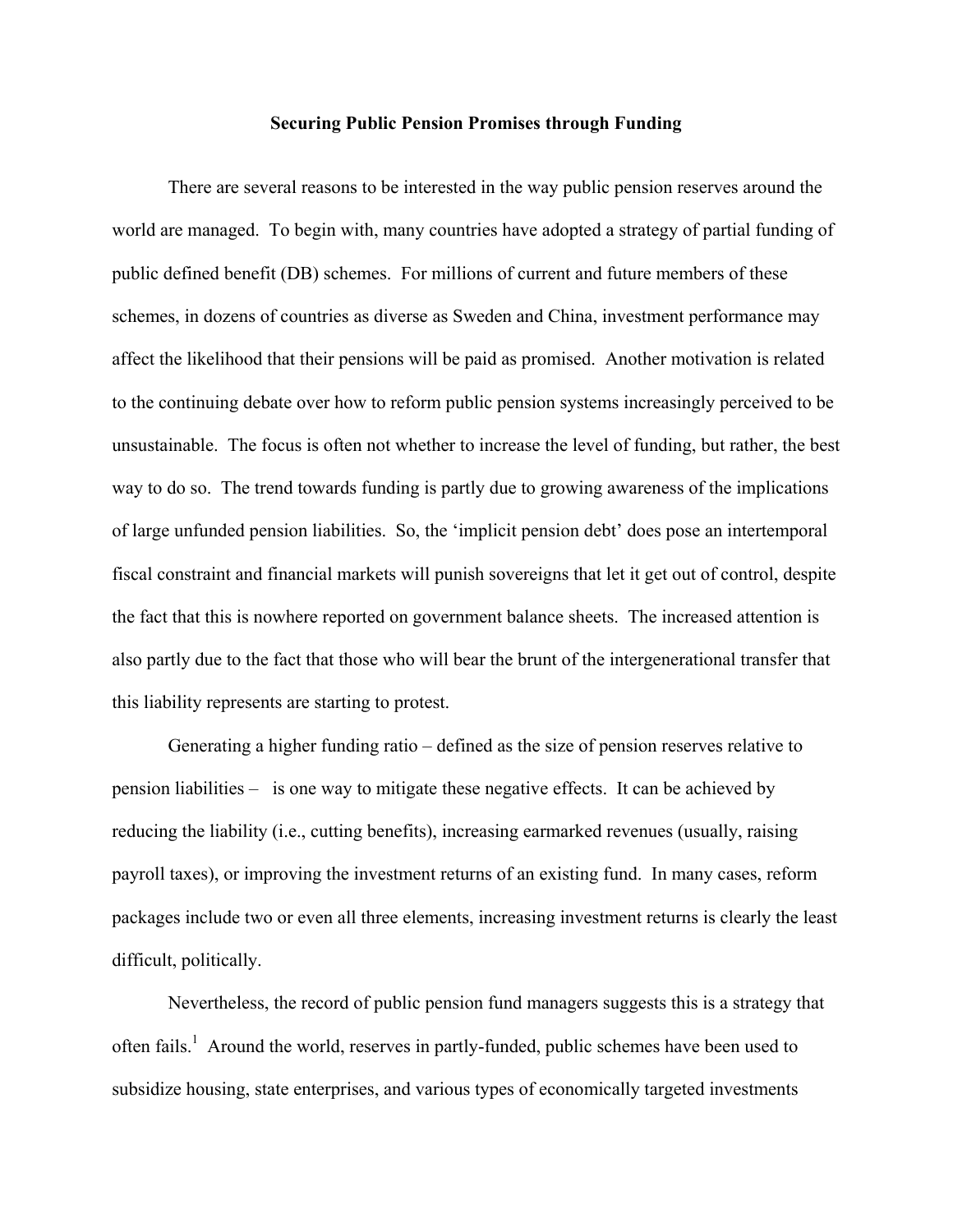**Securing Public Pension Promises through Funding**

There are several reasons to be interested in the way public pension reserves around the world are managed. To begin with, many countries have adopted a strategy of partial funding of public defined benefit (DB) schemes. For millions of current and future members of these schemes, in dozens of countries as diverse as Sweden and China, investment performance may affect the likelihood that their pensions will be paid as promised. Another motivation is related to the continuing debate over how to reform public pension systems increasingly perceived to be unsustainable. The focus is often not whether to increase the level of funding, but rather, the best way to do so. The trend towards funding is partly due to growing awareness of the implications of large unfunded pension liabilities. So, the 'implicit pension debt' does pose an intertemporal fiscal constraint and financial markets will punish sovereigns that let it get out of control, despite the fact that this is nowhere reported on government balance sheets. The increased attention is also partly due to the fact that those who will bear the brunt of the intergenerational transfer that this liability represents are starting to protest.

Generating a higher funding ratio – defined as the size of pension reserves relative to pension liabilities – is one way to mitigate these negative effects. It can be achieved by reducing the liability (i.e., cutting benefits), increasing earmarked revenues (usually, raising payroll taxes), or improving the investment returns of an existing fund. In many cases, reform packages include two or even all three elements, increasing investment returns is clearly the least difficult, politically.

Nevertheless, the record of public pension fund managers suggests this is a strategy that often fails.[1] Around the world, reserves in partly-funded, public schemes have been used to subsidize housing, state enterprises, and various types of economically targeted investments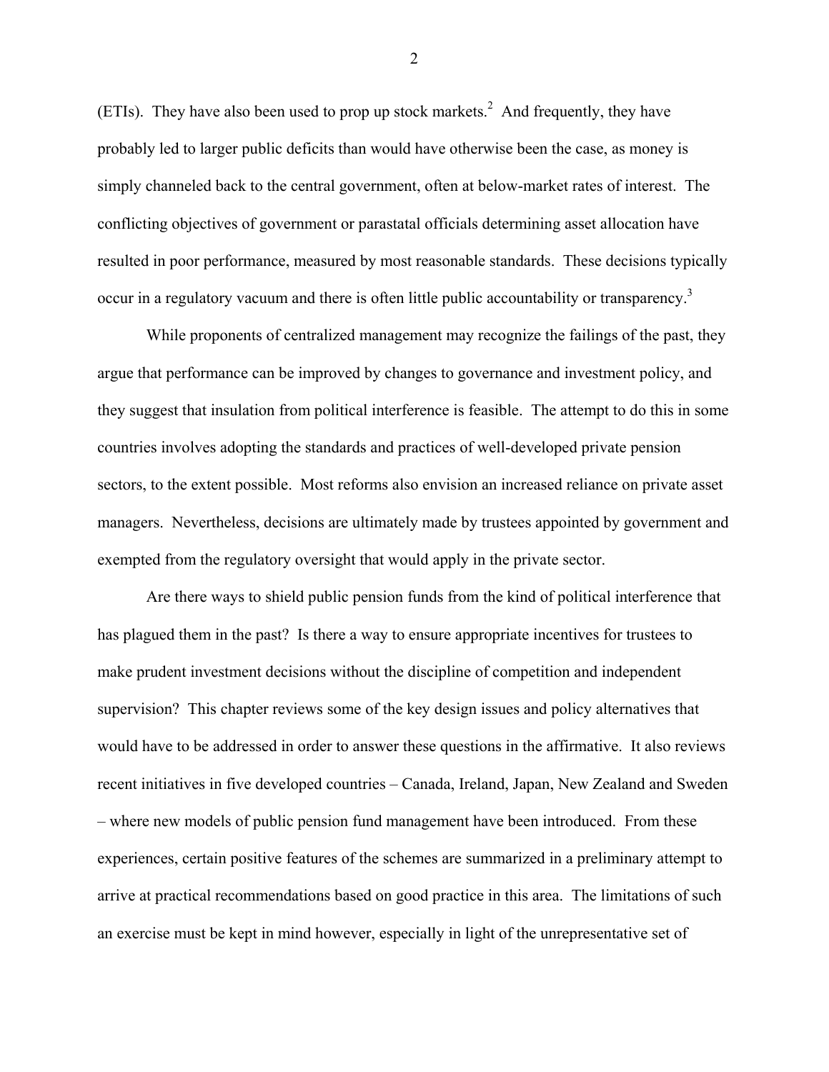(ETIs). They have also been used to prop up stock markets.[2] And frequently, they have probably led to larger public deficits than would have otherwise been the case, as money is simply channeled back to the central government, often at below-market rates of interest. The conflicting objectives of government or parastatal officials determining asset allocation have resulted in poor performance, measured by most reasonable standards. These decisions typically occur in a regulatory vacuum and there is often little public accountability or transparency.[3]

While proponents of centralized management may recognize the failings of the past, they argue that performance can be improved by changes to governance and investment policy, and they suggest that insulation from political interference is feasible. The attempt to do this in some countries involves adopting the standards and practices of well-developed private pension sectors, to the extent possible. Most reforms also envision an increased reliance on private asset managers. Nevertheless, decisions are ultimately made by trustees appointed by government and exempted from the regulatory oversight that would apply in the private sector.

Are there ways to shield public pension funds from the kind of political interference that has plagued them in the past? Is there a way to ensure appropriate incentives for trustees to make prudent investment decisions without the discipline of competition and independent supervision? This chapter reviews some of the key design issues and policy alternatives that would have to be addressed in order to answer these questions in the affirmative. It also reviews recent initiatives in five developed countries – Canada, Ireland, Japan, New Zealand and Sweden – where new models of public pension fund management have been introduced. From these experiences, certain positive features of the schemes are summarized in a preliminary attempt to arrive at practical recommendations based on good practice in this area. The limitations of such an exercise must be kept in mind however, especially in light of the unrepresentative set of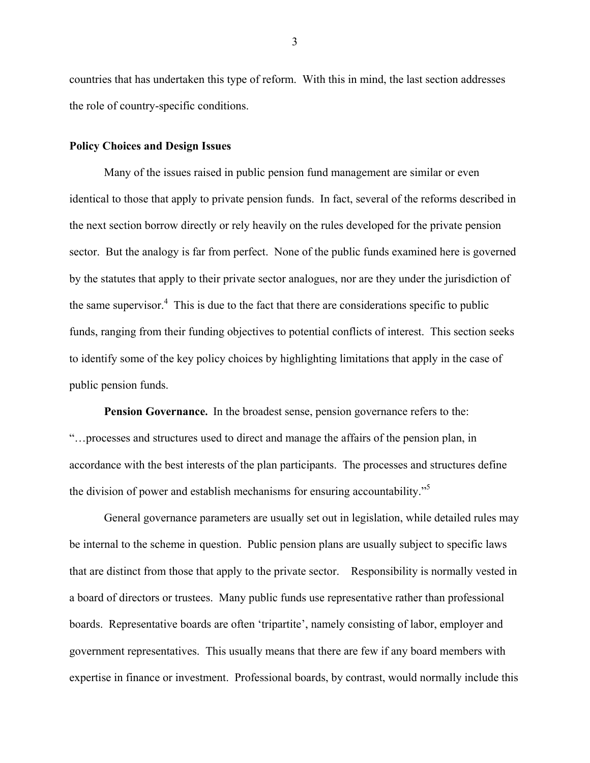countries that has undertaken this type of reform. With this in mind, the last section addresses the role of country-specific conditions.

## Policy Choices and Design Issues

Many of the issues raised in public pension fund management are similar or even identical to those that apply to private pension funds. In fact, several of the reforms described in the next section borrow directly or rely heavily on the rules developed for the private pension sector. But the analogy is far from perfect. None of the public funds examined here is governed by the statutes that apply to their private sector analogues, nor are they under the jurisdiction of the same supervisor.[4] This is due to the fact that there are considerations specific to public funds, ranging from their funding objectives to potential conflicts of interest. This section seeks to identify some of the key policy choices by highlighting limitations that apply in the case of public pension funds.

**Pension Governance.** In the broadest sense, pension governance refers to the: "…processes and structures used to direct and manage the affairs of the pension plan, in accordance with the best interests of the plan participants. The processes and structures define the division of power and establish mechanisms for ensuring accountability."[5]

General governance parameters are usually set out in legislation, while detailed rules may be internal to the scheme in question. Public pension plans are usually subject to specific laws that are distinct from those that apply to the private sector. Responsibility is normally vested in a board of directors or trustees. Many public funds use representative rather than professional boards. Representative boards are often 'tripartite', namely consisting of labor, employer and government representatives. This usually means that there are few if any board members with expertise in finance or investment. Professional boards, by contrast, would normally include this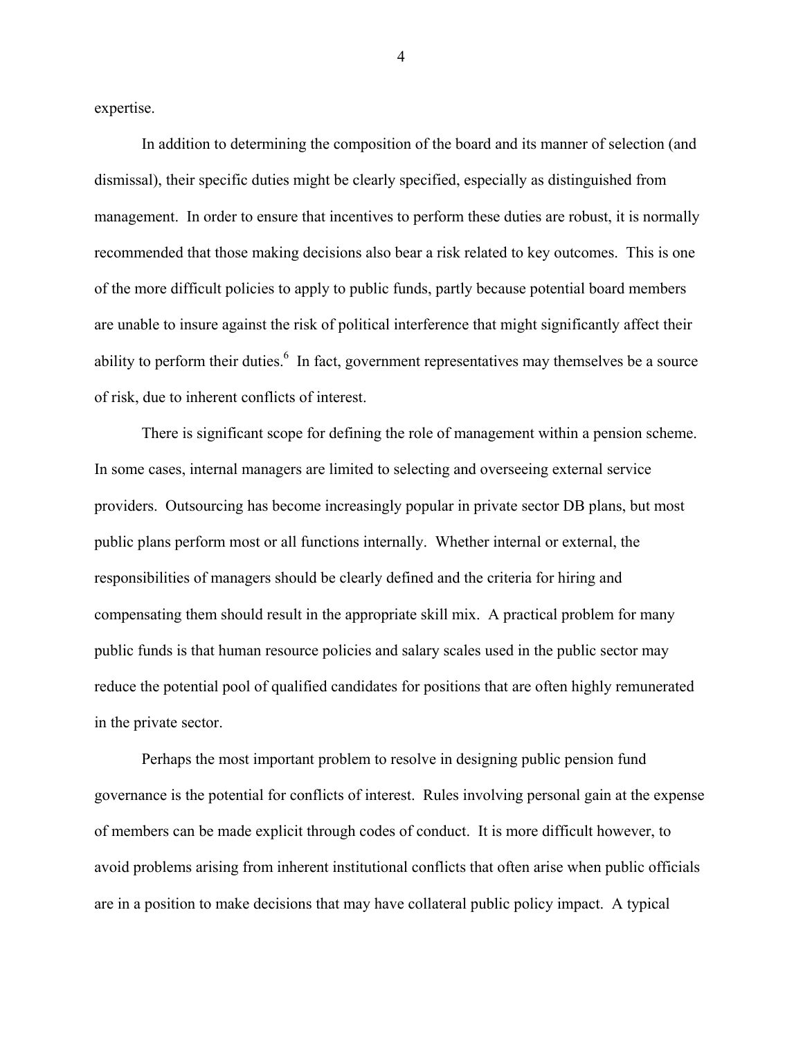expertise.

In addition to determining the composition of the board and its manner of selection (and dismissal), their specific duties might be clearly specified, especially as distinguished from management. In order to ensure that incentives to perform these duties are robust, it is normally recommended that those making decisions also bear a risk related to key outcomes. This is one of the more difficult policies to apply to public funds, partly because potential board members are unable to insure against the risk of political interference that might significantly affect their ability to perform their duties.[6] In fact, government representatives may themselves be a source of risk, due to inherent conflicts of interest.

There is significant scope for defining the role of management within a pension scheme. In some cases, internal managers are limited to selecting and overseeing external service providers. Outsourcing has become increasingly popular in private sector DB plans, but most public plans perform most or all functions internally. Whether internal or external, the responsibilities of managers should be clearly defined and the criteria for hiring and compensating them should result in the appropriate skill mix. A practical problem for many public funds is that human resource policies and salary scales used in the public sector may reduce the potential pool of qualified candidates for positions that are often highly remunerated in the private sector.

Perhaps the most important problem to resolve in designing public pension fund governance is the potential for conflicts of interest. Rules involving personal gain at the expense of members can be made explicit through codes of conduct. It is more difficult however, to avoid problems arising from inherent institutional conflicts that often arise when public officials are in a position to make decisions that may have collateral public policy impact. A typical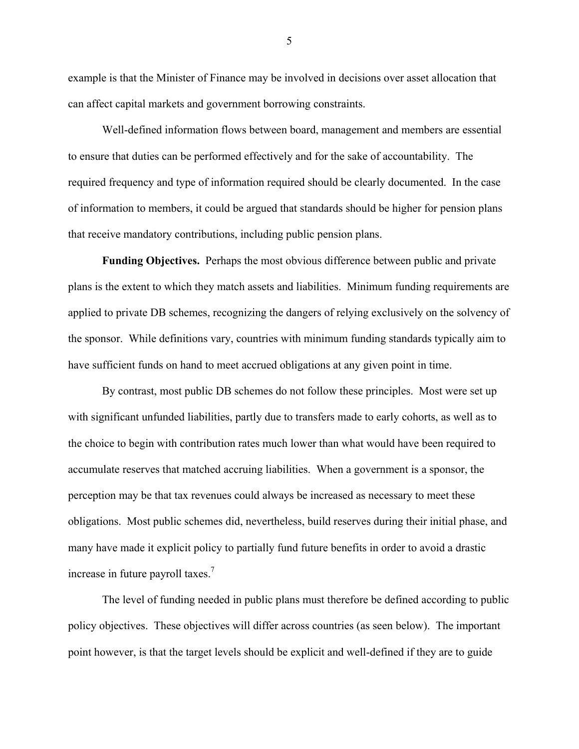example is that the Minister of Finance may be involved in decisions over asset allocation that can affect capital markets and government borrowing constraints.

Well-defined information flows between board, management and members are essential to ensure that duties can be performed effectively and for the sake of accountability. The required frequency and type of information required should be clearly documented. In the case of information to members, it could be argued that standards should be higher for pension plans that receive mandatory contributions, including public pension plans.

**Funding Objectives.** Perhaps the most obvious difference between public and private plans is the extent to which they match assets and liabilities. Minimum funding requirements are applied to private DB schemes, recognizing the dangers of relying exclusively on the solvency of the sponsor. While definitions vary, countries with minimum funding standards typically aim to have sufficient funds on hand to meet accrued obligations at any given point in time.

By contrast, most public DB schemes do not follow these principles. Most were set up with significant unfunded liabilities, partly due to transfers made to early cohorts, as well as to the choice to begin with contribution rates much lower than what would have been required to accumulate reserves that matched accruing liabilities. When a government is a sponsor, the perception may be that tax revenues could always be increased as necessary to meet these obligations. Most public schemes did, nevertheless, build reserves during their initial phase, and many have made it explicit policy to partially fund future benefits in order to avoid a drastic increase in future payroll taxes.[7]

The level of funding needed in public plans must therefore be defined according to public policy objectives. These objectives will differ across countries (as seen below). The important point however, is that the target levels should be explicit and well-defined if they are to guide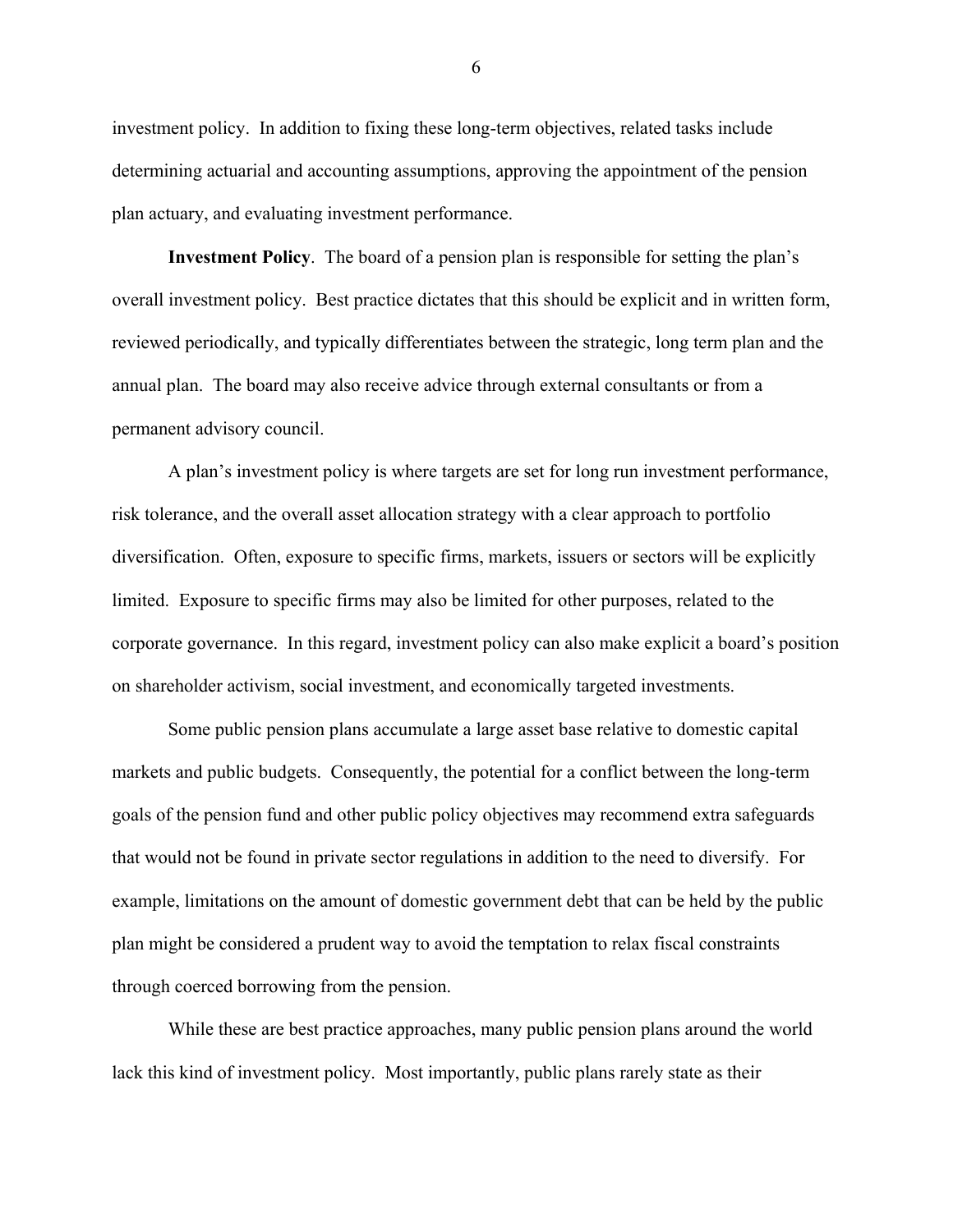investment policy. In addition to fixing these long-term objectives, related tasks include determining actuarial and accounting assumptions, approving the appointment of the pension plan actuary, and evaluating investment performance.

**Investment Policy**. The board of a pension plan is responsible for setting the plan's overall investment policy. Best practice dictates that this should be explicit and in written form, reviewed periodically, and typically differentiates between the strategic, long term plan and the annual plan. The board may also receive advice through external consultants or from a permanent advisory council.

A plan's investment policy is where targets are set for long run investment performance, risk tolerance, and the overall asset allocation strategy with a clear approach to portfolio diversification. Often, exposure to specific firms, markets, issuers or sectors will be explicitly limited. Exposure to specific firms may also be limited for other purposes, related to the corporate governance. In this regard, investment policy can also make explicit a board's position on shareholder activism, social investment, and economically targeted investments.

Some public pension plans accumulate a large asset base relative to domestic capital markets and public budgets. Consequently, the potential for a conflict between the long-term goals of the pension fund and other public policy objectives may recommend extra safeguards that would not be found in private sector regulations in addition to the need to diversify. For example, limitations on the amount of domestic government debt that can be held by the public plan might be considered a prudent way to avoid the temptation to relax fiscal constraints through coerced borrowing from the pension.

While these are best practice approaches, many public pension plans around the world lack this kind of investment policy. Most importantly, public plans rarely state as their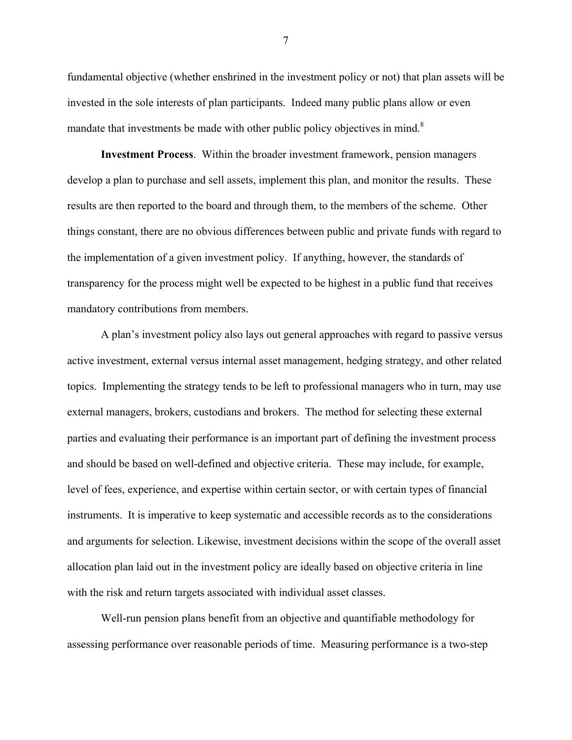fundamental objective (whether enshrined in the investment policy or not) that plan assets will be invested in the sole interests of plan participants. Indeed many public plans allow or even mandate that investments be made with other public policy objectives in mind.[8]

**Investment Process**. Within the broader investment framework, pension managers develop a plan to purchase and sell assets, implement this plan, and monitor the results. These results are then reported to the board and through them, to the members of the scheme. Other things constant, there are no obvious differences between public and private funds with regard to the implementation of a given investment policy. If anything, however, the standards of transparency for the process might well be expected to be highest in a public fund that receives mandatory contributions from members.

A plan's investment policy also lays out general approaches with regard to passive versus active investment, external versus internal asset management, hedging strategy, and other related topics. Implementing the strategy tends to be left to professional managers who in turn, may use external managers, brokers, custodians and brokers. The method for selecting these external parties and evaluating their performance is an important part of defining the investment process and should be based on well-defined and objective criteria. These may include, for example, level of fees, experience, and expertise within certain sector, or with certain types of financial instruments. It is imperative to keep systematic and accessible records as to the considerations and arguments for selection. Likewise, investment decisions within the scope of the overall asset allocation plan laid out in the investment policy are ideally based on objective criteria in line with the risk and return targets associated with individual asset classes.

Well-run pension plans benefit from an objective and quantifiable methodology for assessing performance over reasonable periods of time. Measuring performance is a two-step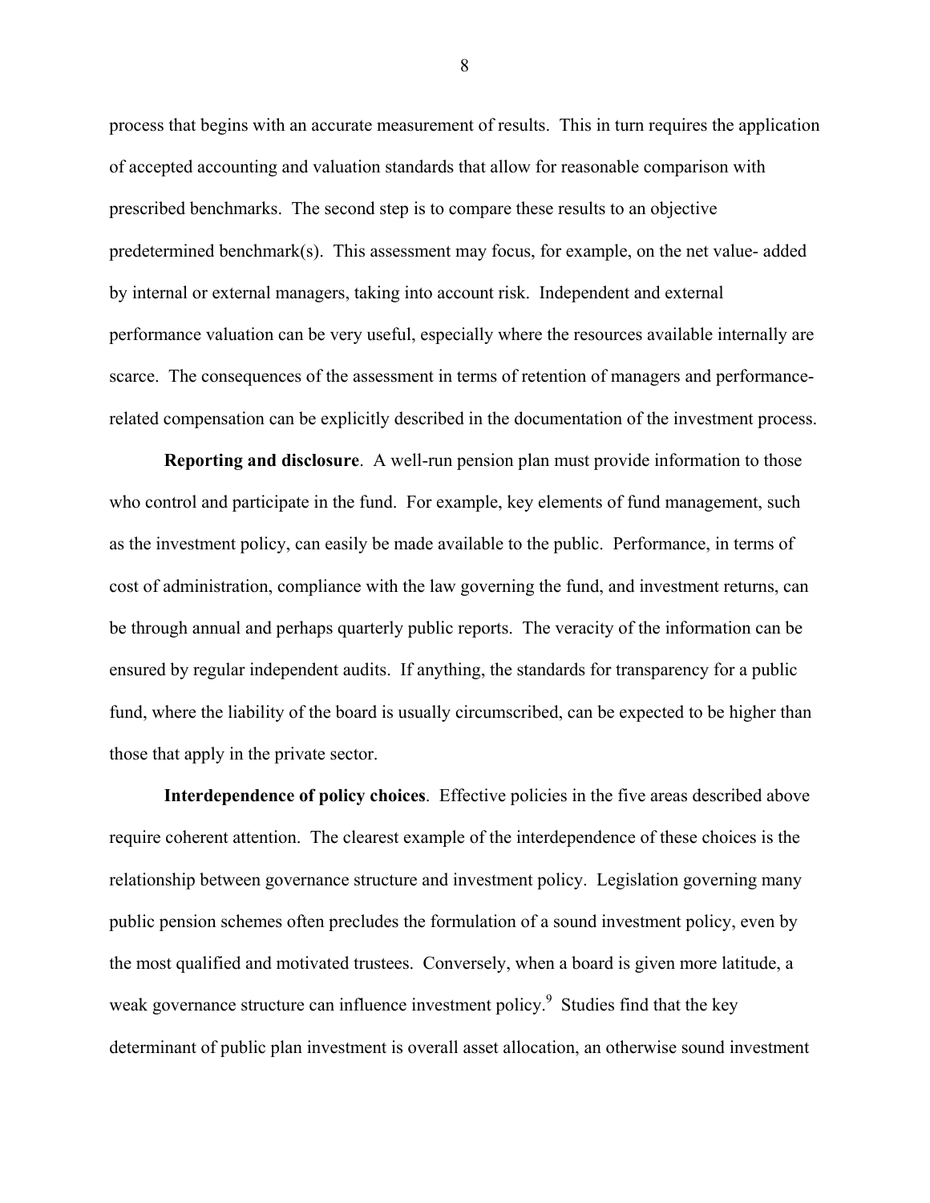process that begins with an accurate measurement of results. This in turn requires the application of accepted accounting and valuation standards that allow for reasonable comparison with prescribed benchmarks. The second step is to compare these results to an objective predetermined benchmark(s). This assessment may focus, for example, on the net value- added by internal or external managers, taking into account risk. Independent and external performance valuation can be very useful, especially where the resources available internally are scarce. The consequences of the assessment in terms of retention of managers and performance-related compensation can be explicitly described in the documentation of the investment process.

**Reporting and disclosure**. A well-run pension plan must provide information to those who control and participate in the fund. For example, key elements of fund management, such as the investment policy, can easily be made available to the public. Performance, in terms of cost of administration, compliance with the law governing the fund, and investment returns, can be through annual and perhaps quarterly public reports. The veracity of the information can be ensured by regular independent audits. If anything, the standards for transparency for a public fund, where the liability of the board is usually circumscribed, can be expected to be higher than those that apply in the private sector.

**Interdependence of policy choices**. Effective policies in the five areas described above require coherent attention. The clearest example of the interdependence of these choices is the relationship between governance structure and investment policy. Legislation governing many public pension schemes often precludes the formulation of a sound investment policy, even by the most qualified and motivated trustees. Conversely, when a board is given more latitude, a weak governance structure can influence investment policy.[9] Studies find that the key determinant of public plan investment is overall asset allocation, an otherwise sound investment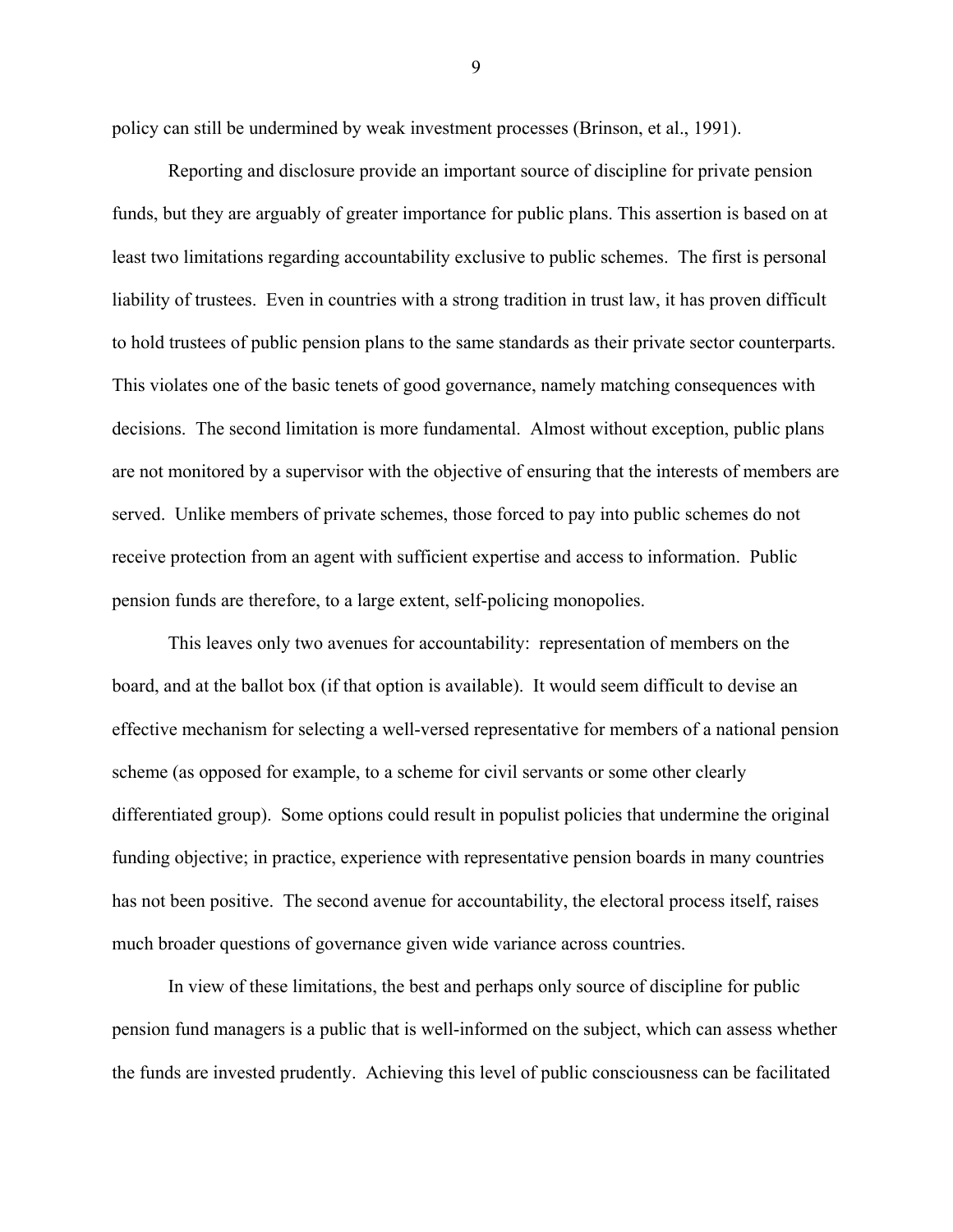policy can still be undermined by weak investment processes (Brinson, et al., 1991).

Reporting and disclosure provide an important source of discipline for private pension funds, but they are arguably of greater importance for public plans. This assertion is based on at least two limitations regarding accountability exclusive to public schemes. The first is personal liability of trustees. Even in countries with a strong tradition in trust law, it has proven difficult to hold trustees of public pension plans to the same standards as their private sector counterparts. This violates one of the basic tenets of good governance, namely matching consequences with decisions. The second limitation is more fundamental. Almost without exception, public plans are not monitored by a supervisor with the objective of ensuring that the interests of members are served. Unlike members of private schemes, those forced to pay into public schemes do not receive protection from an agent with sufficient expertise and access to information. Public pension funds are therefore, to a large extent, self-policing monopolies.

This leaves only two avenues for accountability: representation of members on the board, and at the ballot box (if that option is available). It would seem difficult to devise an effective mechanism for selecting a well-versed representative for members of a national pension scheme (as opposed for example, to a scheme for civil servants or some other clearly differentiated group). Some options could result in populist policies that undermine the original funding objective; in practice, experience with representative pension boards in many countries has not been positive. The second avenue for accountability, the electoral process itself, raises much broader questions of governance given wide variance across countries.

In view of these limitations, the best and perhaps only source of discipline for public pension fund managers is a public that is well-informed on the subject, which can assess whether the funds are invested prudently. Achieving this level of public consciousness can be facilitated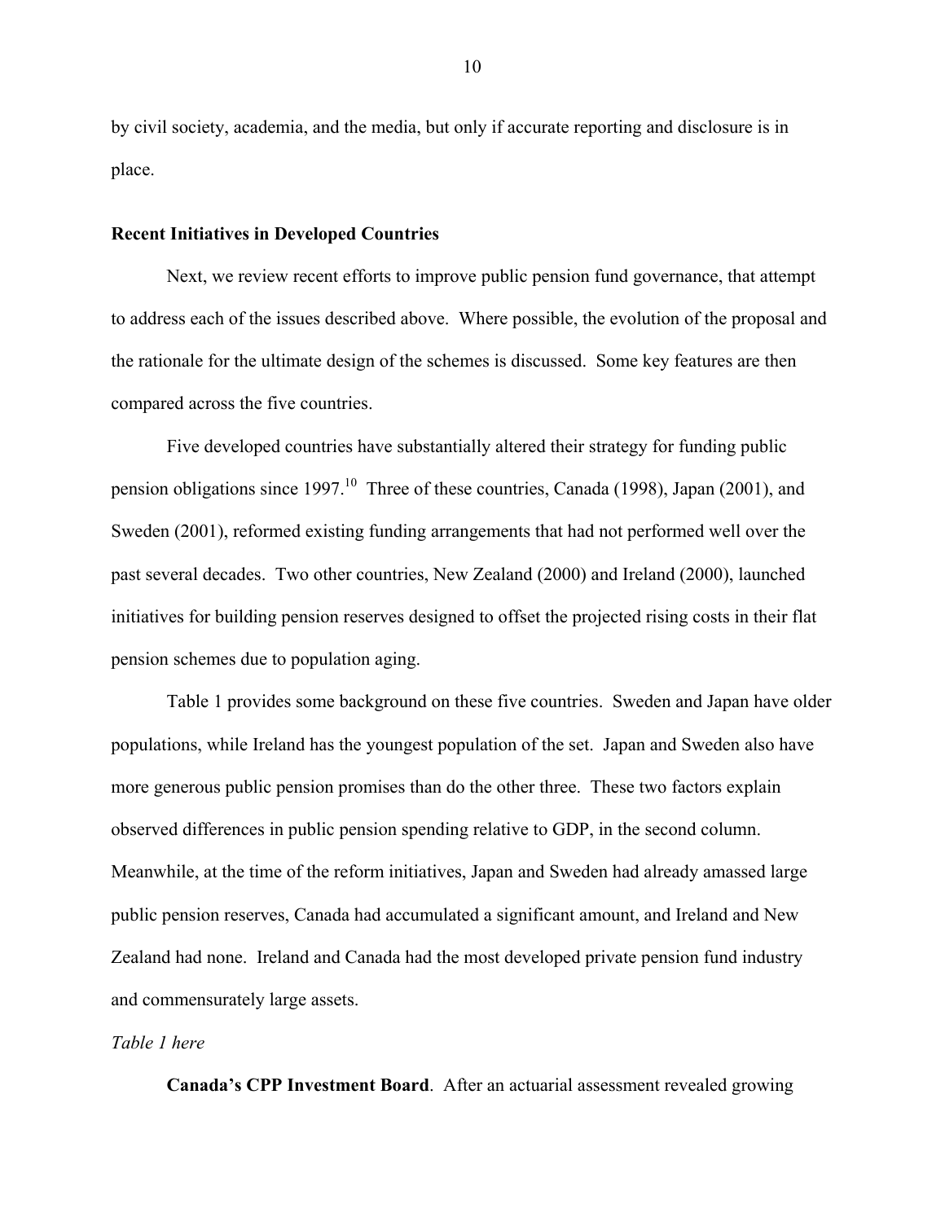by civil society, academia, and the media, but only if accurate reporting and disclosure is in place.

**Recent Initiatives in Developed Countries**

Next, we review recent efforts to improve public pension fund governance, that attempt to address each of the issues described above. Where possible, the evolution of the proposal and the rationale for the ultimate design of the schemes is discussed. Some key features are then compared across the five countries.

Five developed countries have substantially altered their strategy for funding public pension obligations since 1997.[10] Three of these countries, Canada (1998), Japan (2001), and Sweden (2001), reformed existing funding arrangements that had not performed well over the past several decades. Two other countries, New Zealand (2000) and Ireland (2000), launched initiatives for building pension reserves designed to offset the projected rising costs in their flat pension schemes due to population aging.

Table 1 provides some background on these five countries. Sweden and Japan have older populations, while Ireland has the youngest population of the set. Japan and Sweden also have more generous public pension promises than do the other three. These two factors explain observed differences in public pension spending relative to GDP, in the second column. Meanwhile, at the time of the reform initiatives, Japan and Sweden had already amassed large public pension reserves, Canada had accumulated a significant amount, and Ireland and New Zealand had none. Ireland and Canada had the most developed private pension fund industry and commensurately large assets.

*Table 1 here*

**Canada's CPP Investment Board**. After an actuarial assessment revealed growing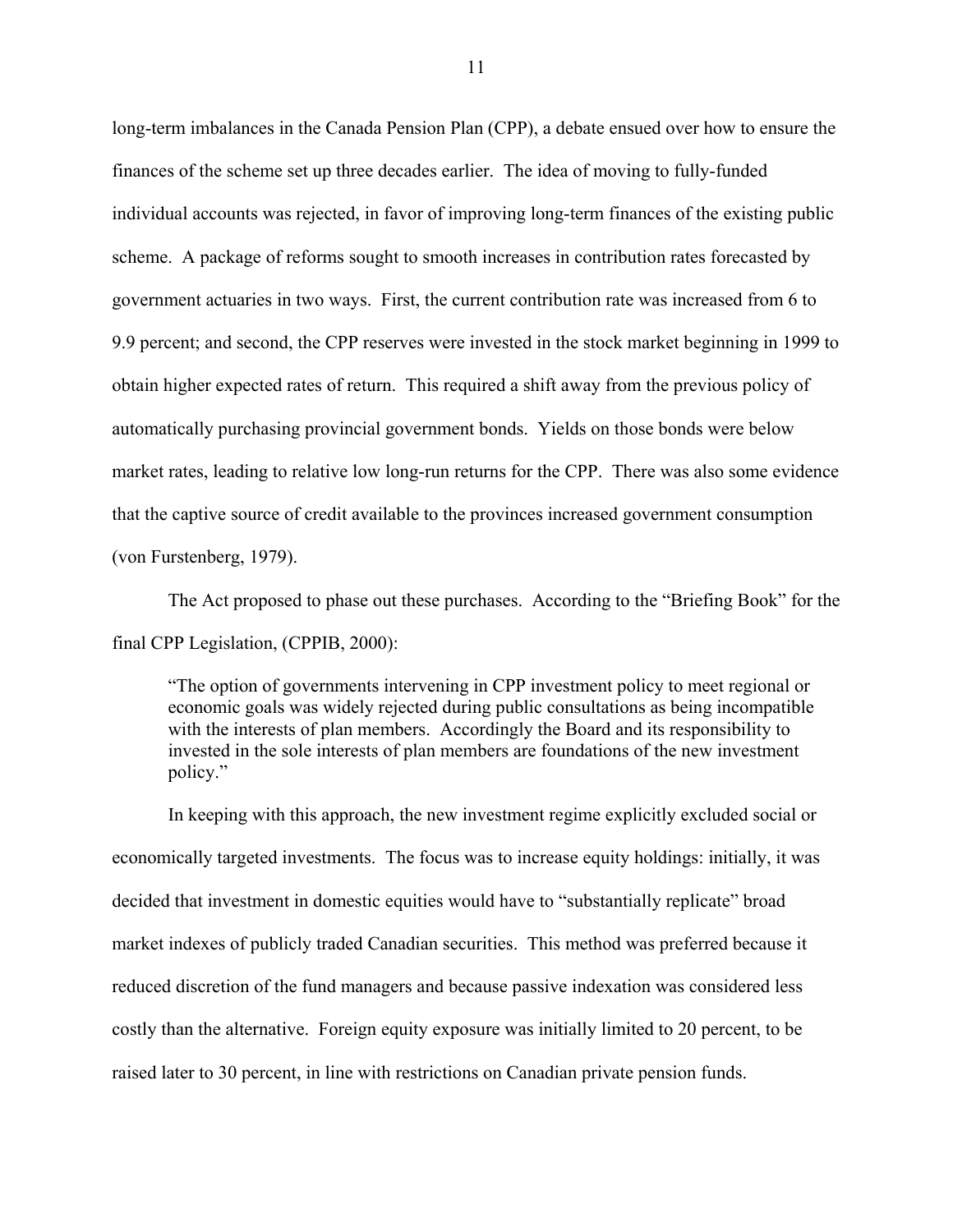long-term imbalances in the Canada Pension Plan (CPP), a debate ensued over how to ensure the finances of the scheme set up three decades earlier. The idea of moving to fully-funded individual accounts was rejected, in favor of improving long-term finances of the existing public scheme. A package of reforms sought to smooth increases in contribution rates forecasted by government actuaries in two ways. First, the current contribution rate was increased from 6 to 9.9 percent; and second, the CPP reserves were invested in the stock market beginning in 1999 to obtain higher expected rates of return. This required a shift away from the previous policy of automatically purchasing provincial government bonds. Yields on those bonds were below market rates, leading to relative low long-run returns for the CPP. There was also some evidence that the captive source of credit available to the provinces increased government consumption (von Furstenberg, 1979).

The Act proposed to phase out these purchases. According to the "Briefing Book" for the final CPP Legislation, (CPPIB, 2000):

> "The option of governments intervening in CPP investment policy to meet regional or economic goals was widely rejected during public consultations as being incompatible with the interests of plan members. Accordingly the Board and its responsibility to invested in the sole interests of plan members are foundations of the new investment policy."

In keeping with this approach, the new investment regime explicitly excluded social or economically targeted investments. The focus was to increase equity holdings: initially, it was decided that investment in domestic equities would have to "substantially replicate" broad market indexes of publicly traded Canadian securities. This method was preferred because it reduced discretion of the fund managers and because passive indexation was considered less costly than the alternative. Foreign equity exposure was initially limited to 20 percent, to be raised later to 30 percent, in line with restrictions on Canadian private pension funds.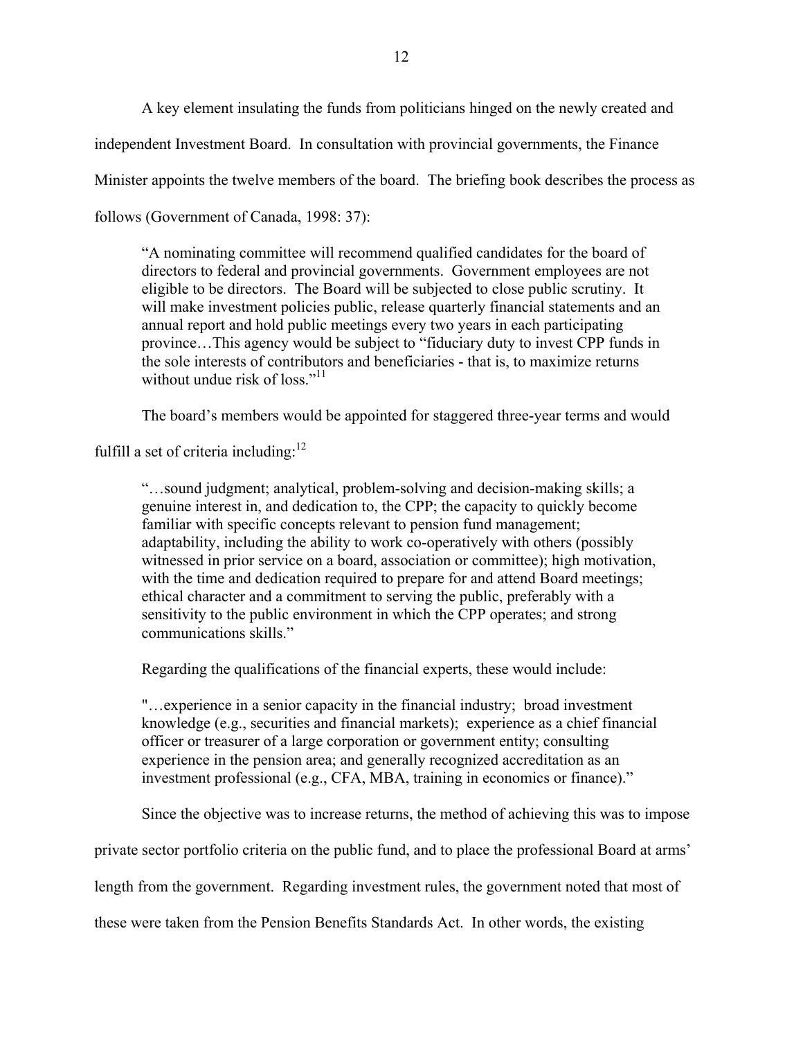A key element insulating the funds from politicians hinged on the newly created and independent Investment Board. In consultation with provincial governments, the Finance Minister appoints the twelve members of the board. The briefing book describes the process as follows (Government of Canada, 1998: 37):

> "A nominating committee will recommend qualified candidates for the board of directors to federal and provincial governments. Government employees are not eligible to be directors. The Board will be subjected to close public scrutiny. It will make investment policies public, release quarterly financial statements and an annual report and hold public meetings every two years in each participating province…This agency would be subject to "fiduciary duty to invest CPP funds in the sole interests of contributors and beneficiaries - that is, to maximize returns without undue risk of loss."[11]

The board's members would be appointed for staggered three-year terms and would fulfill a set of criteria including:[12]

> "…sound judgment; analytical, problem-solving and decision-making skills; a genuine interest in, and dedication to, the CPP; the capacity to quickly become familiar with specific concepts relevant to pension fund management; adaptability, including the ability to work co-operatively with others (possibly witnessed in prior service on a board, association or committee); high motivation, with the time and dedication required to prepare for and attend Board meetings; ethical character and a commitment to serving the public, preferably with a sensitivity to the public environment in which the CPP operates; and strong communications skills."

Regarding the qualifications of the financial experts, these would include:

> "…experience in a senior capacity in the financial industry; broad investment knowledge (e.g., securities and financial markets); experience as a chief financial officer or treasurer of a large corporation or government entity; consulting experience in the pension area; and generally recognized accreditation as an investment professional (e.g., CFA, MBA, training in economics or finance)."

Since the objective was to increase returns, the method of achieving this was to impose private sector portfolio criteria on the public fund, and to place the professional Board at arms' length from the government. Regarding investment rules, the government noted that most of these were taken from the Pension Benefits Standards Act. In other words, the existing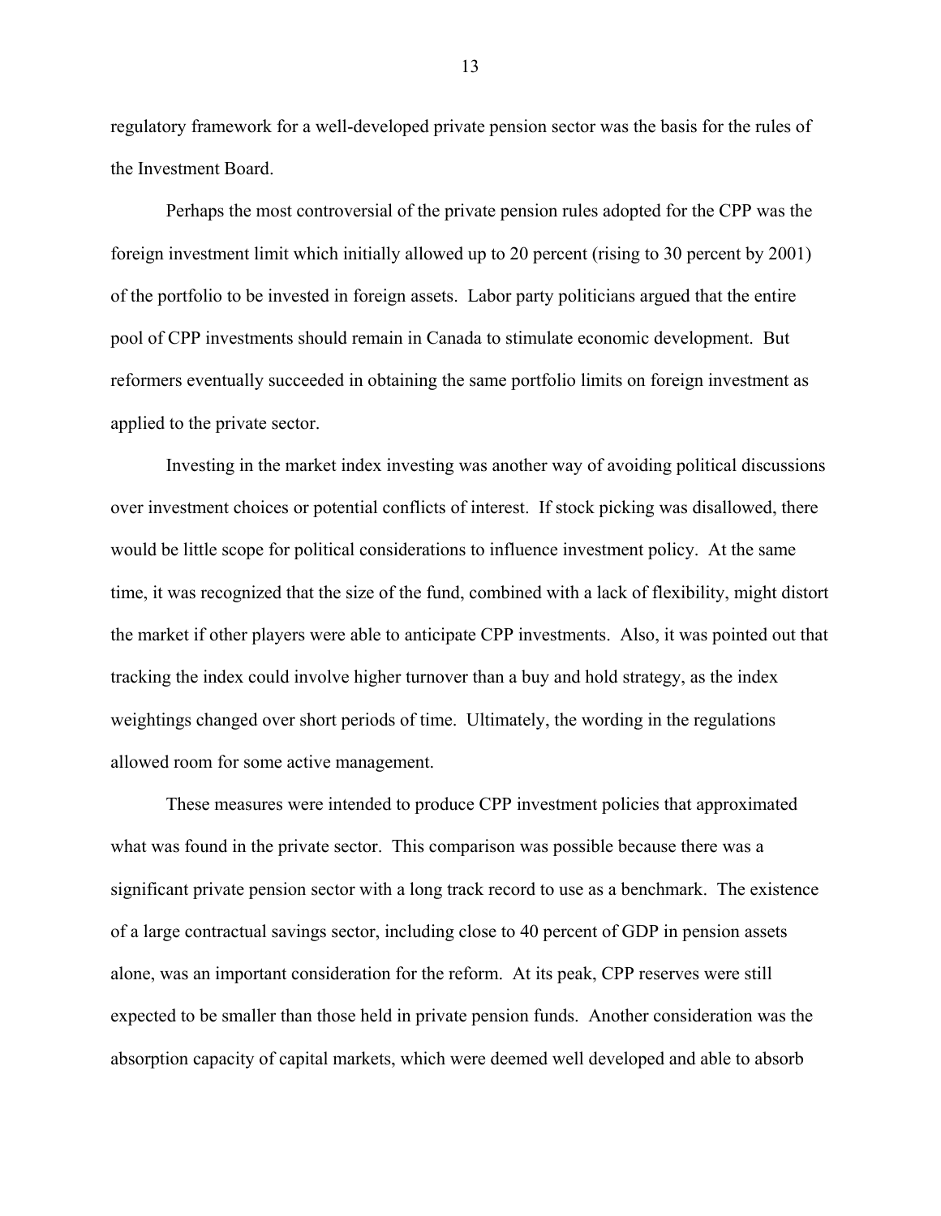regulatory framework for a well-developed private pension sector was the basis for the rules of the Investment Board.

Perhaps the most controversial of the private pension rules adopted for the CPP was the foreign investment limit which initially allowed up to 20 percent (rising to 30 percent by 2001) of the portfolio to be invested in foreign assets. Labor party politicians argued that the entire pool of CPP investments should remain in Canada to stimulate economic development. But reformers eventually succeeded in obtaining the same portfolio limits on foreign investment as applied to the private sector.

Investing in the market index investing was another way of avoiding political discussions over investment choices or potential conflicts of interest. If stock picking was disallowed, there would be little scope for political considerations to influence investment policy. At the same time, it was recognized that the size of the fund, combined with a lack of flexibility, might distort the market if other players were able to anticipate CPP investments. Also, it was pointed out that tracking the index could involve higher turnover than a buy and hold strategy, as the index weightings changed over short periods of time. Ultimately, the wording in the regulations allowed room for some active management.

These measures were intended to produce CPP investment policies that approximated what was found in the private sector. This comparison was possible because there was a significant private pension sector with a long track record to use as a benchmark. The existence of a large contractual savings sector, including close to 40 percent of GDP in pension assets alone, was an important consideration for the reform. At its peak, CPP reserves were still expected to be smaller than those held in private pension funds. Another consideration was the absorption capacity of capital markets, which were deemed well developed and able to absorb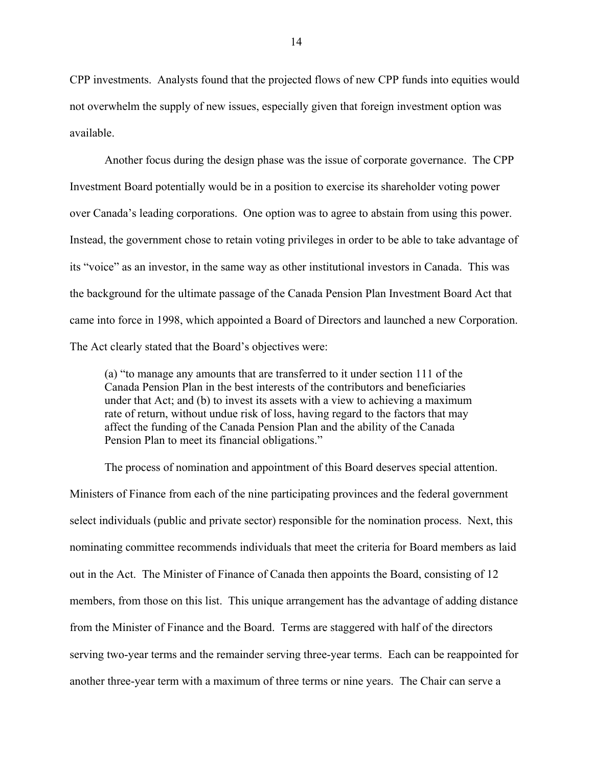CPP investments. Analysts found that the projected flows of new CPP funds into equities would not overwhelm the supply of new issues, especially given that foreign investment option was available.

Another focus during the design phase was the issue of corporate governance. The CPP Investment Board potentially would be in a position to exercise its shareholder voting power over Canada's leading corporations. One option was to agree to abstain from using this power. Instead, the government chose to retain voting privileges in order to be able to take advantage of its "voice" as an investor, in the same way as other institutional investors in Canada. This was the background for the ultimate passage of the Canada Pension Plan Investment Board Act that came into force in 1998, which appointed a Board of Directors and launched a new Corporation. The Act clearly stated that the Board's objectives were:

> (a) "to manage any amounts that are transferred to it under section 111 of the Canada Pension Plan in the best interests of the contributors and beneficiaries under that Act; and (b) to invest its assets with a view to achieving a maximum rate of return, without undue risk of loss, having regard to the factors that may affect the funding of the Canada Pension Plan and the ability of the Canada Pension Plan to meet its financial obligations."

The process of nomination and appointment of this Board deserves special attention. Ministers of Finance from each of the nine participating provinces and the federal government select individuals (public and private sector) responsible for the nomination process. Next, this nominating committee recommends individuals that meet the criteria for Board members as laid out in the Act. The Minister of Finance of Canada then appoints the Board, consisting of 12 members, from those on this list. This unique arrangement has the advantage of adding distance from the Minister of Finance and the Board. Terms are staggered with half of the directors serving two-year terms and the remainder serving three-year terms. Each can be reappointed for another three-year term with a maximum of three terms or nine years. The Chair can serve a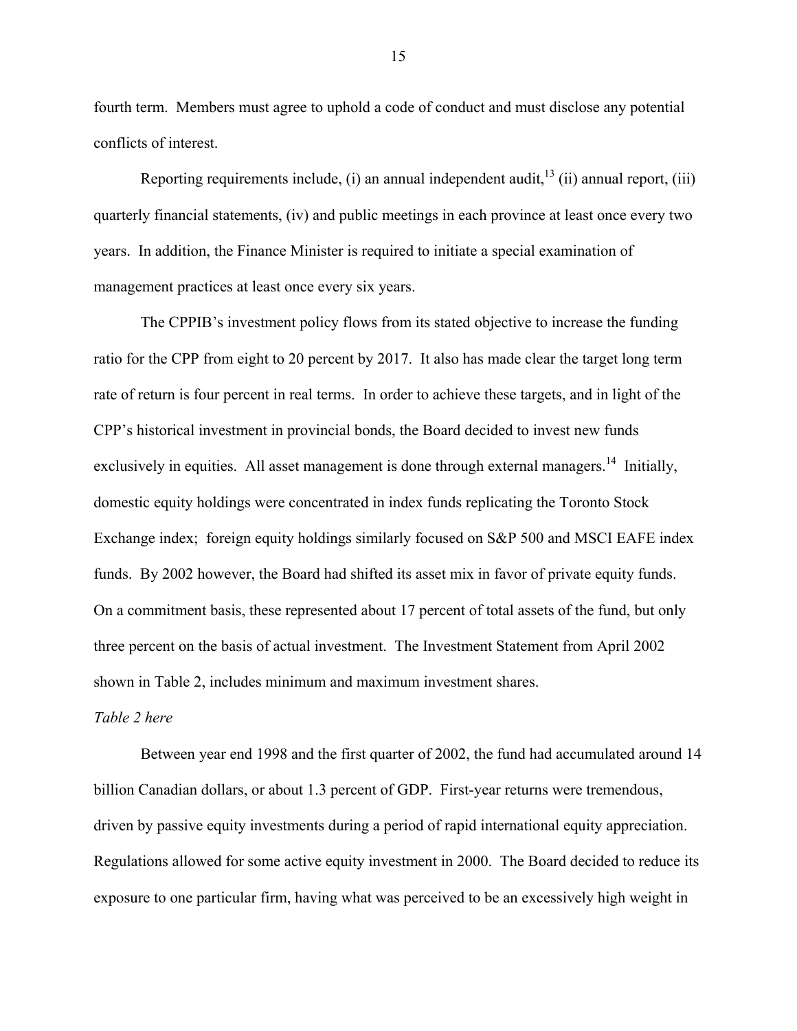fourth term. Members must agree to uphold a code of conduct and must disclose any potential conflicts of interest.

Reporting requirements include, (i) an annual independent audit,[13] (ii) annual report, (iii) quarterly financial statements, (iv) and public meetings in each province at least once every two years. In addition, the Finance Minister is required to initiate a special examination of management practices at least once every six years.

The CPPIB's investment policy flows from its stated objective to increase the funding ratio for the CPP from eight to 20 percent by 2017. It also has made clear the target long term rate of return is four percent in real terms. In order to achieve these targets, and in light of the CPP's historical investment in provincial bonds, the Board decided to invest new funds exclusively in equities. All asset management is done through external managers.[14] Initially, domestic equity holdings were concentrated in index funds replicating the Toronto Stock Exchange index; foreign equity holdings similarly focused on S&P 500 and MSCI EAFE index funds. By 2002 however, the Board had shifted its asset mix in favor of private equity funds. On a commitment basis, these represented about 17 percent of total assets of the fund, but only three percent on the basis of actual investment. The Investment Statement from April 2002 shown in Table 2, includes minimum and maximum investment shares.

*Table 2 here*

Between year end 1998 and the first quarter of 2002, the fund had accumulated around 14 billion Canadian dollars, or about 1.3 percent of GDP. First-year returns were tremendous, driven by passive equity investments during a period of rapid international equity appreciation. Regulations allowed for some active equity investment in 2000. The Board decided to reduce its exposure to one particular firm, having what was perceived to be an excessively high weight in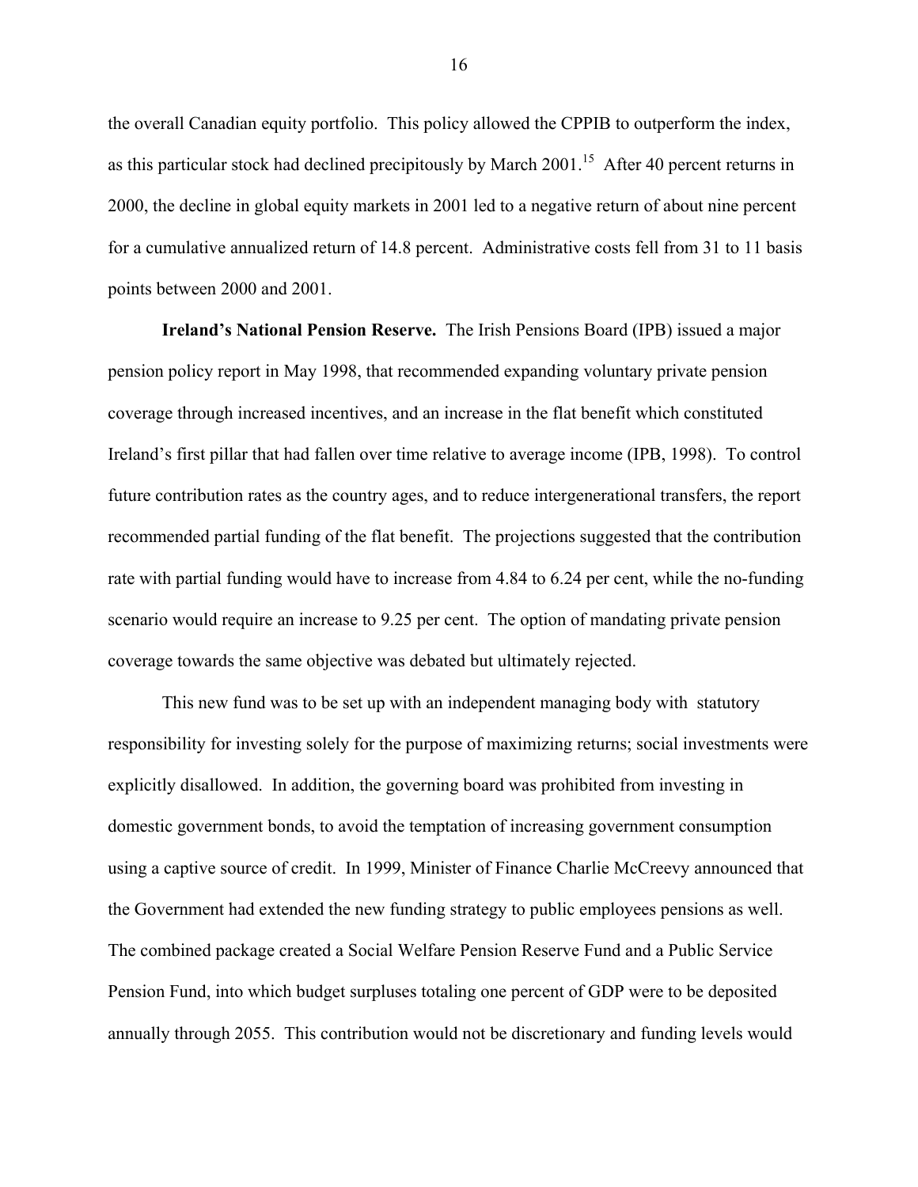the overall Canadian equity portfolio. This policy allowed the CPPIB to outperform the index, as this particular stock had declined precipitously by March 2001.[15] After 40 percent returns in 2000, the decline in global equity markets in 2001 led to a negative return of about nine percent for a cumulative annualized return of 14.8 percent. Administrative costs fell from 31 to 11 basis points between 2000 and 2001.

**Ireland's National Pension Reserve.** The Irish Pensions Board (IPB) issued a major pension policy report in May 1998, that recommended expanding voluntary private pension coverage through increased incentives, and an increase in the flat benefit which constituted Ireland's first pillar that had fallen over time relative to average income (IPB, 1998). To control future contribution rates as the country ages, and to reduce intergenerational transfers, the report recommended partial funding of the flat benefit. The projections suggested that the contribution rate with partial funding would have to increase from 4.84 to 6.24 per cent, while the no-funding scenario would require an increase to 9.25 per cent. The option of mandating private pension coverage towards the same objective was debated but ultimately rejected.

This new fund was to be set up with an independent managing body with statutory responsibility for investing solely for the purpose of maximizing returns; social investments were explicitly disallowed. In addition, the governing board was prohibited from investing in domestic government bonds, to avoid the temptation of increasing government consumption using a captive source of credit. In 1999, Minister of Finance Charlie McCreevy announced that the Government had extended the new funding strategy to public employees pensions as well. The combined package created a Social Welfare Pension Reserve Fund and a Public Service Pension Fund, into which budget surpluses totaling one percent of GDP were to be deposited annually through 2055. This contribution would not be discretionary and funding levels would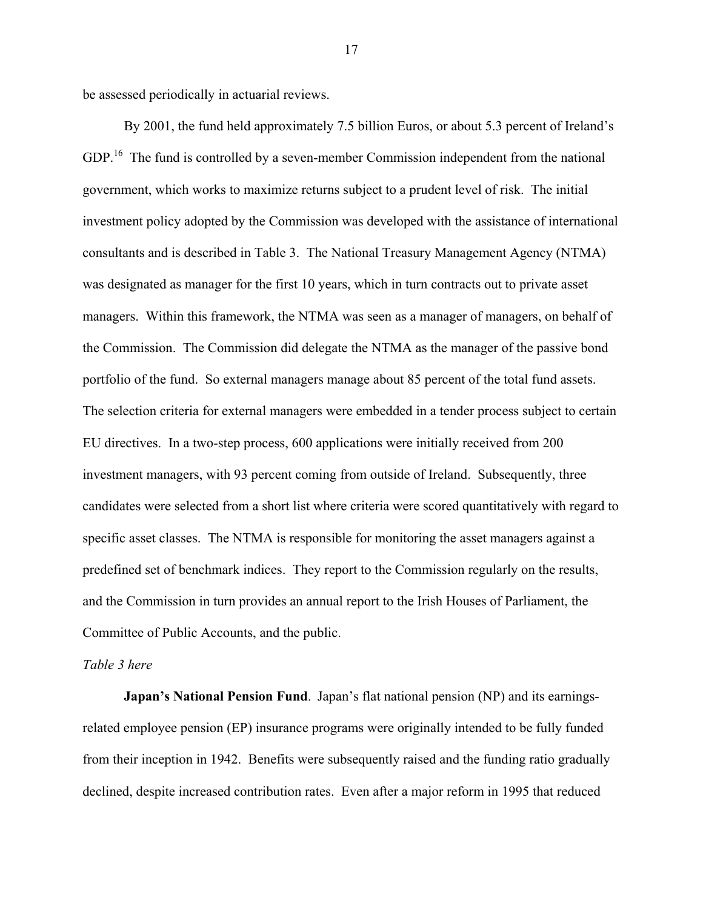be assessed periodically in actuarial reviews.

By 2001, the fund held approximately 7.5 billion Euros, or about 5.3 percent of Ireland's GDP.[16] The fund is controlled by a seven-member Commission independent from the national government, which works to maximize returns subject to a prudent level of risk. The initial investment policy adopted by the Commission was developed with the assistance of international consultants and is described in Table 3. The National Treasury Management Agency (NTMA) was designated as manager for the first 10 years, which in turn contracts out to private asset managers. Within this framework, the NTMA was seen as a manager of managers, on behalf of the Commission. The Commission did delegate the NTMA as the manager of the passive bond portfolio of the fund. So external managers manage about 85 percent of the total fund assets. The selection criteria for external managers were embedded in a tender process subject to certain EU directives. In a two-step process, 600 applications were initially received from 200 investment managers, with 93 percent coming from outside of Ireland. Subsequently, three candidates were selected from a short list where criteria were scored quantitatively with regard to specific asset classes. The NTMA is responsible for monitoring the asset managers against a predefined set of benchmark indices. They report to the Commission regularly on the results, and the Commission in turn provides an annual report to the Irish Houses of Parliament, the Committee of Public Accounts, and the public.

*Table 3 here*

**Japan's National Pension Fund**. Japan's flat national pension (NP) and its earnings-related employee pension (EP) insurance programs were originally intended to be fully funded from their inception in 1942. Benefits were subsequently raised and the funding ratio gradually declined, despite increased contribution rates. Even after a major reform in 1995 that reduced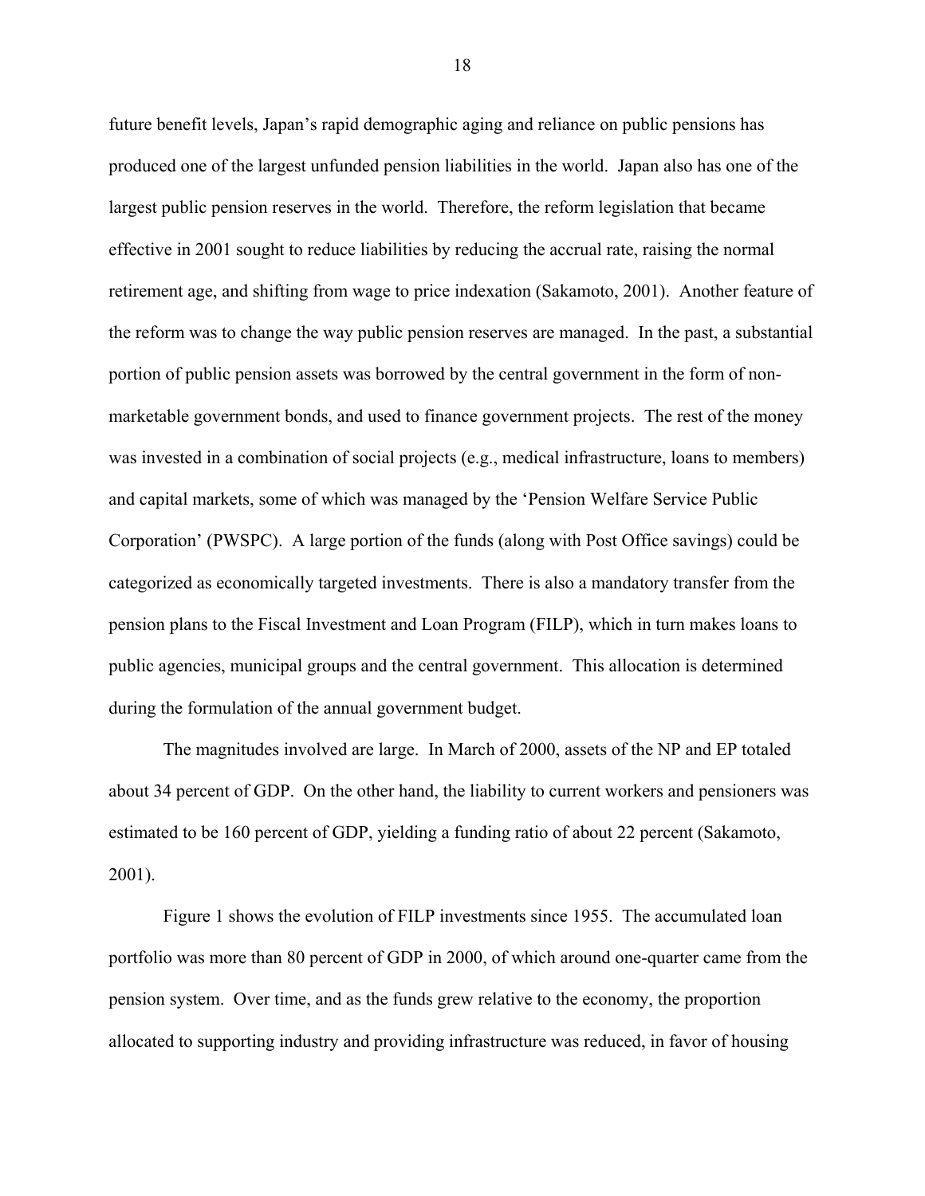future benefit levels, Japan's rapid demographic aging and reliance on public pensions has produced one of the largest unfunded pension liabilities in the world. Japan also has one of the largest public pension reserves in the world. Therefore, the reform legislation that became effective in 2001 sought to reduce liabilities by reducing the accrual rate, raising the normal retirement age, and shifting from wage to price indexation (Sakamoto, 2001). Another feature of the reform was to change the way public pension reserves are managed. In the past, a substantial portion of public pension assets was borrowed by the central government in the form of non-marketable government bonds, and used to finance government projects. The rest of the money was invested in a combination of social projects (e.g., medical infrastructure, loans to members) and capital markets, some of which was managed by the 'Pension Welfare Service Public Corporation' (PWSPC). A large portion of the funds (along with Post Office savings) could be categorized as economically targeted investments. There is also a mandatory transfer from the pension plans to the Fiscal Investment and Loan Program (FILP), which in turn makes loans to public agencies, municipal groups and the central government. This allocation is determined during the formulation of the annual government budget.

The magnitudes involved are large. In March of 2000, assets of the NP and EP totaled about 34 percent of GDP. On the other hand, the liability to current workers and pensioners was estimated to be 160 percent of GDP, yielding a funding ratio of about 22 percent (Sakamoto, 2001).

Figure 1 shows the evolution of FILP investments since 1955. The accumulated loan portfolio was more than 80 percent of GDP in 2000, of which around one-quarter came from the pension system. Over time, and as the funds grew relative to the economy, the proportion allocated to supporting industry and providing infrastructure was reduced, in favor of housing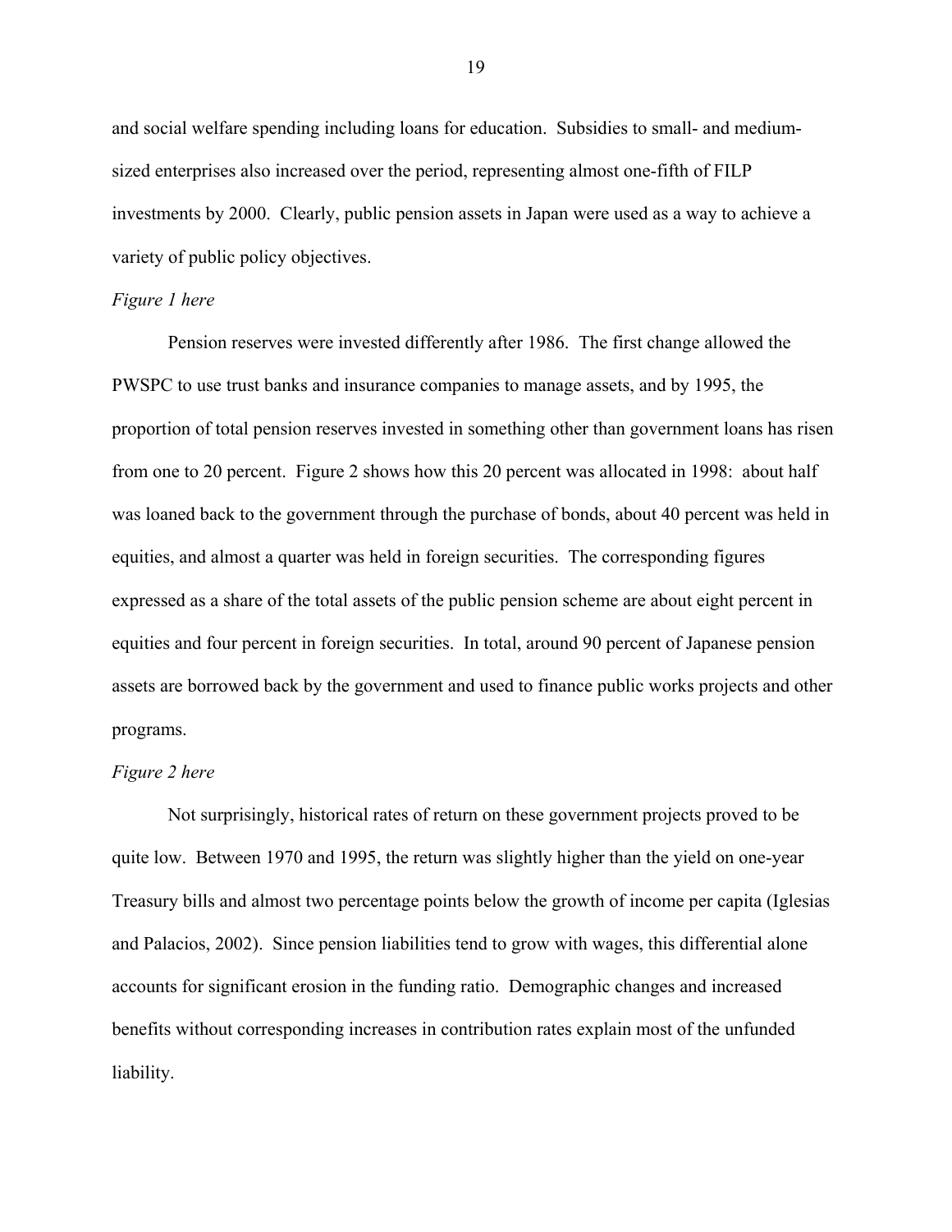and social welfare spending including loans for education. Subsidies to small- and medium-sized enterprises also increased over the period, representing almost one-fifth of FILP investments by 2000. Clearly, public pension assets in Japan were used as a way to achieve a variety of public policy objectives.

*Figure 1 here*

Pension reserves were invested differently after 1986. The first change allowed the PWSPC to use trust banks and insurance companies to manage assets, and by 1995, the proportion of total pension reserves invested in something other than government loans has risen from one to 20 percent. Figure 2 shows how this 20 percent was allocated in 1998: about half was loaned back to the government through the purchase of bonds, about 40 percent was held in equities, and almost a quarter was held in foreign securities. The corresponding figures expressed as a share of the total assets of the public pension scheme are about eight percent in equities and four percent in foreign securities. In total, around 90 percent of Japanese pension assets are borrowed back by the government and used to finance public works projects and other programs.

*Figure 2 here*

Not surprisingly, historical rates of return on these government projects proved to be quite low. Between 1970 and 1995, the return was slightly higher than the yield on one-year Treasury bills and almost two percentage points below the growth of income per capita (Iglesias and Palacios, 2002). Since pension liabilities tend to grow with wages, this differential alone accounts for significant erosion in the funding ratio. Demographic changes and increased benefits without corresponding increases in contribution rates explain most of the unfunded liability.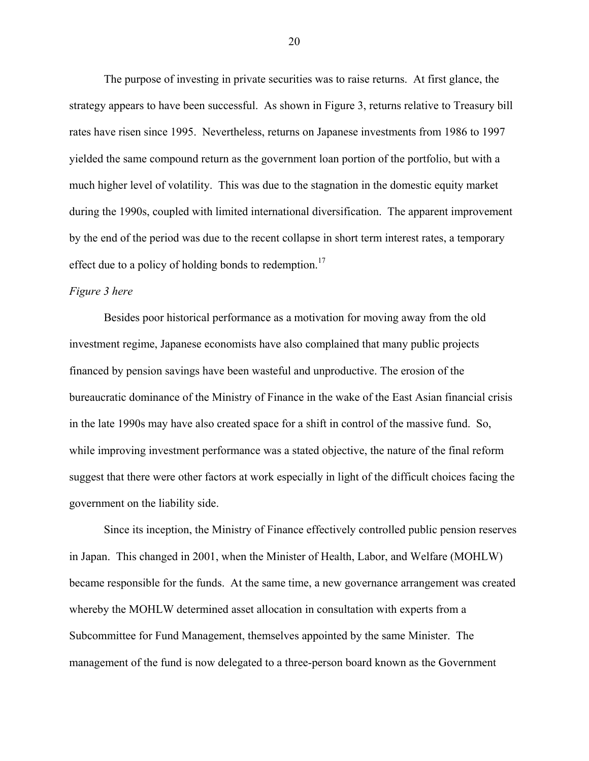The purpose of investing in private securities was to raise returns. At first glance, the strategy appears to have been successful. As shown in Figure 3, returns relative to Treasury bill rates have risen since 1995. Nevertheless, returns on Japanese investments from 1986 to 1997 yielded the same compound return as the government loan portion of the portfolio, but with a much higher level of volatility. This was due to the stagnation in the domestic equity market during the 1990s, coupled with limited international diversification. The apparent improvement by the end of the period was due to the recent collapse in short term interest rates, a temporary effect due to a policy of holding bonds to redemption.[17]

*Figure 3 here*

Besides poor historical performance as a motivation for moving away from the old investment regime, Japanese economists have also complained that many public projects financed by pension savings have been wasteful and unproductive. The erosion of the bureaucratic dominance of the Ministry of Finance in the wake of the East Asian financial crisis in the late 1990s may have also created space for a shift in control of the massive fund. So, while improving investment performance was a stated objective, the nature of the final reform suggest that there were other factors at work especially in light of the difficult choices facing the government on the liability side.

Since its inception, the Ministry of Finance effectively controlled public pension reserves in Japan. This changed in 2001, when the Minister of Health, Labor, and Welfare (MOHLW) became responsible for the funds. At the same time, a new governance arrangement was created whereby the MOHLW determined asset allocation in consultation with experts from a Subcommittee for Fund Management, themselves appointed by the same Minister. The management of the fund is now delegated to a three-person board known as the Government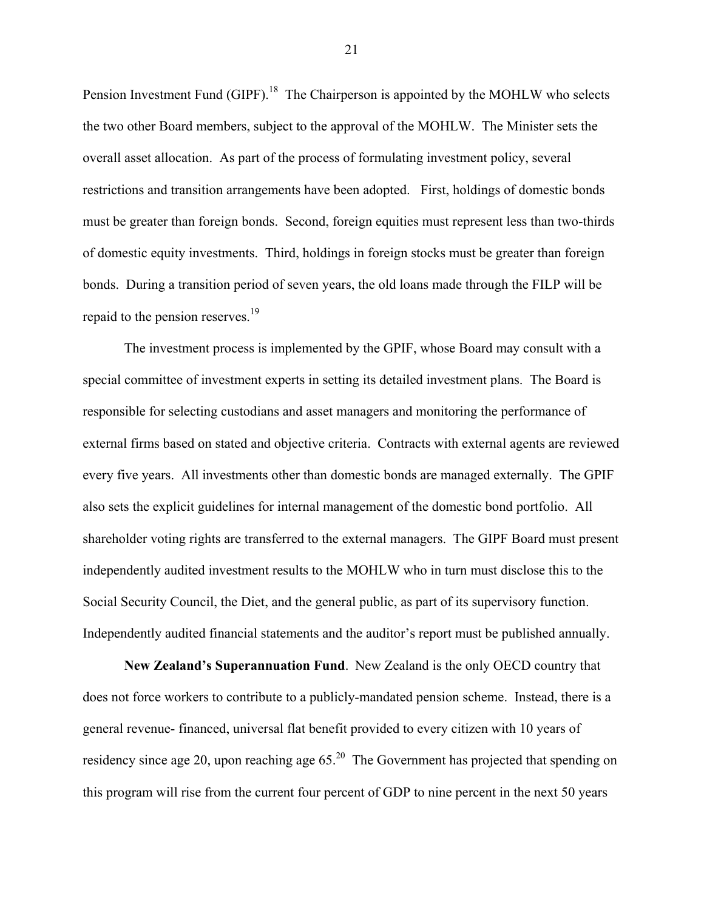Pension Investment Fund (GIPF).[18] The Chairperson is appointed by the MOHLW who selects the two other Board members, subject to the approval of the MOHLW. The Minister sets the overall asset allocation. As part of the process of formulating investment policy, several restrictions and transition arrangements have been adopted. First, holdings of domestic bonds must be greater than foreign bonds. Second, foreign equities must represent less than two-thirds of domestic equity investments. Third, holdings in foreign stocks must be greater than foreign bonds. During a transition period of seven years, the old loans made through the FILP will be repaid to the pension reserves.[19]

The investment process is implemented by the GPIF, whose Board may consult with a special committee of investment experts in setting its detailed investment plans. The Board is responsible for selecting custodians and asset managers and monitoring the performance of external firms based on stated and objective criteria. Contracts with external agents are reviewed every five years. All investments other than domestic bonds are managed externally. The GPIF also sets the explicit guidelines for internal management of the domestic bond portfolio. All shareholder voting rights are transferred to the external managers. The GIPF Board must present independently audited investment results to the MOHLW who in turn must disclose this to the Social Security Council, the Diet, and the general public, as part of its supervisory function. Independently audited financial statements and the auditor's report must be published annually.

**New Zealand's Superannuation Fund**. New Zealand is the only OECD country that does not force workers to contribute to a publicly-mandated pension scheme. Instead, there is a general revenue- financed, universal flat benefit provided to every citizen with 10 years of residency since age 20, upon reaching age 65.[20] The Government has projected that spending on this program will rise from the current four percent of GDP to nine percent in the next 50 years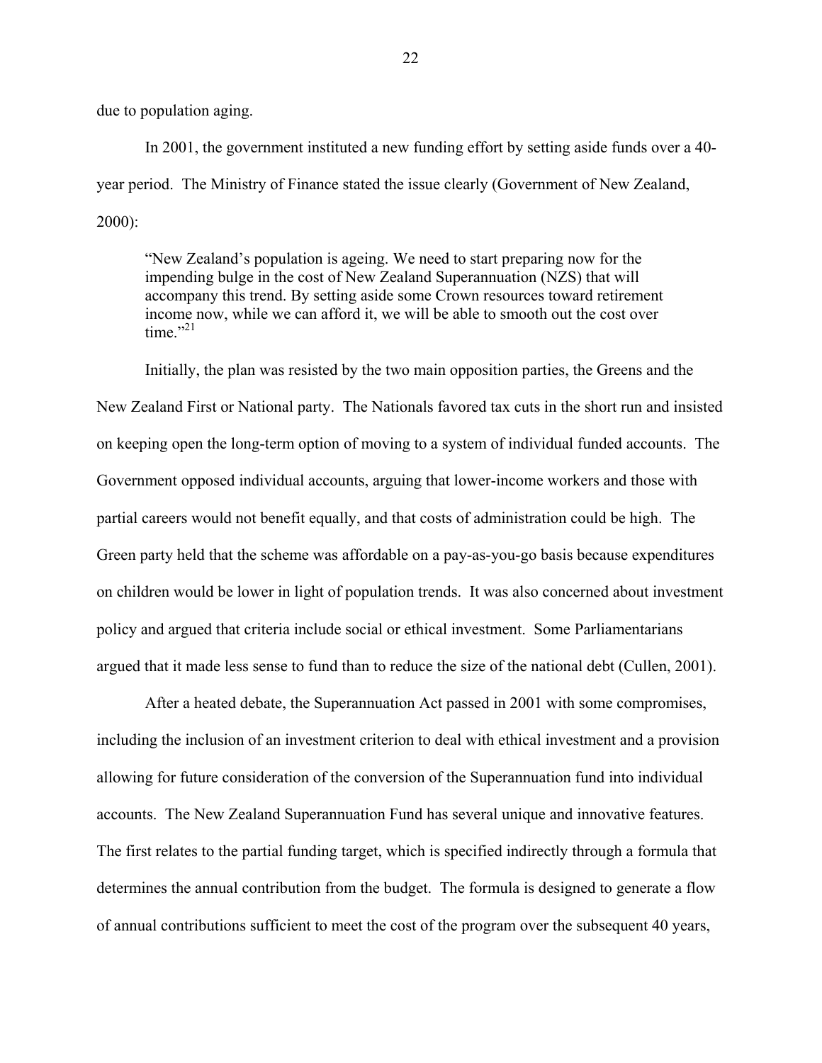due to population aging.

In 2001, the government instituted a new funding effort by setting aside funds over a 40-year period. The Ministry of Finance stated the issue clearly (Government of New Zealand, 2000):

> "New Zealand's population is ageing. We need to start preparing now for the impending bulge in the cost of New Zealand Superannuation (NZS) that will accompany this trend. By setting aside some Crown resources toward retirement income now, while we can afford it, we will be able to smooth out the cost over time."[21]

Initially, the plan was resisted by the two main opposition parties, the Greens and the New Zealand First or National party. The Nationals favored tax cuts in the short run and insisted on keeping open the long-term option of moving to a system of individual funded accounts. The Government opposed individual accounts, arguing that lower-income workers and those with partial careers would not benefit equally, and that costs of administration could be high. The Green party held that the scheme was affordable on a pay-as-you-go basis because expenditures on children would be lower in light of population trends. It was also concerned about investment policy and argued that criteria include social or ethical investment. Some Parliamentarians argued that it made less sense to fund than to reduce the size of the national debt (Cullen, 2001).

After a heated debate, the Superannuation Act passed in 2001 with some compromises, including the inclusion of an investment criterion to deal with ethical investment and a provision allowing for future consideration of the conversion of the Superannuation fund into individual accounts. The New Zealand Superannuation Fund has several unique and innovative features. The first relates to the partial funding target, which is specified indirectly through a formula that determines the annual contribution from the budget. The formula is designed to generate a flow of annual contributions sufficient to meet the cost of the program over the subsequent 40 years,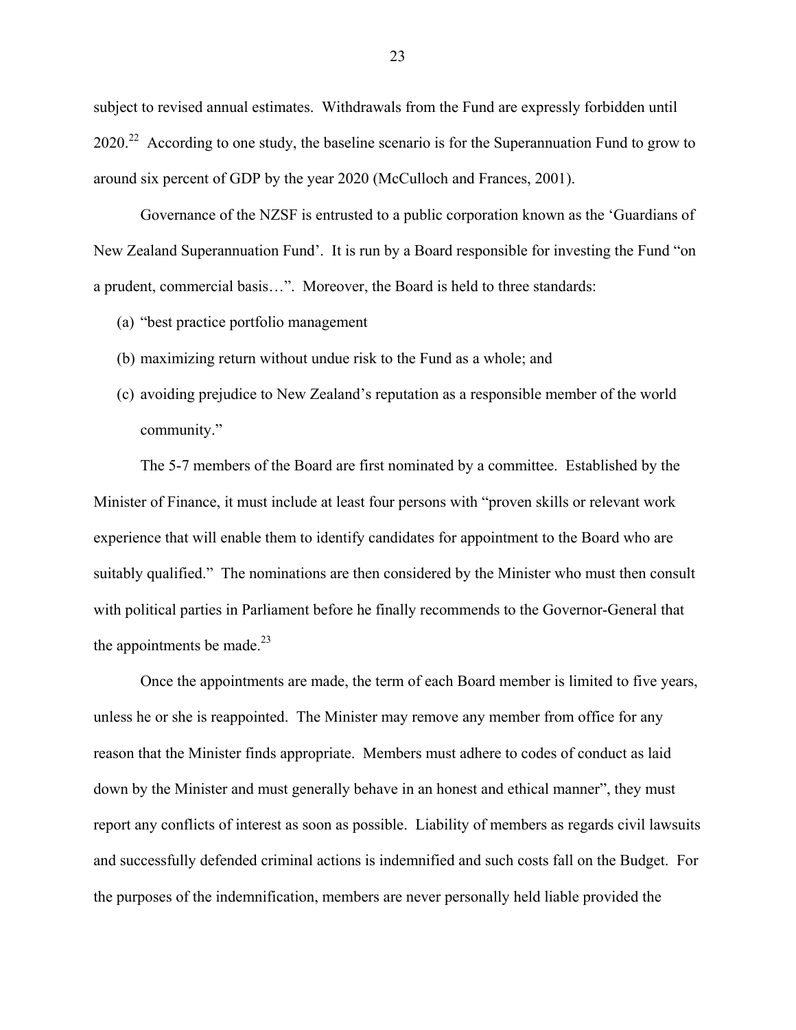subject to revised annual estimates. Withdrawals from the Fund are expressly forbidden until 2020.[22] According to one study, the baseline scenario is for the Superannuation Fund to grow to around six percent of GDP by the year 2020 (McCulloch and Frances, 2001).

Governance of the NZSF is entrusted to a public corporation known as the 'Guardians of New Zealand Superannuation Fund'. It is run by a Board responsible for investing the Fund "on a prudent, commercial basis…". Moreover, the Board is held to three standards:

(a) "best practice portfolio management

(b) maximizing return without undue risk to the Fund as a whole; and

(c) avoiding prejudice to New Zealand's reputation as a responsible member of the world community."

The 5-7 members of the Board are first nominated by a committee. Established by the Minister of Finance, it must include at least four persons with "proven skills or relevant work experience that will enable them to identify candidates for appointment to the Board who are suitably qualified." The nominations are then considered by the Minister who must then consult with political parties in Parliament before he finally recommends to the Governor-General that the appointments be made.[23]

Once the appointments are made, the term of each Board member is limited to five years, unless he or she is reappointed. The Minister may remove any member from office for any reason that the Minister finds appropriate. Members must adhere to codes of conduct as laid down by the Minister and must generally behave in an honest and ethical manner", they must report any conflicts of interest as soon as possible. Liability of members as regards civil lawsuits and successfully defended criminal actions is indemnified and such costs fall on the Budget. For the purposes of the indemnification, members are never personally held liable provided the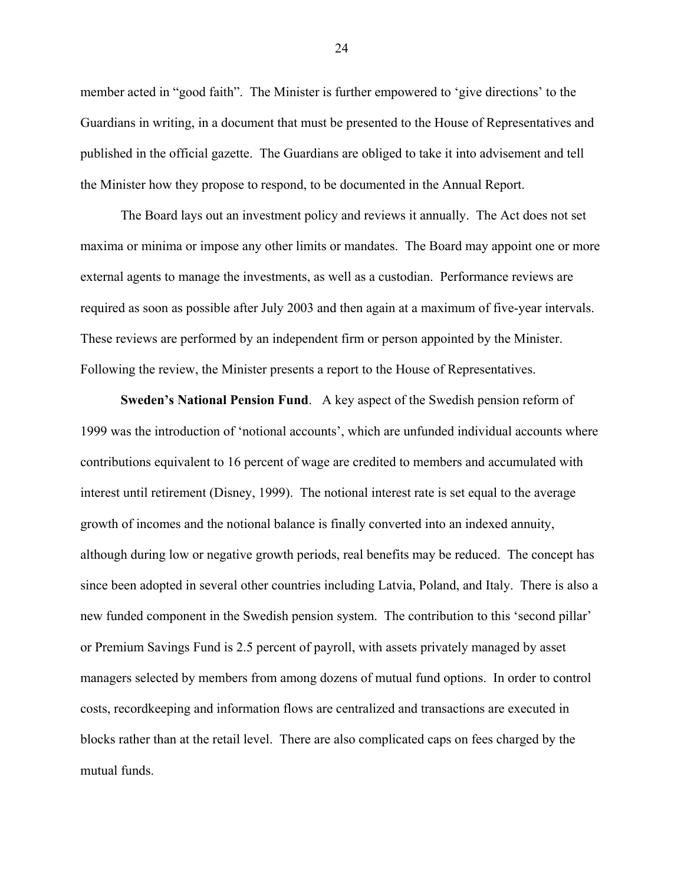member acted in "good faith". The Minister is further empowered to 'give directions' to the Guardians in writing, in a document that must be presented to the House of Representatives and published in the official gazette. The Guardians are obliged to take it into advisement and tell the Minister how they propose to respond, to be documented in the Annual Report.

The Board lays out an investment policy and reviews it annually. The Act does not set maxima or minima or impose any other limits or mandates. The Board may appoint one or more external agents to manage the investments, as well as a custodian. Performance reviews are required as soon as possible after July 2003 and then again at a maximum of five-year intervals. These reviews are performed by an independent firm or person appointed by the Minister. Following the review, the Minister presents a report to the House of Representatives.

**Sweden's National Pension Fund**. A key aspect of the Swedish pension reform of 1999 was the introduction of 'notional accounts', which are unfunded individual accounts where contributions equivalent to 16 percent of wage are credited to members and accumulated with interest until retirement (Disney, 1999). The notional interest rate is set equal to the average growth of incomes and the notional balance is finally converted into an indexed annuity, although during low or negative growth periods, real benefits may be reduced. The concept has since been adopted in several other countries including Latvia, Poland, and Italy. There is also a new funded component in the Swedish pension system. The contribution to this 'second pillar' or Premium Savings Fund is 2.5 percent of payroll, with assets privately managed by asset managers selected by members from among dozens of mutual fund options. In order to control costs, recordkeeping and information flows are centralized and transactions are executed in blocks rather than at the retail level. There are also complicated caps on fees charged by the mutual funds.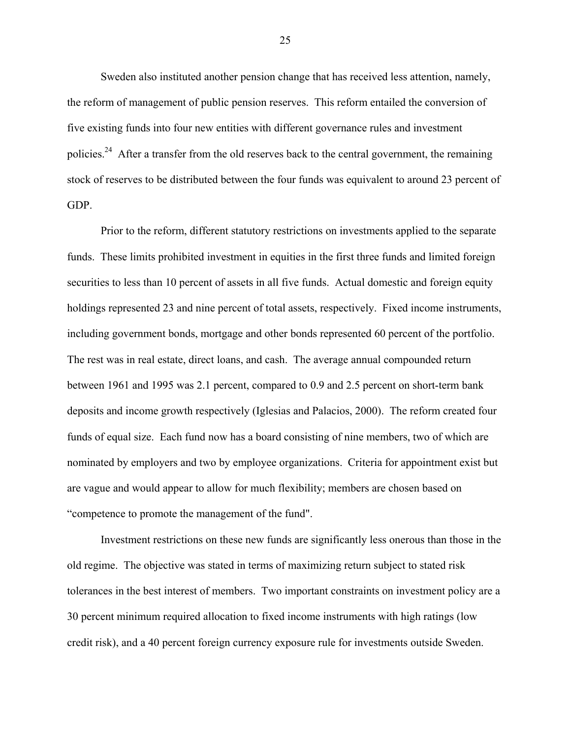Sweden also instituted another pension change that has received less attention, namely, the reform of management of public pension reserves. This reform entailed the conversion of five existing funds into four new entities with different governance rules and investment policies.[24] After a transfer from the old reserves back to the central government, the remaining stock of reserves to be distributed between the four funds was equivalent to around 23 percent of GDP.

Prior to the reform, different statutory restrictions on investments applied to the separate funds. These limits prohibited investment in equities in the first three funds and limited foreign securities to less than 10 percent of assets in all five funds. Actual domestic and foreign equity holdings represented 23 and nine percent of total assets, respectively. Fixed income instruments, including government bonds, mortgage and other bonds represented 60 percent of the portfolio. The rest was in real estate, direct loans, and cash. The average annual compounded return between 1961 and 1995 was 2.1 percent, compared to 0.9 and 2.5 percent on short-term bank deposits and income growth respectively (Iglesias and Palacios, 2000). The reform created four funds of equal size. Each fund now has a board consisting of nine members, two of which are nominated by employers and two by employee organizations. Criteria for appointment exist but are vague and would appear to allow for much flexibility; members are chosen based on "competence to promote the management of the fund".

Investment restrictions on these new funds are significantly less onerous than those in the old regime. The objective was stated in terms of maximizing return subject to stated risk tolerances in the best interest of members. Two important constraints on investment policy are a 30 percent minimum required allocation to fixed income instruments with high ratings (low credit risk), and a 40 percent foreign currency exposure rule for investments outside Sweden.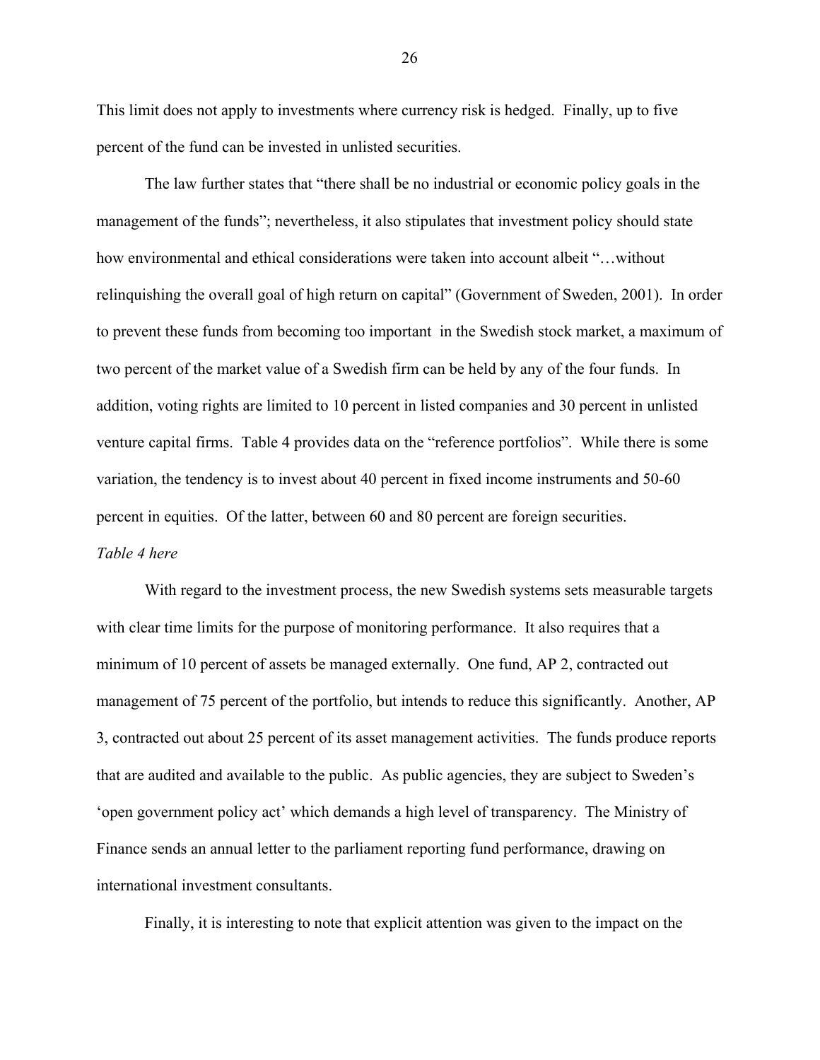This limit does not apply to investments where currency risk is hedged. Finally, up to five percent of the fund can be invested in unlisted securities.

The law further states that "there shall be no industrial or economic policy goals in the management of the funds"; nevertheless, it also stipulates that investment policy should state how environmental and ethical considerations were taken into account albeit "…without relinquishing the overall goal of high return on capital" (Government of Sweden, 2001). In order to prevent these funds from becoming too important in the Swedish stock market, a maximum of two percent of the market value of a Swedish firm can be held by any of the four funds. In addition, voting rights are limited to 10 percent in listed companies and 30 percent in unlisted venture capital firms. Table 4 provides data on the "reference portfolios". While there is some variation, the tendency is to invest about 40 percent in fixed income instruments and 50-60 percent in equities. Of the latter, between 60 and 80 percent are foreign securities.

*Table 4 here*

With regard to the investment process, the new Swedish systems sets measurable targets with clear time limits for the purpose of monitoring performance. It also requires that a minimum of 10 percent of assets be managed externally. One fund, AP 2, contracted out management of 75 percent of the portfolio, but intends to reduce this significantly. Another, AP 3, contracted out about 25 percent of its asset management activities. The funds produce reports that are audited and available to the public. As public agencies, they are subject to Sweden's 'open government policy act' which demands a high level of transparency. The Ministry of Finance sends an annual letter to the parliament reporting fund performance, drawing on international investment consultants.

Finally, it is interesting to note that explicit attention was given to the impact on the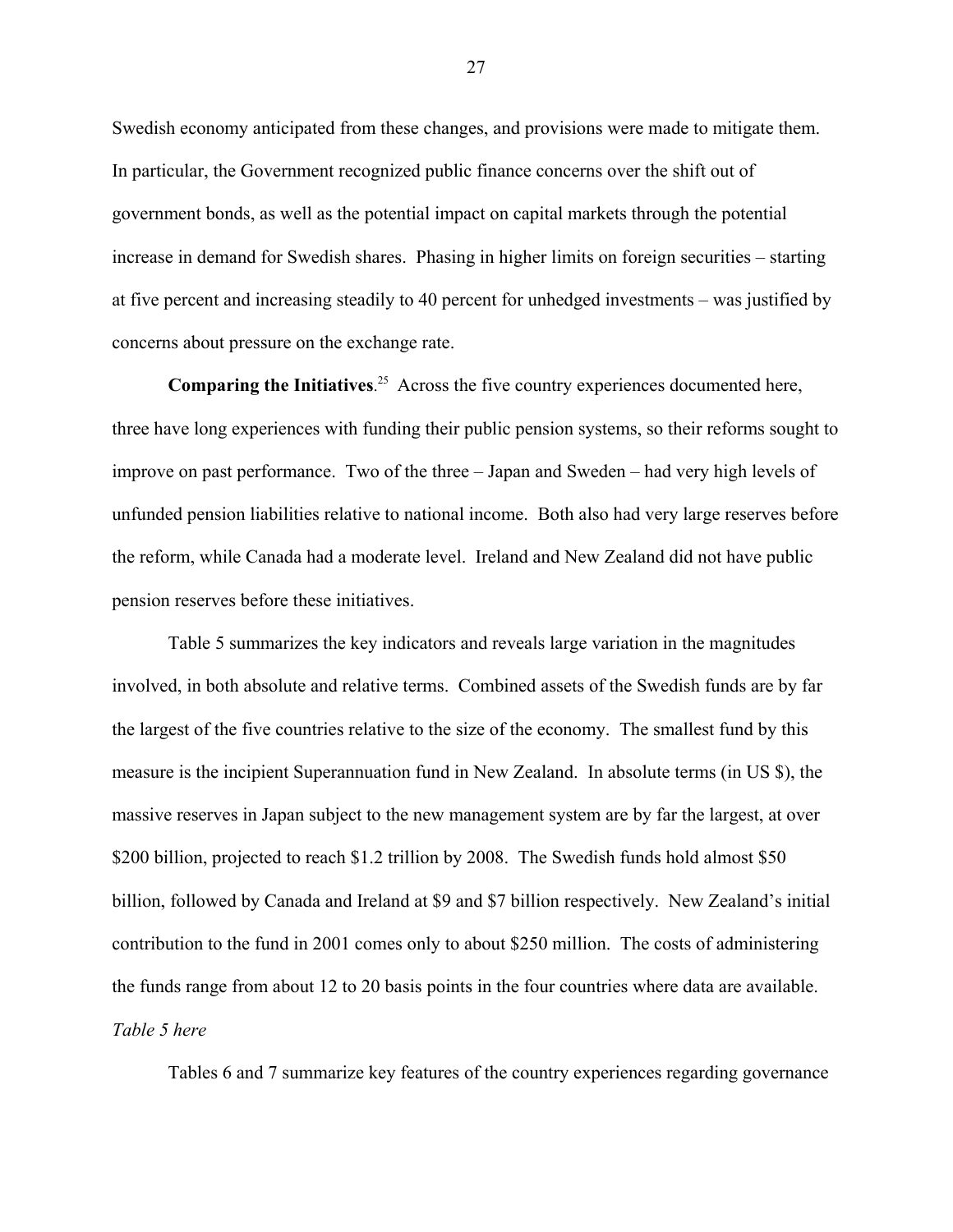Swedish economy anticipated from these changes, and provisions were made to mitigate them. In particular, the Government recognized public finance concerns over the shift out of government bonds, as well as the potential impact on capital markets through the potential increase in demand for Swedish shares. Phasing in higher limits on foreign securities – starting at five percent and increasing steadily to 40 percent for unhedged investments – was justified by concerns about pressure on the exchange rate.

**Comparing the Initiatives**.[25] Across the five country experiences documented here, three have long experiences with funding their public pension systems, so their reforms sought to improve on past performance. Two of the three – Japan and Sweden – had very high levels of unfunded pension liabilities relative to national income. Both also had very large reserves before the reform, while Canada had a moderate level. Ireland and New Zealand did not have public pension reserves before these initiatives.

Table 5 summarizes the key indicators and reveals large variation in the magnitudes involved, in both absolute and relative terms. Combined assets of the Swedish funds are by far the largest of the five countries relative to the size of the economy. The smallest fund by this measure is the incipient Superannuation fund in New Zealand. In absolute terms (in US $), the massive reserves in Japan subject to the new management system are by far the largest, at over $200 billion, projected to reach $1.2 trillion by 2008. The Swedish funds hold almost $50 billion, followed by Canada and Ireland at $9 and $7 billion respectively. New Zealand's initial contribution to the fund in 2001 comes only to about $250 million. The costs of administering the funds range from about 12 to 20 basis points in the four countries where data are available.

*Table 5 here*

Tables 6 and 7 summarize key features of the country experiences regarding governance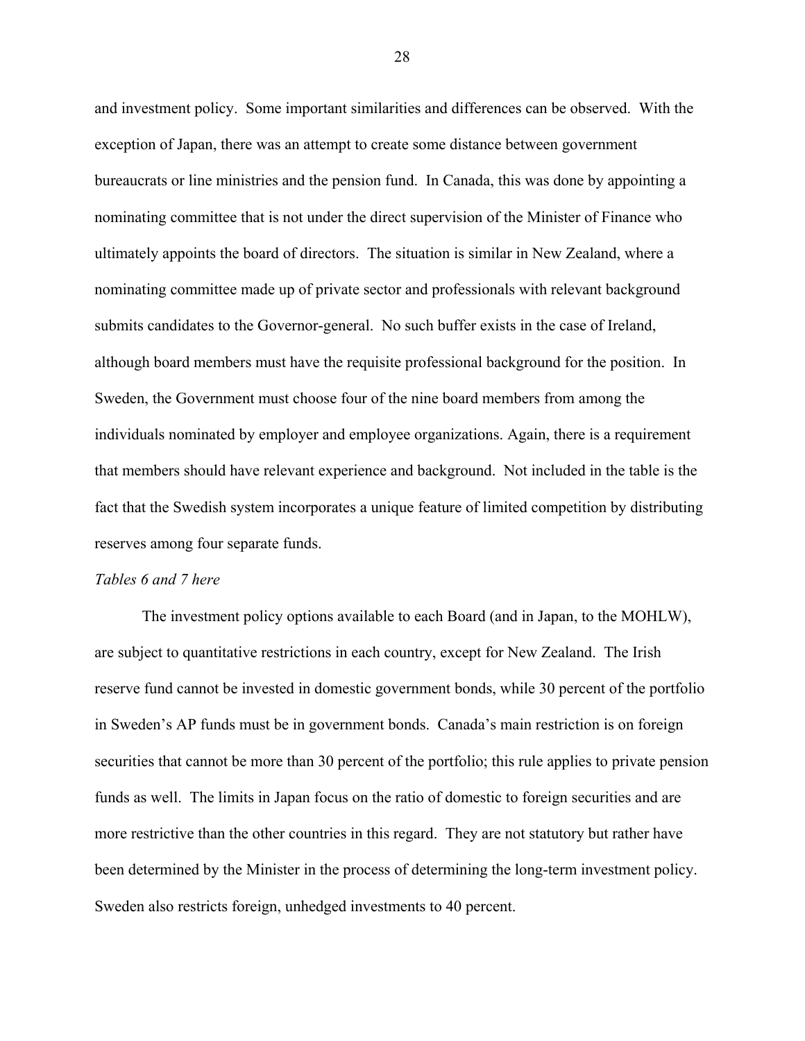and investment policy. Some important similarities and differences can be observed. With the exception of Japan, there was an attempt to create some distance between government bureaucrats or line ministries and the pension fund. In Canada, this was done by appointing a nominating committee that is not under the direct supervision of the Minister of Finance who ultimately appoints the board of directors. The situation is similar in New Zealand, where a nominating committee made up of private sector and professionals with relevant background submits candidates to the Governor-general. No such buffer exists in the case of Ireland, although board members must have the requisite professional background for the position. In Sweden, the Government must choose four of the nine board members from among the individuals nominated by employer and employee organizations. Again, there is a requirement that members should have relevant experience and background. Not included in the table is the fact that the Swedish system incorporates a unique feature of limited competition by distributing reserves among four separate funds.

*Tables 6 and 7 here*

The investment policy options available to each Board (and in Japan, to the MOHLW), are subject to quantitative restrictions in each country, except for New Zealand. The Irish reserve fund cannot be invested in domestic government bonds, while 30 percent of the portfolio in Sweden's AP funds must be in government bonds. Canada's main restriction is on foreign securities that cannot be more than 30 percent of the portfolio; this rule applies to private pension funds as well. The limits in Japan focus on the ratio of domestic to foreign securities and are more restrictive than the other countries in this regard. They are not statutory but rather have been determined by the Minister in the process of determining the long-term investment policy. Sweden also restricts foreign, unhedged investments to 40 percent.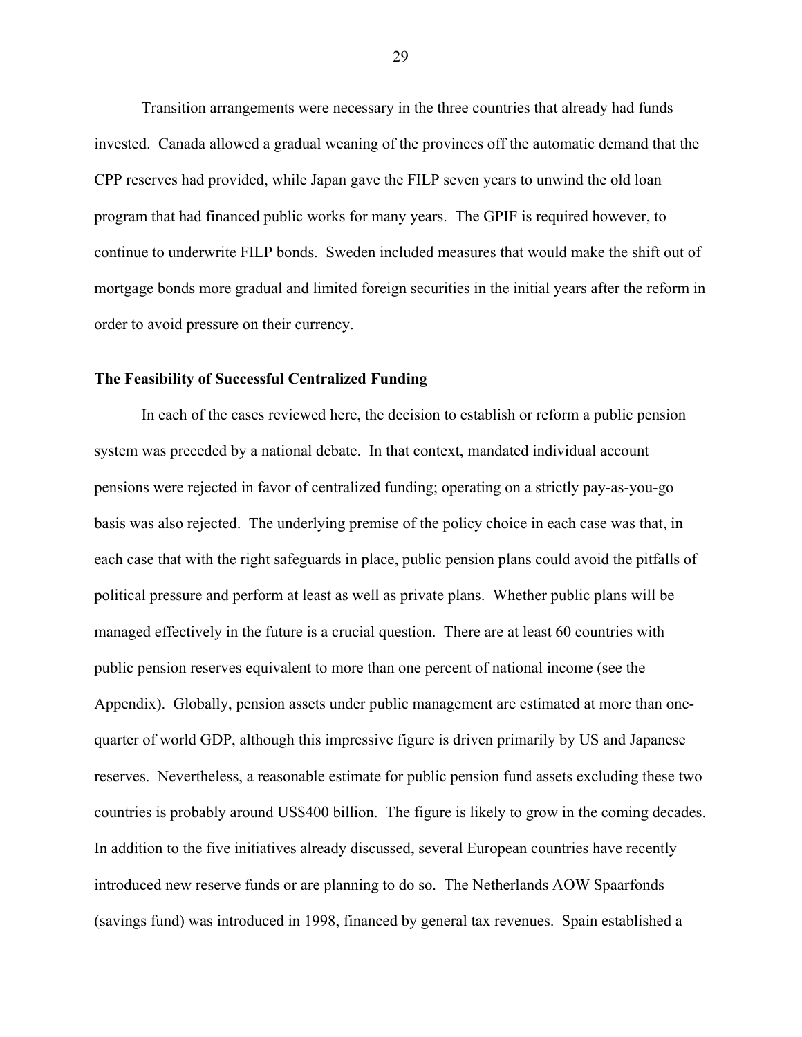Transition arrangements were necessary in the three countries that already had funds invested. Canada allowed a gradual weaning of the provinces off the automatic demand that the CPP reserves had provided, while Japan gave the FILP seven years to unwind the old loan program that had financed public works for many years. The GPIF is required however, to continue to underwrite FILP bonds. Sweden included measures that would make the shift out of mortgage bonds more gradual and limited foreign securities in the initial years after the reform in order to avoid pressure on their currency.

**The Feasibility of Successful Centralized Funding**

In each of the cases reviewed here, the decision to establish or reform a public pension system was preceded by a national debate. In that context, mandated individual account pensions were rejected in favor of centralized funding; operating on a strictly pay-as-you-go basis was also rejected. The underlying premise of the policy choice in each case was that, in each case that with the right safeguards in place, public pension plans could avoid the pitfalls of political pressure and perform at least as well as private plans. Whether public plans will be managed effectively in the future is a crucial question. There are at least 60 countries with public pension reserves equivalent to more than one percent of national income (see the Appendix). Globally, pension assets under public management are estimated at more than one-quarter of world GDP, although this impressive figure is driven primarily by US and Japanese reserves. Nevertheless, a reasonable estimate for public pension fund assets excluding these two countries is probably around US$400 billion. The figure is likely to grow in the coming decades. In addition to the five initiatives already discussed, several European countries have recently introduced new reserve funds or are planning to do so. The Netherlands AOW Spaarfonds (savings fund) was introduced in 1998, financed by general tax revenues. Spain established a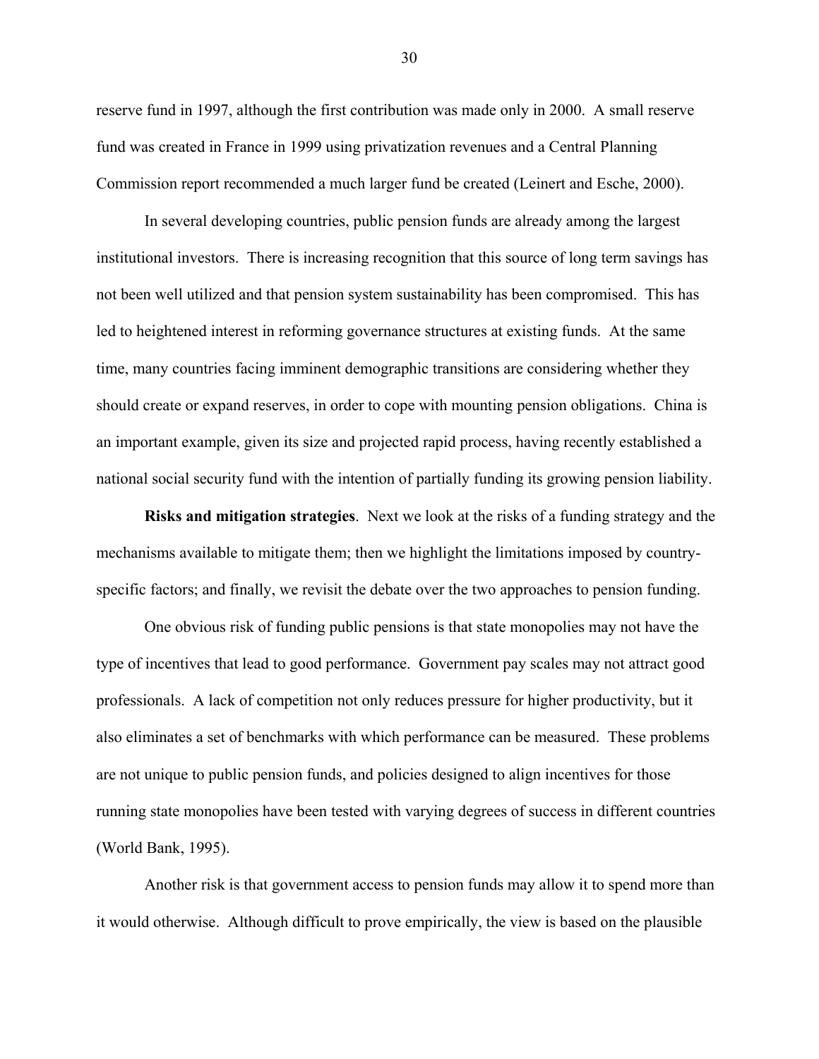reserve fund in 1997, although the first contribution was made only in 2000. A small reserve fund was created in France in 1999 using privatization revenues and a Central Planning Commission report recommended a much larger fund be created (Leinert and Esche, 2000).

In several developing countries, public pension funds are already among the largest institutional investors. There is increasing recognition that this source of long term savings has not been well utilized and that pension system sustainability has been compromised. This has led to heightened interest in reforming governance structures at existing funds. At the same time, many countries facing imminent demographic transitions are considering whether they should create or expand reserves, in order to cope with mounting pension obligations. China is an important example, given its size and projected rapid process, having recently established a national social security fund with the intention of partially funding its growing pension liability.

**Risks and mitigation strategies**. Next we look at the risks of a funding strategy and the mechanisms available to mitigate them; then we highlight the limitations imposed by country-specific factors; and finally, we revisit the debate over the two approaches to pension funding.

One obvious risk of funding public pensions is that state monopolies may not have the type of incentives that lead to good performance. Government pay scales may not attract good professionals. A lack of competition not only reduces pressure for higher productivity, but it also eliminates a set of benchmarks with which performance can be measured. These problems are not unique to public pension funds, and policies designed to align incentives for those running state monopolies have been tested with varying degrees of success in different countries (World Bank, 1995).

Another risk is that government access to pension funds may allow it to spend more than it would otherwise. Although difficult to prove empirically, the view is based on the plausible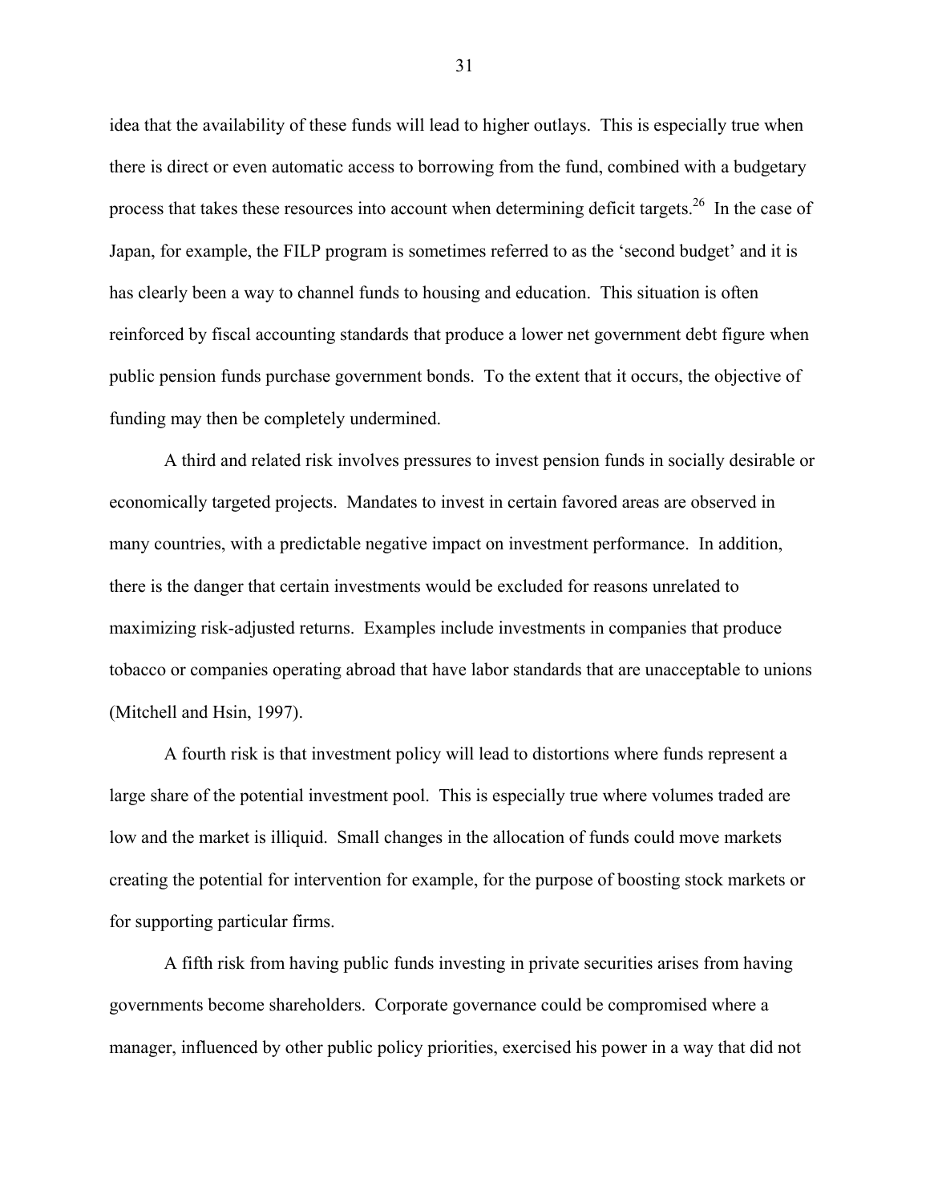idea that the availability of these funds will lead to higher outlays. This is especially true when there is direct or even automatic access to borrowing from the fund, combined with a budgetary process that takes these resources into account when determining deficit targets.[26] In the case of Japan, for example, the FILP program is sometimes referred to as the 'second budget' and it is has clearly been a way to channel funds to housing and education. This situation is often reinforced by fiscal accounting standards that produce a lower net government debt figure when public pension funds purchase government bonds. To the extent that it occurs, the objective of funding may then be completely undermined.

A third and related risk involves pressures to invest pension funds in socially desirable or economically targeted projects. Mandates to invest in certain favored areas are observed in many countries, with a predictable negative impact on investment performance. In addition, there is the danger that certain investments would be excluded for reasons unrelated to maximizing risk-adjusted returns. Examples include investments in companies that produce tobacco or companies operating abroad that have labor standards that are unacceptable to unions (Mitchell and Hsin, 1997).

A fourth risk is that investment policy will lead to distortions where funds represent a large share of the potential investment pool. This is especially true where volumes traded are low and the market is illiquid. Small changes in the allocation of funds could move markets creating the potential for intervention for example, for the purpose of boosting stock markets or for supporting particular firms.

A fifth risk from having public funds investing in private securities arises from having governments become shareholders. Corporate governance could be compromised where a manager, influenced by other public policy priorities, exercised his power in a way that did not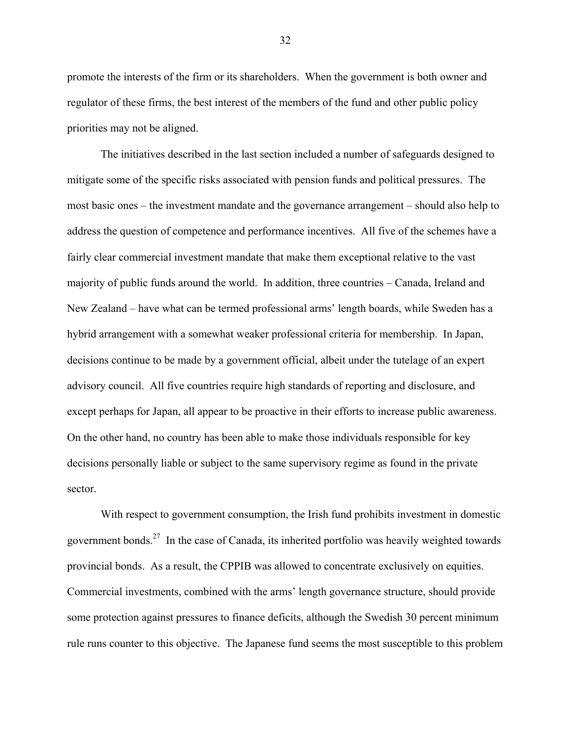promote the interests of the firm or its shareholders. When the government is both owner and regulator of these firms, the best interest of the members of the fund and other public policy priorities may not be aligned.

The initiatives described in the last section included a number of safeguards designed to mitigate some of the specific risks associated with pension funds and political pressures. The most basic ones – the investment mandate and the governance arrangement – should also help to address the question of competence and performance incentives. All five of the schemes have a fairly clear commercial investment mandate that make them exceptional relative to the vast majority of public funds around the world. In addition, three countries – Canada, Ireland and New Zealand – have what can be termed professional arms' length boards, while Sweden has a hybrid arrangement with a somewhat weaker professional criteria for membership. In Japan, decisions continue to be made by a government official, albeit under the tutelage of an expert advisory council. All five countries require high standards of reporting and disclosure, and except perhaps for Japan, all appear to be proactive in their efforts to increase public awareness. On the other hand, no country has been able to make those individuals responsible for key decisions personally liable or subject to the same supervisory regime as found in the private sector.

With respect to government consumption, the Irish fund prohibits investment in domestic government bonds.[27] In the case of Canada, its inherited portfolio was heavily weighted towards provincial bonds. As a result, the CPPIB was allowed to concentrate exclusively on equities. Commercial investments, combined with the arms' length governance structure, should provide some protection against pressures to finance deficits, although the Swedish 30 percent minimum rule runs counter to this objective. The Japanese fund seems the most susceptible to this problem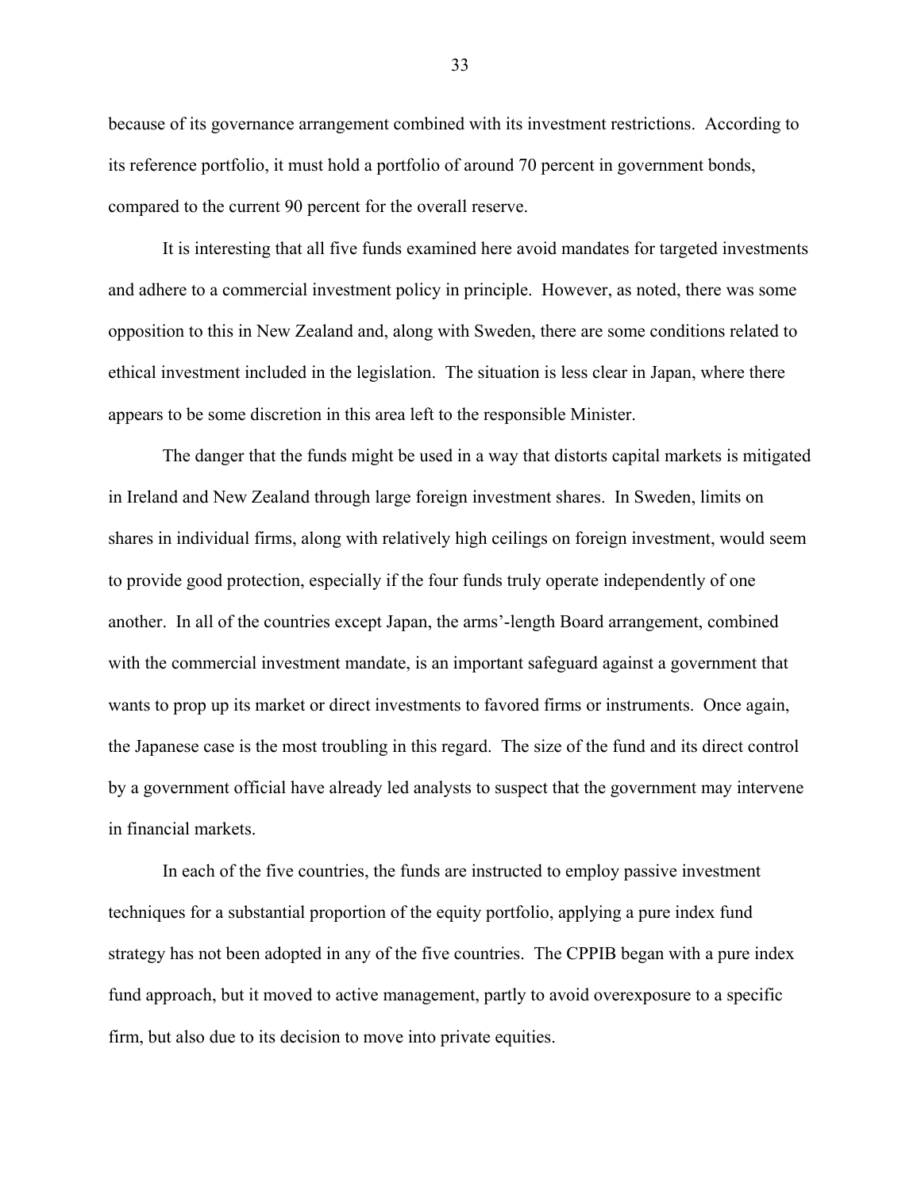because of its governance arrangement combined with its investment restrictions. According to its reference portfolio, it must hold a portfolio of around 70 percent in government bonds, compared to the current 90 percent for the overall reserve.

It is interesting that all five funds examined here avoid mandates for targeted investments and adhere to a commercial investment policy in principle. However, as noted, there was some opposition to this in New Zealand and, along with Sweden, there are some conditions related to ethical investment included in the legislation. The situation is less clear in Japan, where there appears to be some discretion in this area left to the responsible Minister.

The danger that the funds might be used in a way that distorts capital markets is mitigated in Ireland and New Zealand through large foreign investment shares. In Sweden, limits on shares in individual firms, along with relatively high ceilings on foreign investment, would seem to provide good protection, especially if the four funds truly operate independently of one another. In all of the countries except Japan, the arms'-length Board arrangement, combined with the commercial investment mandate, is an important safeguard against a government that wants to prop up its market or direct investments to favored firms or instruments. Once again, the Japanese case is the most troubling in this regard. The size of the fund and its direct control by a government official have already led analysts to suspect that the government may intervene in financial markets.

In each of the five countries, the funds are instructed to employ passive investment techniques for a substantial proportion of the equity portfolio, applying a pure index fund strategy has not been adopted in any of the five countries. The CPPIB began with a pure index fund approach, but it moved to active management, partly to avoid overexposure to a specific firm, but also due to its decision to move into private equities.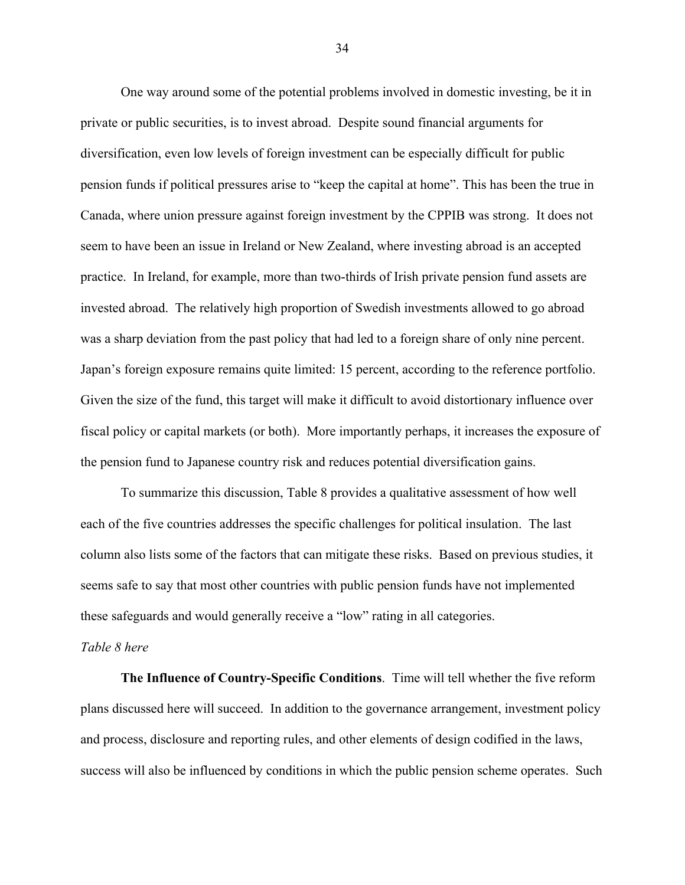One way around some of the potential problems involved in domestic investing, be it in private or public securities, is to invest abroad. Despite sound financial arguments for diversification, even low levels of foreign investment can be especially difficult for public pension funds if political pressures arise to "keep the capital at home". This has been the true in Canada, where union pressure against foreign investment by the CPPIB was strong. It does not seem to have been an issue in Ireland or New Zealand, where investing abroad is an accepted practice. In Ireland, for example, more than two-thirds of Irish private pension fund assets are invested abroad. The relatively high proportion of Swedish investments allowed to go abroad was a sharp deviation from the past policy that had led to a foreign share of only nine percent. Japan's foreign exposure remains quite limited: 15 percent, according to the reference portfolio. Given the size of the fund, this target will make it difficult to avoid distortionary influence over fiscal policy or capital markets (or both). More importantly perhaps, it increases the exposure of the pension fund to Japanese country risk and reduces potential diversification gains.

To summarize this discussion, Table 8 provides a qualitative assessment of how well each of the five countries addresses the specific challenges for political insulation. The last column also lists some of the factors that can mitigate these risks. Based on previous studies, it seems safe to say that most other countries with public pension funds have not implemented these safeguards and would generally receive a "low" rating in all categories.

*Table 8 here*

**The Influence of Country-Specific Conditions**. Time will tell whether the five reform plans discussed here will succeed. In addition to the governance arrangement, investment policy and process, disclosure and reporting rules, and other elements of design codified in the laws, success will also be influenced by conditions in which the public pension scheme operates. Such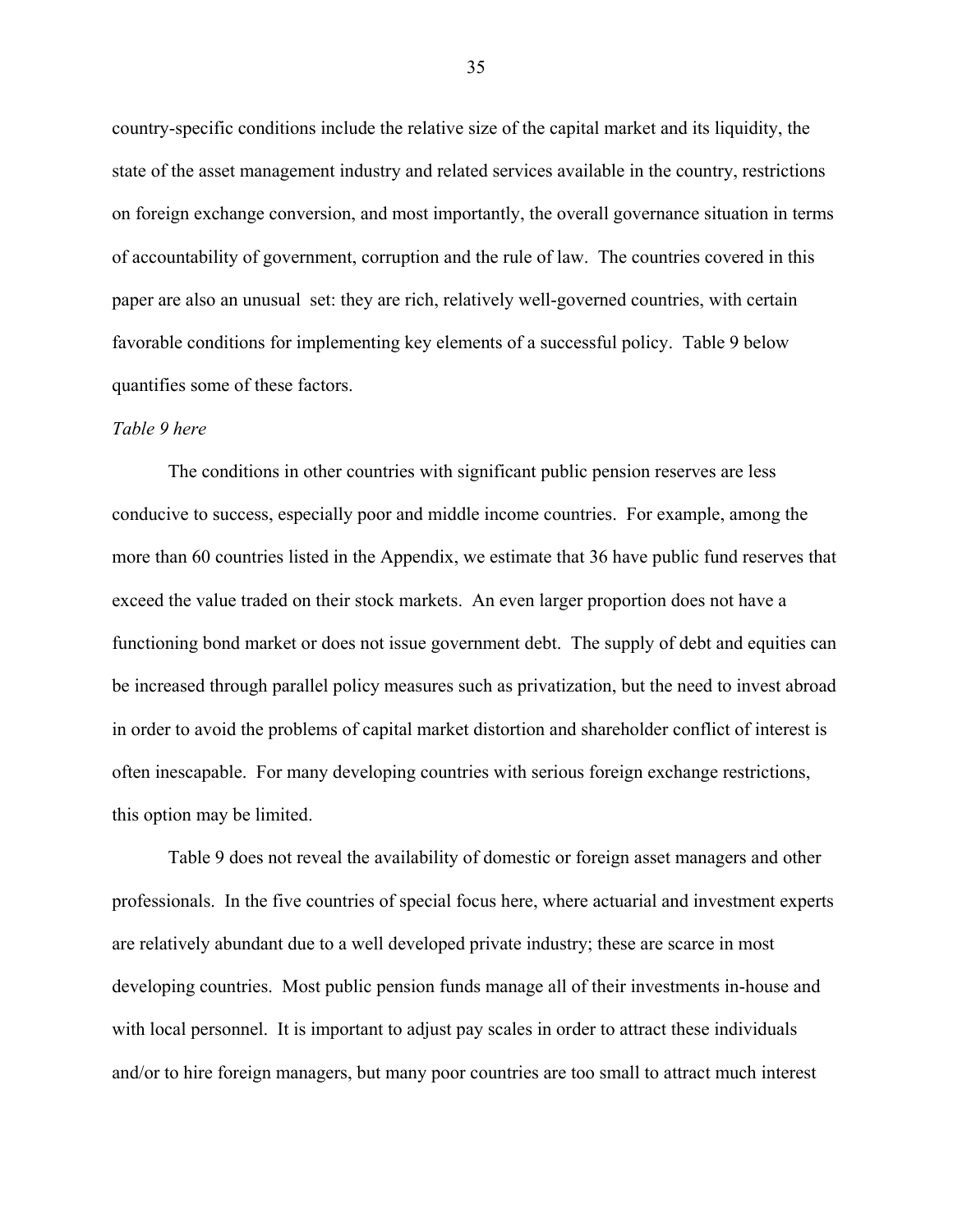country-specific conditions include the relative size of the capital market and its liquidity, the state of the asset management industry and related services available in the country, restrictions on foreign exchange conversion, and most importantly, the overall governance situation in terms of accountability of government, corruption and the rule of law. The countries covered in this paper are also an unusual set: they are rich, relatively well-governed countries, with certain favorable conditions for implementing key elements of a successful policy. Table 9 below quantifies some of these factors.

*Table 9 here*

The conditions in other countries with significant public pension reserves are less conducive to success, especially poor and middle income countries. For example, among the more than 60 countries listed in the Appendix, we estimate that 36 have public fund reserves that exceed the value traded on their stock markets. An even larger proportion does not have a functioning bond market or does not issue government debt. The supply of debt and equities can be increased through parallel policy measures such as privatization, but the need to invest abroad in order to avoid the problems of capital market distortion and shareholder conflict of interest is often inescapable. For many developing countries with serious foreign exchange restrictions, this option may be limited.

Table 9 does not reveal the availability of domestic or foreign asset managers and other professionals. In the five countries of special focus here, where actuarial and investment experts are relatively abundant due to a well developed private industry; these are scarce in most developing countries. Most public pension funds manage all of their investments in-house and with local personnel. It is important to adjust pay scales in order to attract these individuals and/or to hire foreign managers, but many poor countries are too small to attract much interest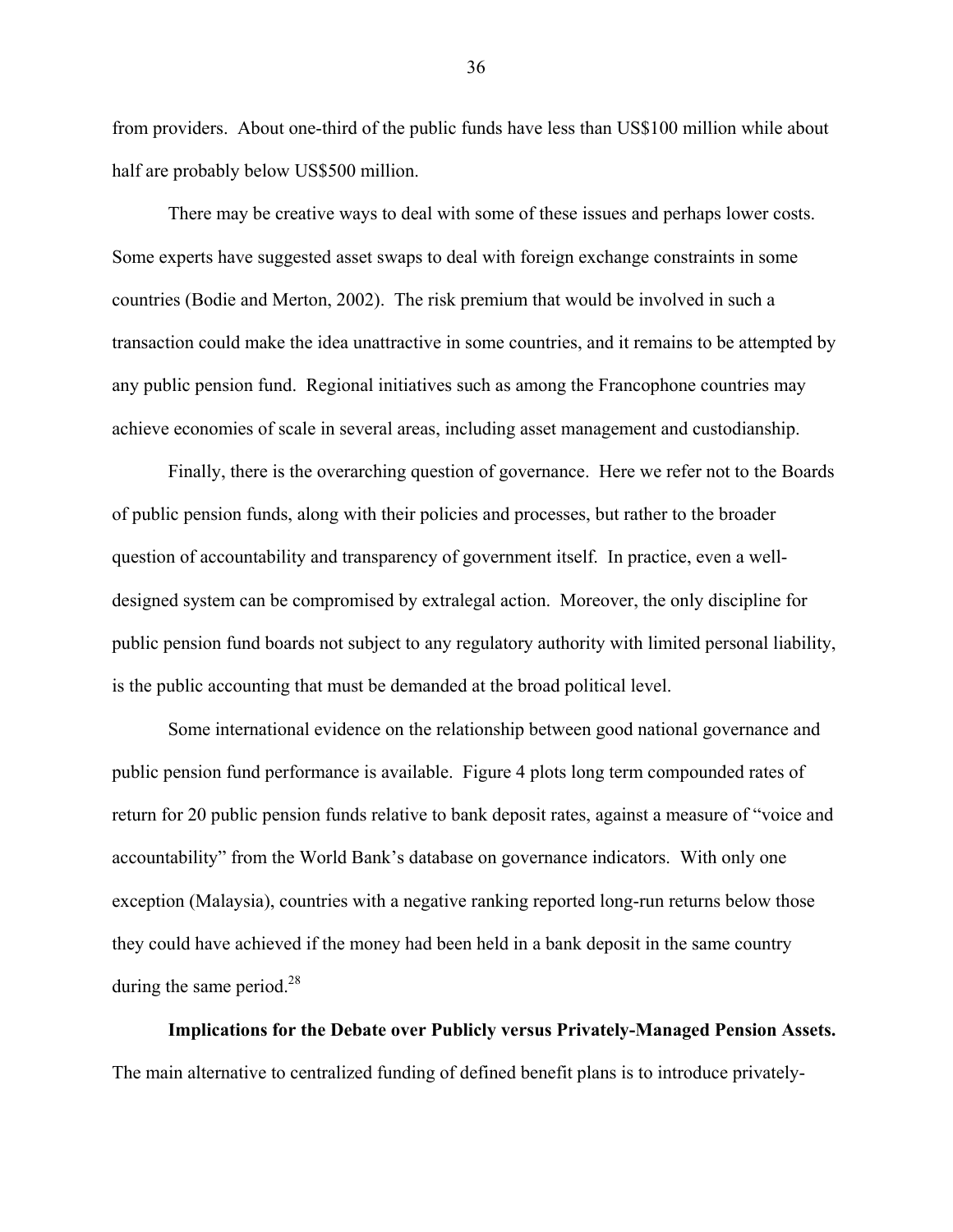from providers. About one-third of the public funds have less than US$100 million while about half are probably below US$500 million.

There may be creative ways to deal with some of these issues and perhaps lower costs. Some experts have suggested asset swaps to deal with foreign exchange constraints in some countries (Bodie and Merton, 2002). The risk premium that would be involved in such a transaction could make the idea unattractive in some countries, and it remains to be attempted by any public pension fund. Regional initiatives such as among the Francophone countries may achieve economies of scale in several areas, including asset management and custodianship.

Finally, there is the overarching question of governance. Here we refer not to the Boards of public pension funds, along with their policies and processes, but rather to the broader question of accountability and transparency of government itself. In practice, even a well-designed system can be compromised by extralegal action. Moreover, the only discipline for public pension fund boards not subject to any regulatory authority with limited personal liability, is the public accounting that must be demanded at the broad political level.

Some international evidence on the relationship between good national governance and public pension fund performance is available. Figure 4 plots long term compounded rates of return for 20 public pension funds relative to bank deposit rates, against a measure of "voice and accountability" from the World Bank's database on governance indicators. With only one exception (Malaysia), countries with a negative ranking reported long-run returns below those they could have achieved if the money had been held in a bank deposit in the same country during the same period.[28]

**Implications for the Debate over Publicly versus Privately-Managed Pension Assets.** The main alternative to centralized funding of defined benefit plans is to introduce privately-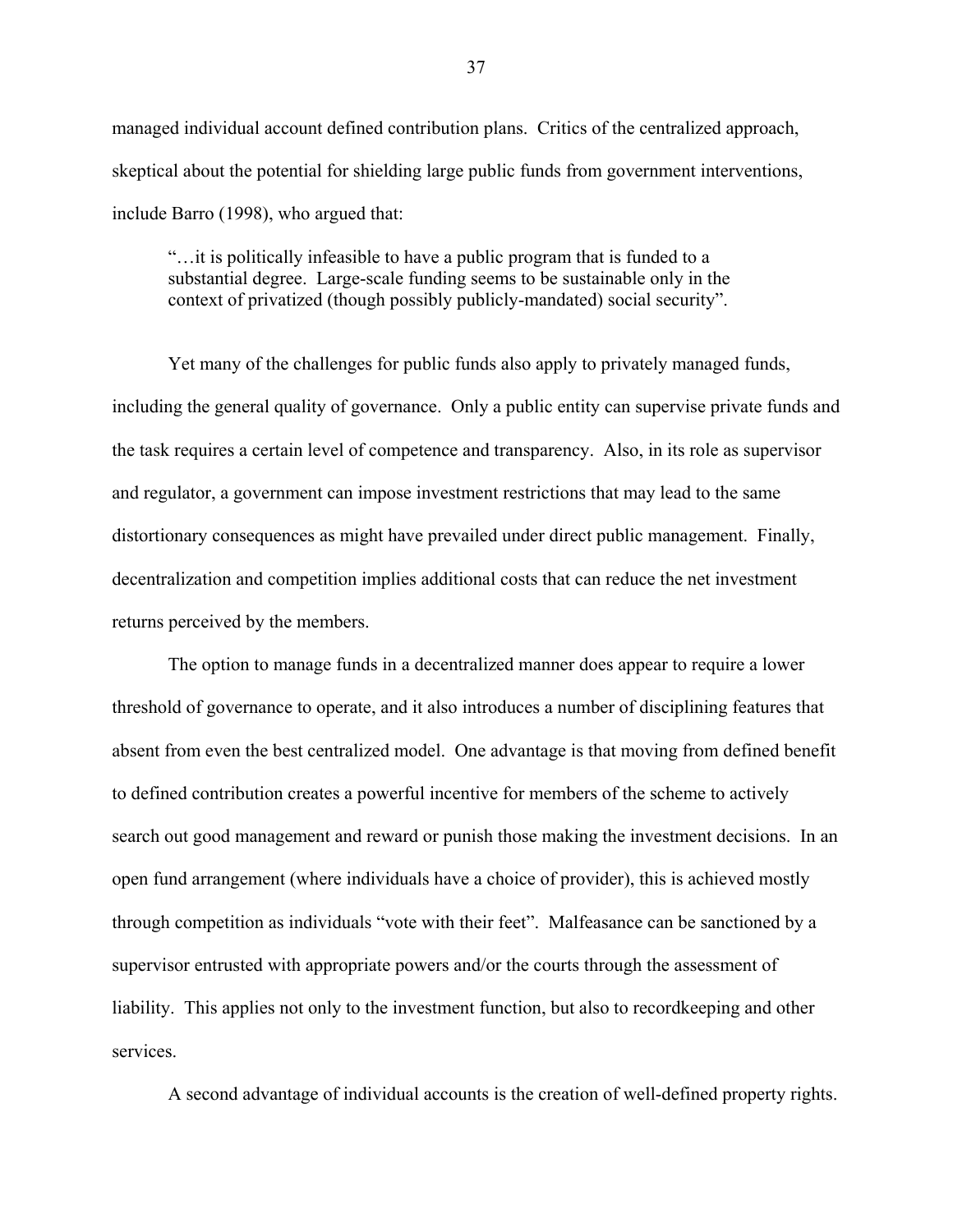managed individual account defined contribution plans. Critics of the centralized approach, skeptical about the potential for shielding large public funds from government interventions, include Barro (1998), who argued that:

> "…it is politically infeasible to have a public program that is funded to a substantial degree. Large-scale funding seems to be sustainable only in the context of privatized (though possibly publicly-mandated) social security".

Yet many of the challenges for public funds also apply to privately managed funds, including the general quality of governance. Only a public entity can supervise private funds and the task requires a certain level of competence and transparency. Also, in its role as supervisor and regulator, a government can impose investment restrictions that may lead to the same distortionary consequences as might have prevailed under direct public management. Finally, decentralization and competition implies additional costs that can reduce the net investment returns perceived by the members.

The option to manage funds in a decentralized manner does appear to require a lower threshold of governance to operate, and it also introduces a number of disciplining features that absent from even the best centralized model. One advantage is that moving from defined benefit to defined contribution creates a powerful incentive for members of the scheme to actively search out good management and reward or punish those making the investment decisions. In an open fund arrangement (where individuals have a choice of provider), this is achieved mostly through competition as individuals "vote with their feet". Malfeasance can be sanctioned by a supervisor entrusted with appropriate powers and/or the courts through the assessment of liability. This applies not only to the investment function, but also to recordkeeping and other services.

A second advantage of individual accounts is the creation of well-defined property rights.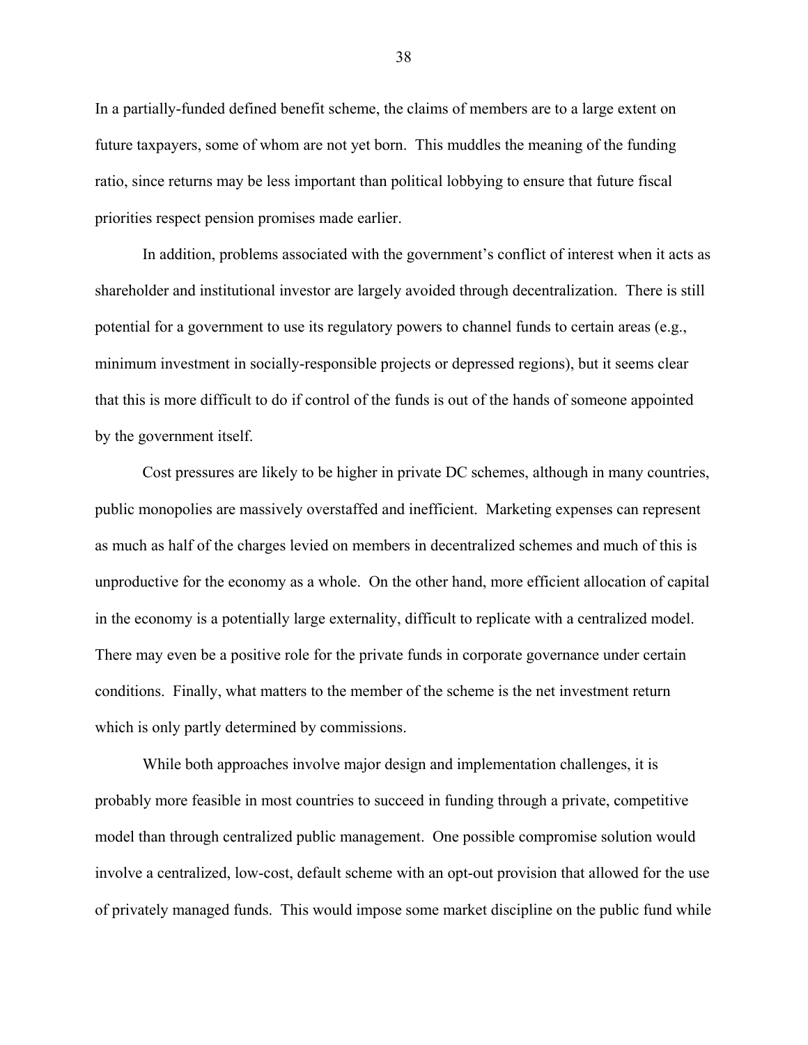In a partially-funded defined benefit scheme, the claims of members are to a large extent on future taxpayers, some of whom are not yet born. This muddles the meaning of the funding ratio, since returns may be less important than political lobbying to ensure that future fiscal priorities respect pension promises made earlier.

In addition, problems associated with the government's conflict of interest when it acts as shareholder and institutional investor are largely avoided through decentralization. There is still potential for a government to use its regulatory powers to channel funds to certain areas (e.g., minimum investment in socially-responsible projects or depressed regions), but it seems clear that this is more difficult to do if control of the funds is out of the hands of someone appointed by the government itself.

Cost pressures are likely to be higher in private DC schemes, although in many countries, public monopolies are massively overstaffed and inefficient. Marketing expenses can represent as much as half of the charges levied on members in decentralized schemes and much of this is unproductive for the economy as a whole. On the other hand, more efficient allocation of capital in the economy is a potentially large externality, difficult to replicate with a centralized model. There may even be a positive role for the private funds in corporate governance under certain conditions. Finally, what matters to the member of the scheme is the net investment return which is only partly determined by commissions.

While both approaches involve major design and implementation challenges, it is probably more feasible in most countries to succeed in funding through a private, competitive model than through centralized public management. One possible compromise solution would involve a centralized, low-cost, default scheme with an opt-out provision that allowed for the use of privately managed funds. This would impose some market discipline on the public fund while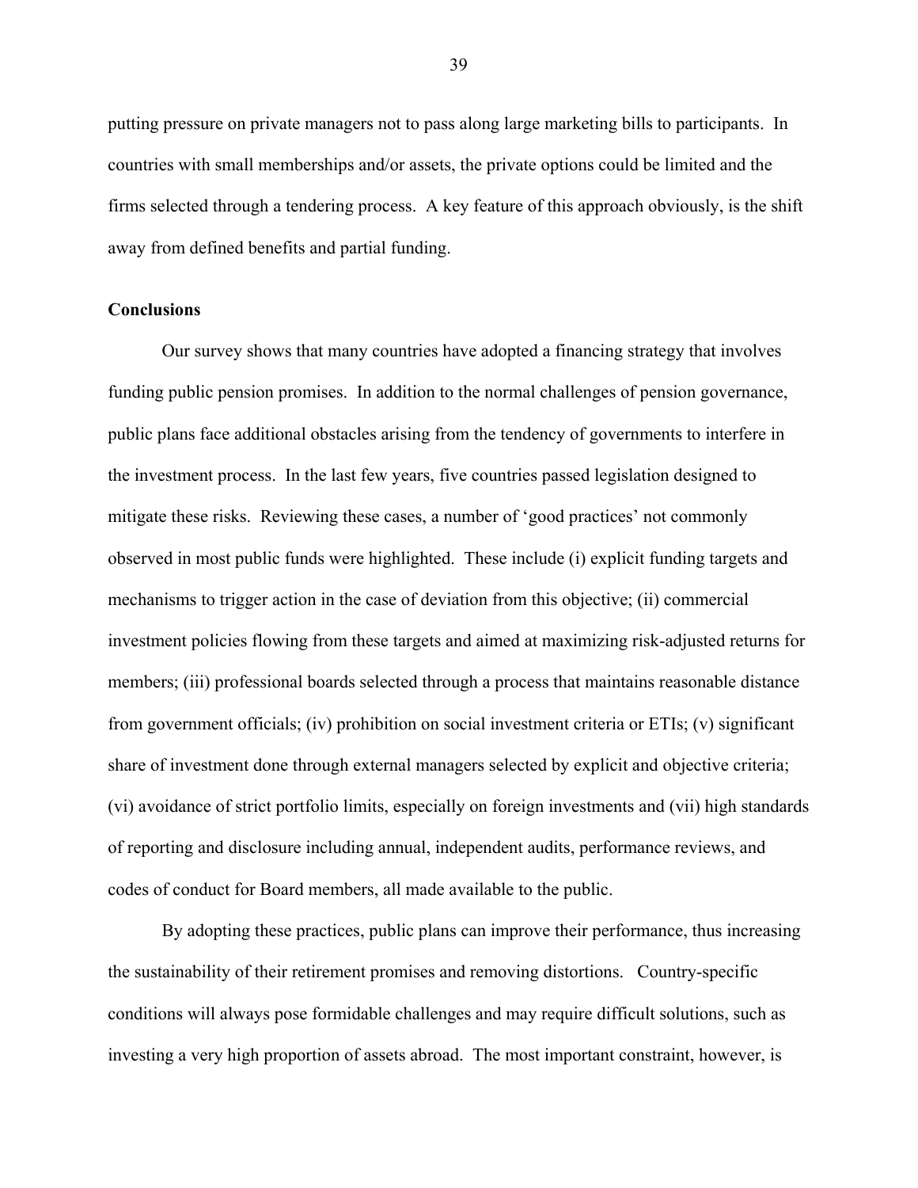putting pressure on private managers not to pass along large marketing bills to participants. In countries with small memberships and/or assets, the private options could be limited and the firms selected through a tendering process. A key feature of this approach obviously, is the shift away from defined benefits and partial funding.

**Conclusions**

Our survey shows that many countries have adopted a financing strategy that involves funding public pension promises. In addition to the normal challenges of pension governance, public plans face additional obstacles arising from the tendency of governments to interfere in the investment process. In the last few years, five countries passed legislation designed to mitigate these risks. Reviewing these cases, a number of 'good practices' not commonly observed in most public funds were highlighted. These include (i) explicit funding targets and mechanisms to trigger action in the case of deviation from this objective; (ii) commercial investment policies flowing from these targets and aimed at maximizing risk-adjusted returns for members; (iii) professional boards selected through a process that maintains reasonable distance from government officials; (iv) prohibition on social investment criteria or ETIs; (v) significant share of investment done through external managers selected by explicit and objective criteria; (vi) avoidance of strict portfolio limits, especially on foreign investments and (vii) high standards of reporting and disclosure including annual, independent audits, performance reviews, and codes of conduct for Board members, all made available to the public.

By adopting these practices, public plans can improve their performance, thus increasing the sustainability of their retirement promises and removing distortions. Country-specific conditions will always pose formidable challenges and may require difficult solutions, such as investing a very high proportion of assets abroad. The most important constraint, however, is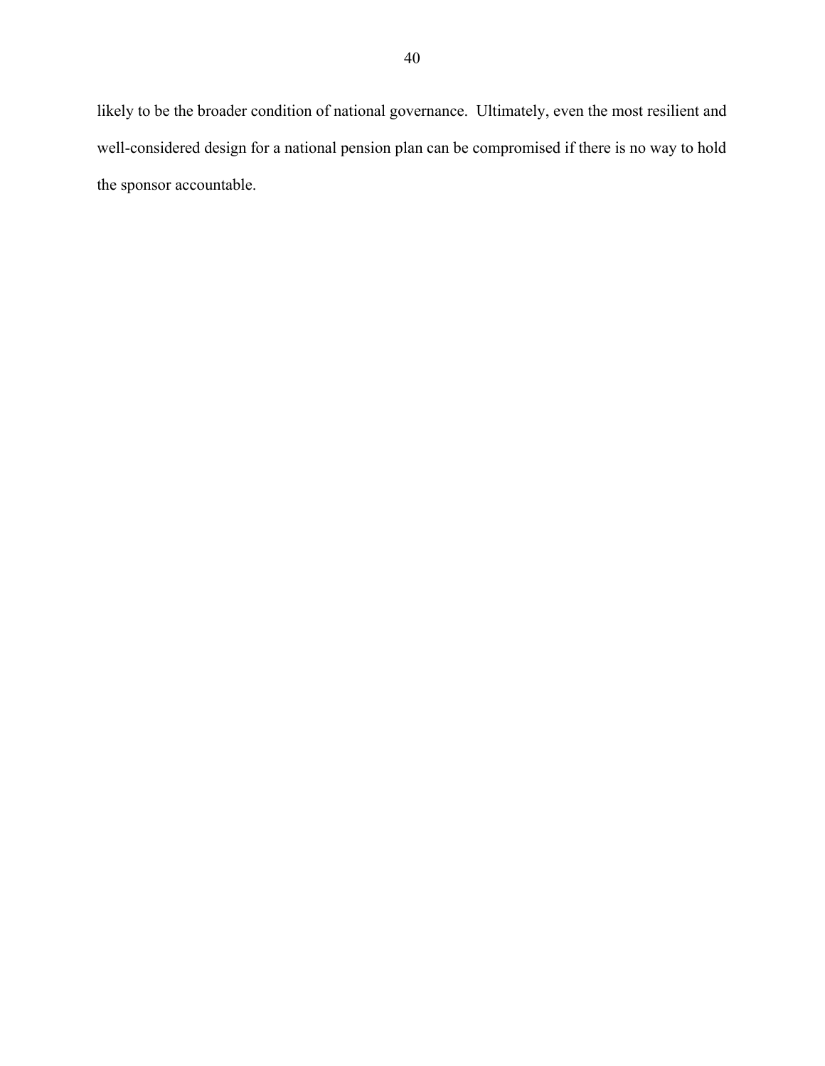likely to be the broader condition of national governance. Ultimately, even the most resilient and well-considered design for a national pension plan can be compromised if there is no way to hold the sponsor accountable.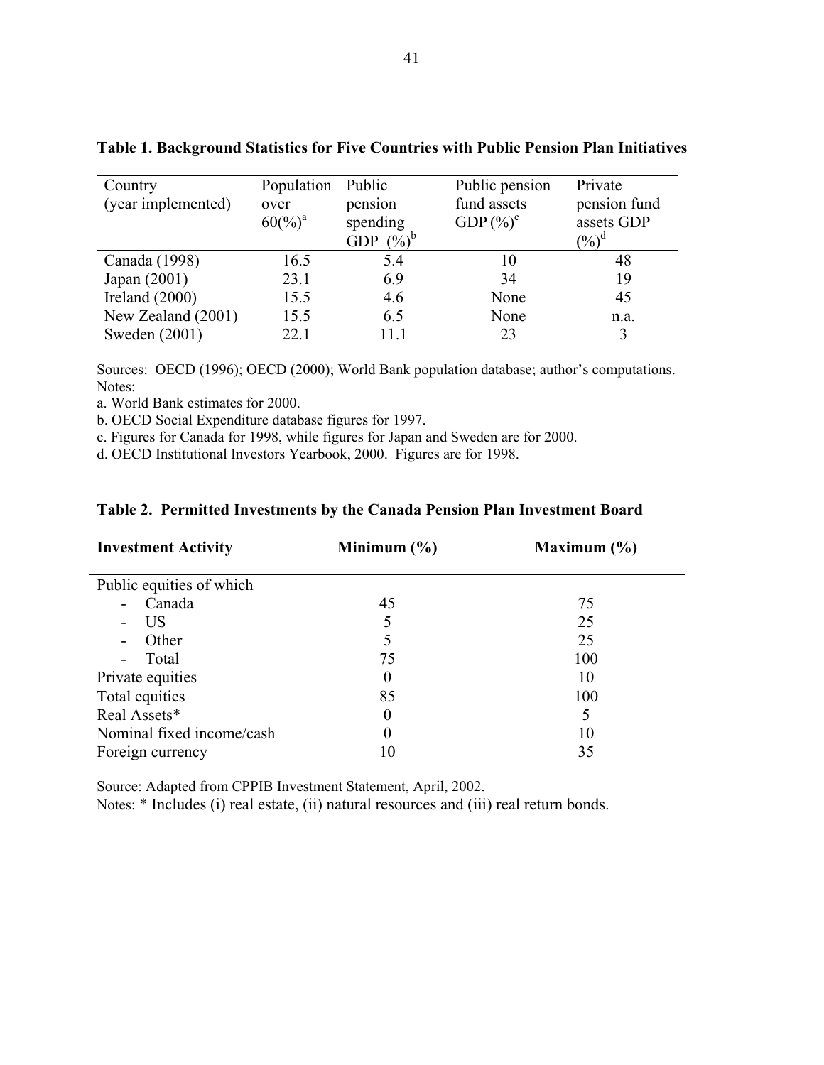**Table 1. Background Statistics for Five Countries with Public Pension Plan Initiatives**

| Country (year implemented) | Population over 60(%)[a] | Public pension spending GDP (%)[b] | Public pension fund assets GDP (%)[c] | Private pension fund assets GDP (%)[d] |
|---|---|---|---|---|
| Canada (1998) | 16.5 | 5.4 | 10 | 48 |
| Japan (2001) | 23.1 | 6.9 | 34 | 19 |
| Ireland (2000) | 15.5 | 4.6 | None | 45 |
| New Zealand (2001) | 15.5 | 6.5 | None | n.a. |
| Sweden (2001) | 22.1 | 11.1 | 23 | 3 |

Sources: OECD (1996); OECD (2000); World Bank population database; author's computations.
Notes:
a. World Bank estimates for 2000.
b. OECD Social Expenditure database figures for 1997.
c. Figures for Canada for 1998, while figures for Japan and Sweden are for 2000.
d. OECD Institutional Investors Yearbook, 2000. Figures are for 1998.

**Table 2. Permitted Investments by the Canada Pension Plan Investment Board**

| Investment Activity | Minimum (%) | Maximum (%) |
|---|---|---|
| Public equities of which | | |
| - Canada | 45 | 75 |
| - US | 5 | 25 |
| - Other | 5 | 25 |
| - Total | 75 | 100 |
| Private equities | 0 | 10 |
| Total equities | 85 | 100 |
| Real Assets* | 0 | 5 |
| Nominal fixed income/cash | 0 | 10 |
| Foreign currency | 10 | 35 |

Source: Adapted from CPPIB Investment Statement, April, 2002.
Notes: * Includes (i) real estate, (ii) natural resources and (iii) real return bonds.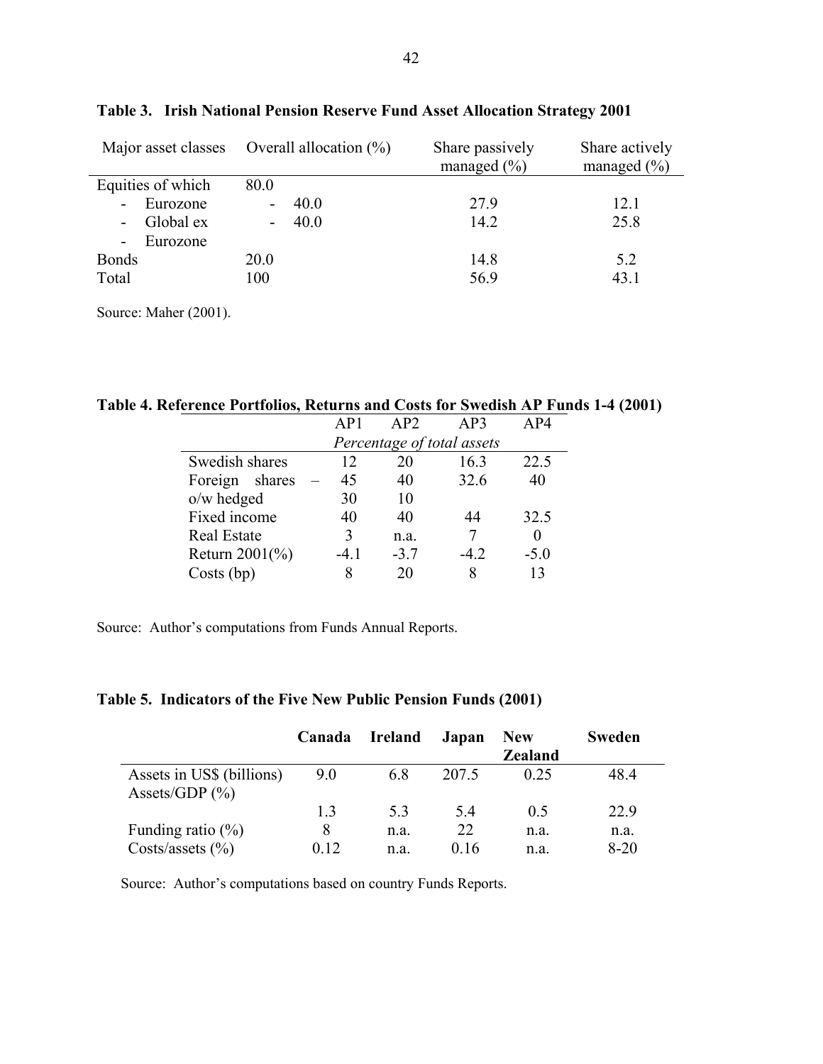**Table 3. Irish National Pension Reserve Fund Asset Allocation Strategy 2001**

| Major asset classes | Overall allocation (%) | Share passively managed (%) | Share actively managed (%) |
|---|---|---|---|
| Equities of which | 80.0 | | |
| - Eurozone | - 40.0 | 27.9 | 12.1 |
| - Global ex - Eurozone | - 40.0 | 14.2 | 25.8 |
| Bonds | 20.0 | 14.8 | 5.2 |
| Total | 100 | 56.9 | 43.1 |

Source: Maher (2001).

**Table 4. Reference Portfolios, Returns and Costs for Swedish AP Funds 1-4 (2001)**

| | AP1 | AP2 | AP3 | AP4 |
|---|---|---|---|---|
| | *Percentage of total assets* | | | |
| Swedish shares | 12 | 20 | 16.3 | 22.5 |
| Foreign shares – o/w hedged | 45 | 40 | 32.6 | 40 |
| | 30 | 10 | | |
| Fixed income | 40 | 40 | 44 | 32.5 |
| Real Estate | 3 | n.a. | 7 | 0 |
| Return 2001(%) | -4.1 | -3.7 | -4.2 | -5.0 |
| Costs (bp) | 8 | 20 | 8 | 13 |

Source: Author's computations from Funds Annual Reports.

**Table 5. Indicators of the Five New Public Pension Funds (2001)**

| | Canada | Ireland | Japan | New Zealand | Sweden |
|---|---|---|---|---|---|
| Assets in US$ (billions) | 9.0 | 6.8 | 207.5 | 0.25 | 48.4 |
| Assets/GDP (%) | 1.3 | 5.3 | 5.4 | 0.5 | 22.9 |
| Funding ratio (%) | 8 | n.a. | 22 | n.a. | n.a. |
| Costs/assets (%) | 0.12 | n.a. | 0.16 | n.a. | 8-20 |

Source: Author's computations based on country Funds Reports.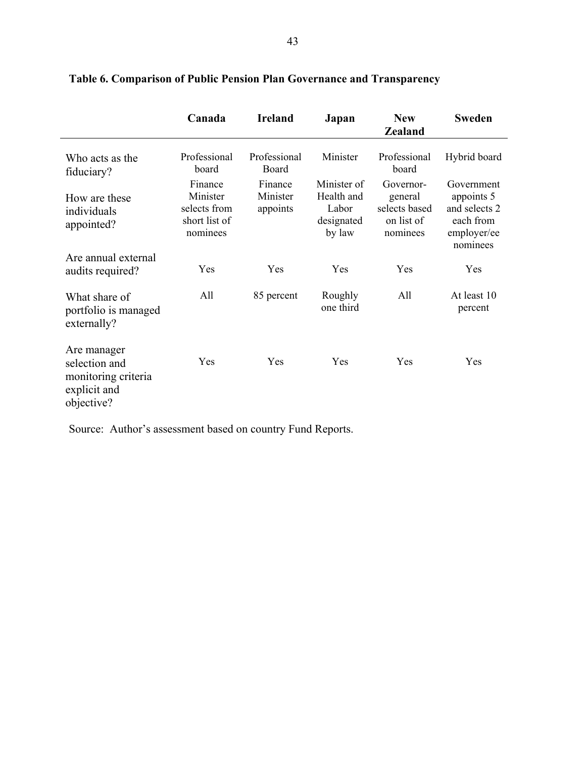**Table 6. Comparison of Public Pension Plan Governance and Transparency**

| | Canada | Ireland | Japan | New Zealand | Sweden |
|---|---|---|---|---|---|
| Who acts as the fiduciary? | Professional board | Professional Board | Minister | Professional board | Hybrid board |
| How are these individuals appointed? | Finance Minister selects from short list of nominees | Finance Minister appoints | Minister of Health and Labor designated by law | Governor-general selects based on list of nominees | Government appoints 5 and selects 2 each from employer/ee nominees |
| Are annual external audits required? | Yes | Yes | Yes | Yes | Yes |
| What share of portfolio is managed externally? | All | 85 percent | Roughly one third | All | At least 10 percent |
| Are manager selection and monitoring criteria explicit and objective? | Yes | Yes | Yes | Yes | Yes |

Source: Author's assessment based on country Fund Reports.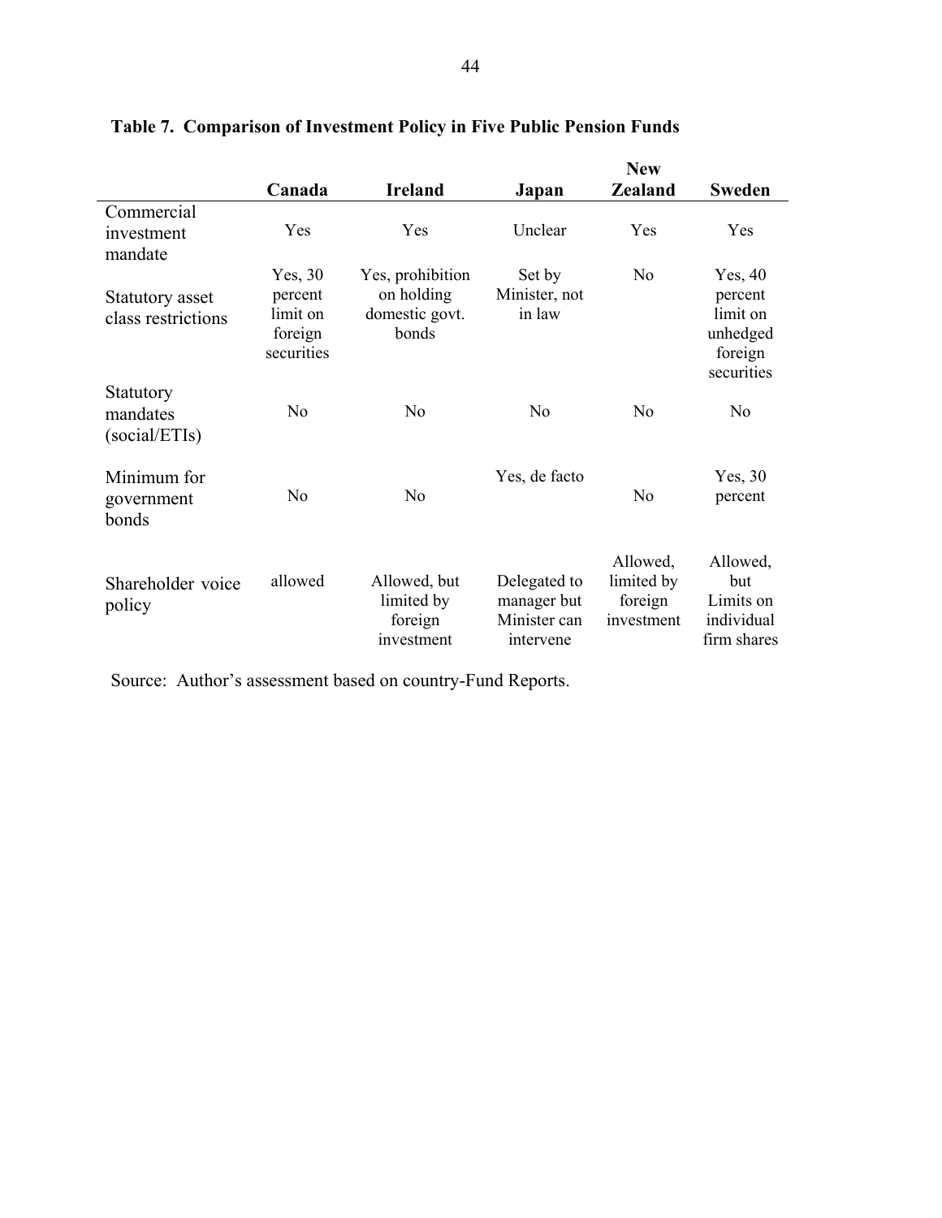**Table 7. Comparison of Investment Policy in Five Public Pension Funds**

| | Canada | Ireland | Japan | New Zealand | Sweden |
|---|---|---|---|---|---|
| Commercial investment mandate | Yes | Yes | Unclear | Yes | Yes |
| Statutory asset class restrictions | Yes, 30 percent limit on foreign securities | Yes, prohibition on holding domestic govt. bonds | Set by Minister, not in law | No | Yes, 40 percent limit on unhedged foreign securities |
| Statutory mandates (social/ETIs) | No | No | No | No | No |
| Minimum for government bonds | No | No | Yes, de facto | No | Yes, 30 percent |
| Shareholder voice policy | allowed | Allowed, but limited by foreign investment | Delegated to manager but Minister can intervene | Allowed, limited by foreign investment | Allowed, but Limits on individual firm shares |

Source: Author's assessment based on country-Fund Reports.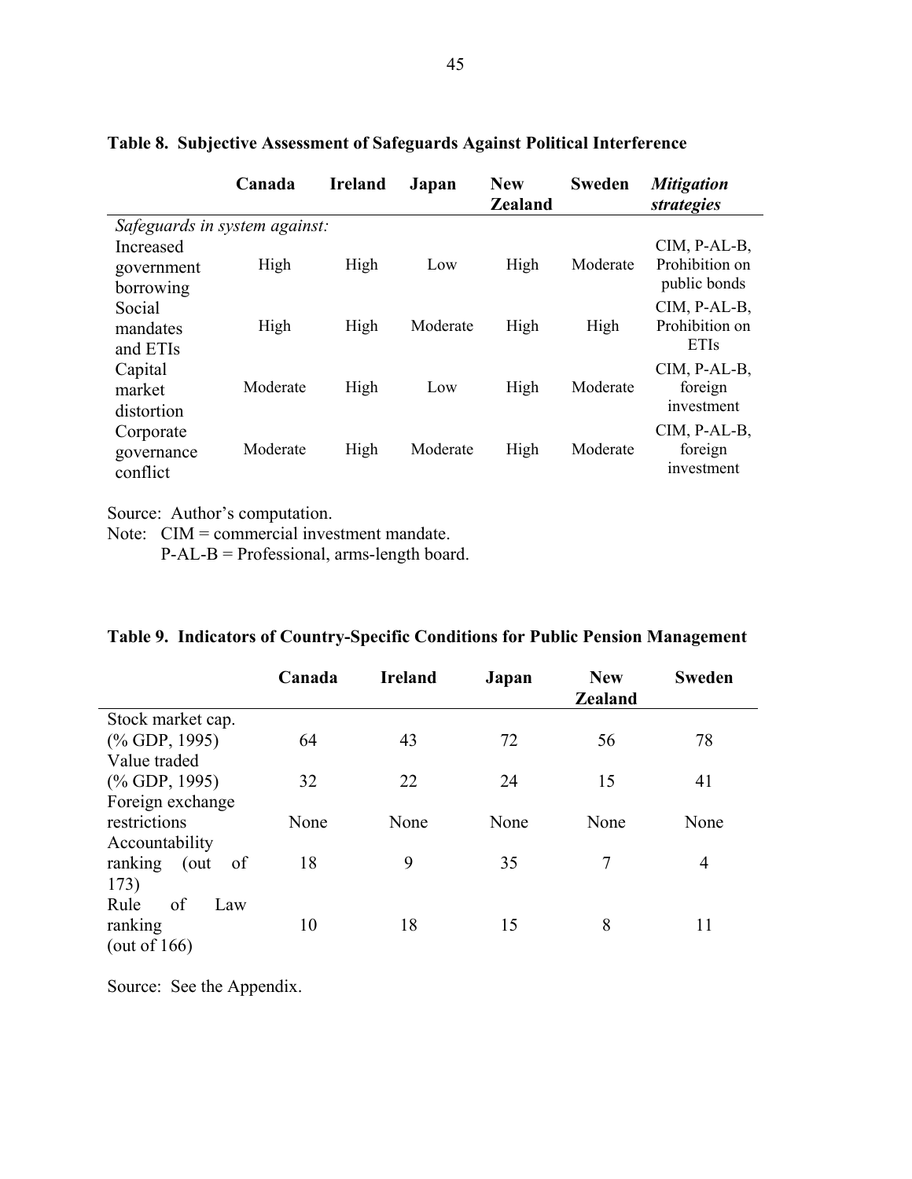**Table 8. Subjective Assessment of Safeguards Against Political Interference**

| | Canada | Ireland | Japan | New Zealand | Sweden | *Mitigation strategies* |
|---|---|---|---|---|---|---|
| *Safeguards in system against:* | | | | | | |
| Increased government borrowing | High | High | Low | High | Moderate | CIM, P-AL-B, Prohibition on public bonds |
| Social mandates and ETIs | High | High | Moderate | High | High | CIM, P-AL-B, Prohibition on ETIs |
| Capital market distortion | Moderate | High | Low | High | Moderate | CIM, P-AL-B, foreign investment |
| Corporate governance conflict | Moderate | High | Moderate | High | Moderate | CIM, P-AL-B, foreign investment |

Source: Author's computation.

Note: CIM = commercial investment mandate.

P-AL-B = Professional, arms-length board.

**Table 9. Indicators of Country-Specific Conditions for Public Pension Management**

| | Canada | Ireland | Japan | New Zealand | Sweden |
|---|---|---|---|---|---|
| Stock market cap. (% GDP, 1995) | 64 | 43 | 72 | 56 | 78 |
| Value traded (% GDP, 1995) | 32 | 22 | 24 | 15 | 41 |
| Foreign exchange restrictions | None | None | None | None | None |
| Accountability ranking (out of 173) | 18 | 9 | 35 | 7 | 4 |
| Rule of Law ranking (out of 166) | 10 | 18 | 15 | 8 | 11 |

Source: See the Appendix.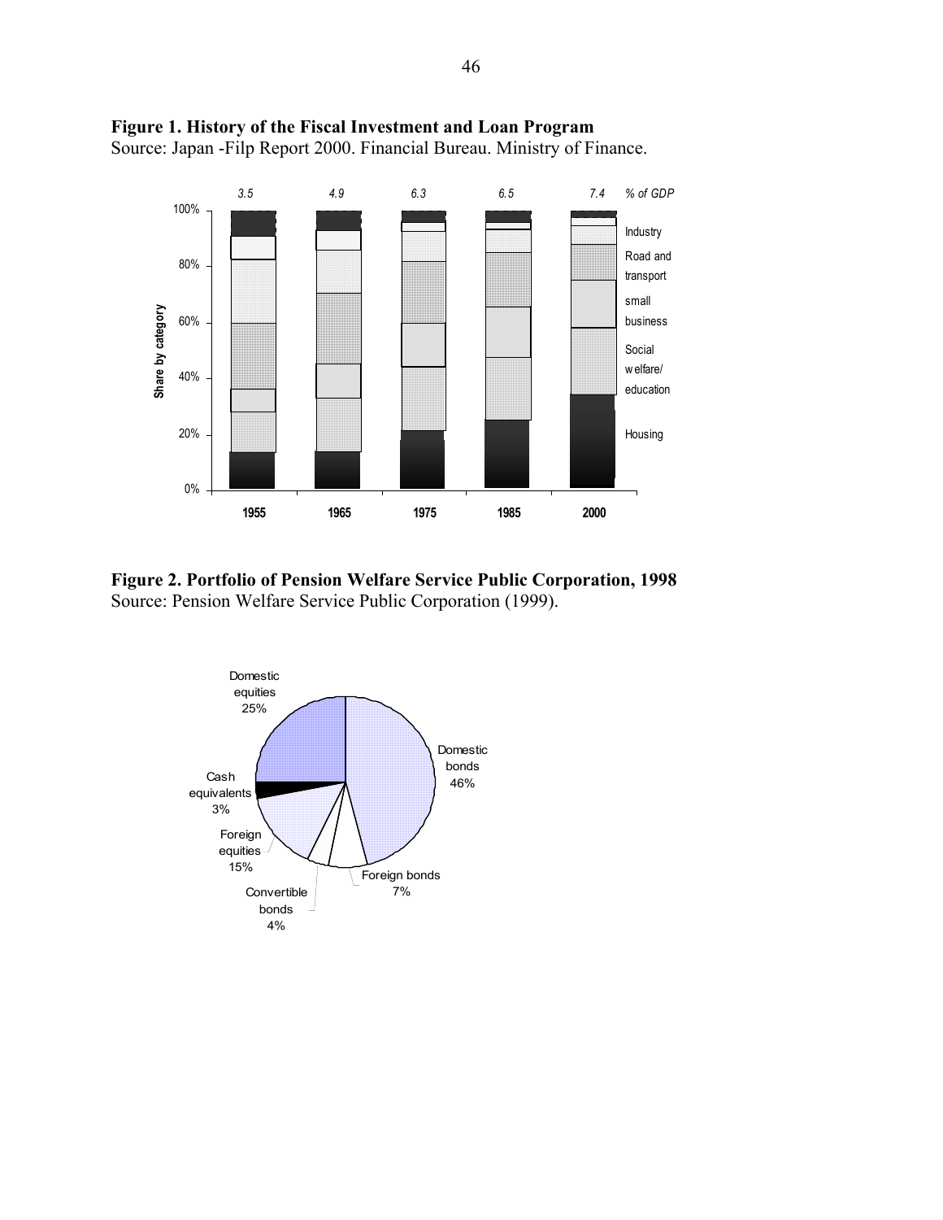**Figure 1. History of the Fiscal Investment and Loan Program**
Source: Japan -Filp Report 2000. Financial Bureau. Ministry of Finance.

**Figure 2. Portfolio of Pension Welfare Service Public Corporation, 1998**
Source: Pension Welfare Service Public Corporation (1999).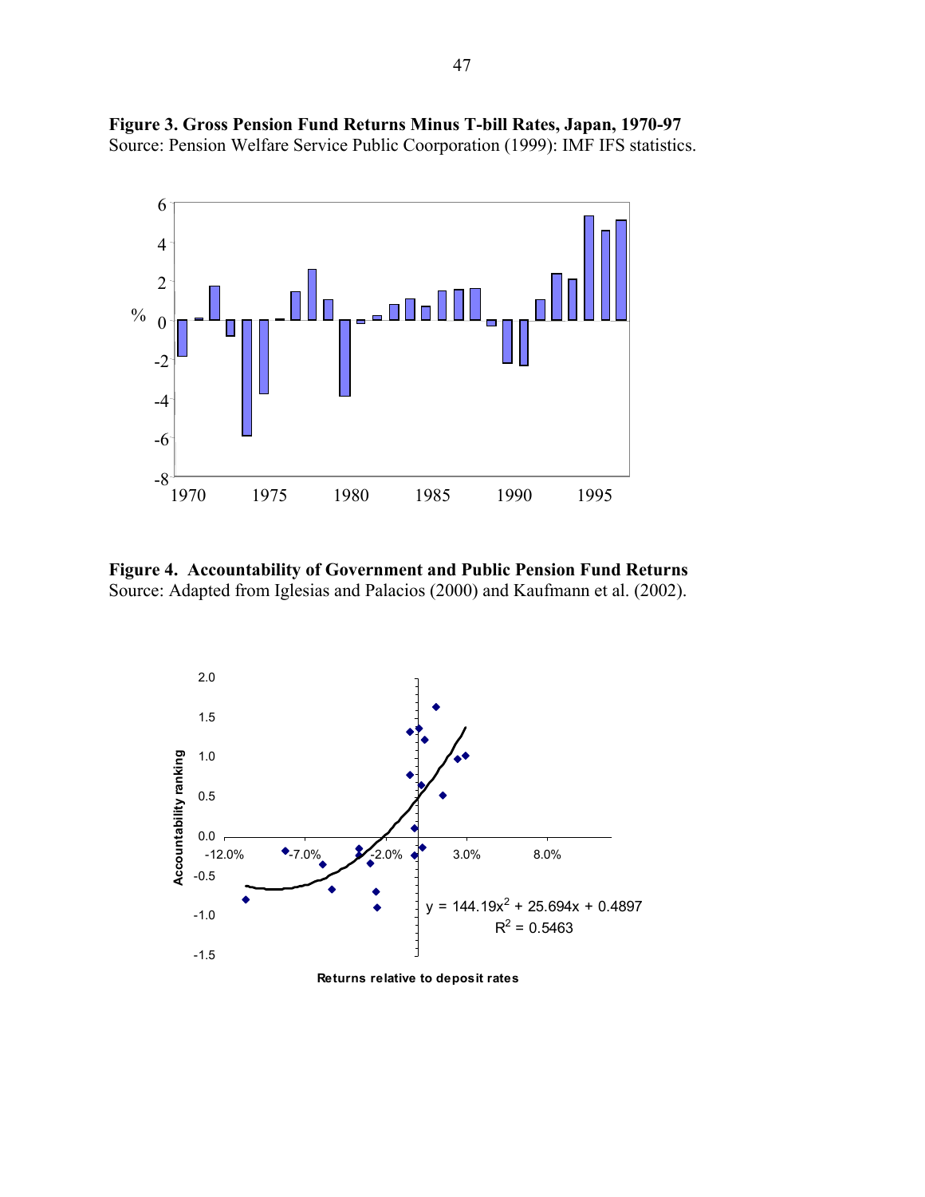**Figure 3. Gross Pension Fund Returns Minus T-bill Rates, Japan, 1970-97**
Source: Pension Welfare Service Public Coorporation (1999): IMF IFS statistics.

**Figure 4. Accountability of Government and Public Pension Fund Returns**
Source: Adapted from Iglesias and Palacios (2000) and Kaufmann et al. (2002).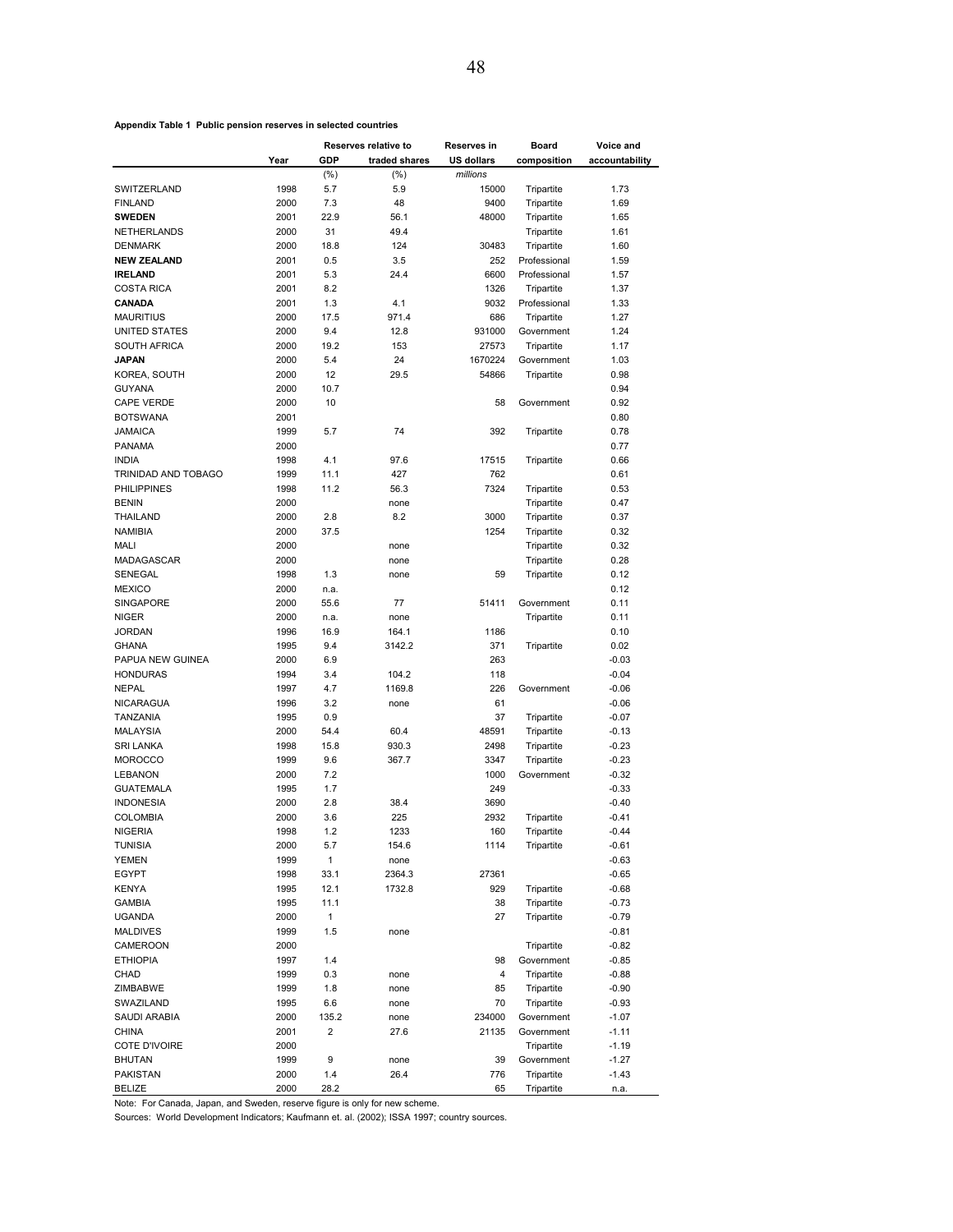**Appendix Table 1 Public pension reserves in selected countries**

| | Year | Reserves relative to GDP | Reserves relative to traded shares | Reserves in US dollars | Board composition | Voice and accountability |
|---|---|---|---|---|---|---|
| | | (%) | (%) | *millions* | | |
| SWITZERLAND | 1998 | 5.7 | 5.9 | 15000 | Tripartite | 1.73 |
| FINLAND | 2000 | 7.3 | 48 | 9400 | Tripartite | 1.69 |
| **SWEDEN** | 2001 | 22.9 | 56.1 | 48000 | Tripartite | 1.65 |
| NETHERLANDS | 2000 | 31 | 49.4 | | Tripartite | 1.61 |
| DENMARK | 2000 | 18.8 | 124 | 30483 | Tripartite | 1.60 |
| **NEW ZEALAND** | 2001 | 0.5 | 3.5 | 252 | Professional | 1.59 |
| **IRELAND** | 2001 | 5.3 | 24.4 | 6600 | Professional | 1.57 |
| COSTA RICA | 2001 | 8.2 | | 1326 | Tripartite | 1.37 |
| **CANADA** | 2001 | 1.3 | 4.1 | 9032 | Professional | 1.33 |
| MAURITIUS | 2000 | 17.5 | 971.4 | 686 | Tripartite | 1.27 |
| UNITED STATES | 2000 | 9.4 | 12.8 | 931000 | Government | 1.24 |
| SOUTH AFRICA | 2000 | 19.2 | 153 | 27573 | Tripartite | 1.17 |
| **JAPAN** | 2000 | 5.4 | 24 | 1670224 | Government | 1.03 |
| KOREA, SOUTH | 2000 | 12 | 29.5 | 54866 | Tripartite | 0.98 |
| GUYANA | 2000 | 10.7 | | | | 0.94 |
| CAPE VERDE | 2000 | 10 | | 58 | Government | 0.92 |
| BOTSWANA | 2001 | | | | | 0.80 |
| JAMAICA | 1999 | 5.7 | 74 | 392 | Tripartite | 0.78 |
| PANAMA | 2000 | | | | | 0.77 |
| INDIA | 1998 | 4.1 | 97.6 | 17515 | Tripartite | 0.66 |
| TRINIDAD AND TOBAGO | 1999 | 11.1 | 427 | 762 | | 0.61 |
| PHILIPPINES | 1998 | 11.2 | 56.3 | 7324 | Tripartite | 0.53 |
| BENIN | 2000 | | none | | Tripartite | 0.47 |
| THAILAND | 2000 | 2.8 | 8.2 | 3000 | Tripartite | 0.37 |
| NAMIBIA | 2000 | 37.5 | | 1254 | Tripartite | 0.32 |
| MALI | 2000 | | none | | Tripartite | 0.32 |
| MADAGASCAR | 2000 | | none | | Tripartite | 0.28 |
| SENEGAL | 1998 | 1.3 | none | 59 | Tripartite | 0.12 |
| MEXICO | 2000 | n.a. | | | | 0.12 |
| SINGAPORE | 2000 | 55.6 | 77 | 51411 | Government | 0.11 |
| NIGER | 2000 | n.a. | none | | Tripartite | 0.11 |
| JORDAN | 1996 | 16.9 | 164.1 | 1186 | | 0.10 |
| GHANA | 1995 | 9.4 | 3142.2 | 371 | Tripartite | 0.02 |
| PAPUA NEW GUINEA | 2000 | 6.9 | | 263 | | -0.03 |
| HONDURAS | 1994 | 3.4 | 104.2 | 118 | | -0.04 |
| NEPAL | 1997 | 4.7 | 1169.8 | 226 | Government | -0.06 |
| NICARAGUA | 1996 | 3.2 | none | 61 | | -0.06 |
| TANZANIA | 1995 | 0.9 | | 37 | Tripartite | -0.07 |
| MALAYSIA | 2000 | 54.4 | 60.4 | 48591 | Tripartite | -0.13 |
| SRI LANKA | 1998 | 15.8 | 930.3 | 2498 | Tripartite | -0.23 |
| MOROCCO | 1999 | 9.6 | 367.7 | 3347 | Tripartite | -0.23 |
| LEBANON | 2000 | 7.2 | | 1000 | Government | -0.32 |
| GUATEMALA | 1995 | 1.7 | | 249 | | -0.33 |
| INDONESIA | 2000 | 2.8 | 38.4 | 3690 | | -0.40 |
| COLOMBIA | 2000 | 3.6 | 225 | 2932 | Tripartite | -0.41 |
| NIGERIA | 1998 | 1.2 | 1233 | 160 | Tripartite | -0.44 |
| TUNISIA | 2000 | 5.7 | 154.6 | 1114 | Tripartite | -0.61 |
| YEMEN | 1999 | 1 | none | | | -0.63 |
| EGYPT | 1998 | 33.1 | 2364.3 | 27361 | | -0.65 |
| KENYA | 1995 | 12.1 | 1732.8 | 929 | Tripartite | -0.68 |
| GAMBIA | 1995 | 11.1 | | 38 | Tripartite | -0.73 |
| UGANDA | 2000 | 1 | | 27 | Tripartite | -0.79 |
| MALDIVES | 1999 | 1.5 | none | | | -0.81 |
| CAMEROON | 2000 | | | | Tripartite | -0.82 |
| ETHIOPIA | 1997 | 1.4 | | 98 | Government | -0.85 |
| CHAD | 1999 | 0.3 | none | 4 | Tripartite | -0.88 |
| ZIMBABWE | 1999 | 1.8 | none | 85 | Tripartite | -0.90 |
| SWAZILAND | 1995 | 6.6 | none | 70 | Tripartite | -0.93 |
| SAUDI ARABIA | 2000 | 135.2 | none | 234000 | Government | -1.07 |
| CHINA | 2001 | 2 | 27.6 | 21135 | Government | -1.11 |
| COTE D'IVOIRE | 2000 | | | | Tripartite | -1.19 |
| BHUTAN | 1999 | 9 | none | 39 | Government | -1.27 |
| PAKISTAN | 2000 | 1.4 | 26.4 | 776 | Tripartite | -1.43 |
| BELIZE | 2000 | 28.2 | | 65 | Tripartite | n.a. |

Note: For Canada, Japan, and Sweden, reserve figure is only for new scheme.

Sources: World Development Indicators; Kaufmann et. al. (2002); ISSA 1997; country sources.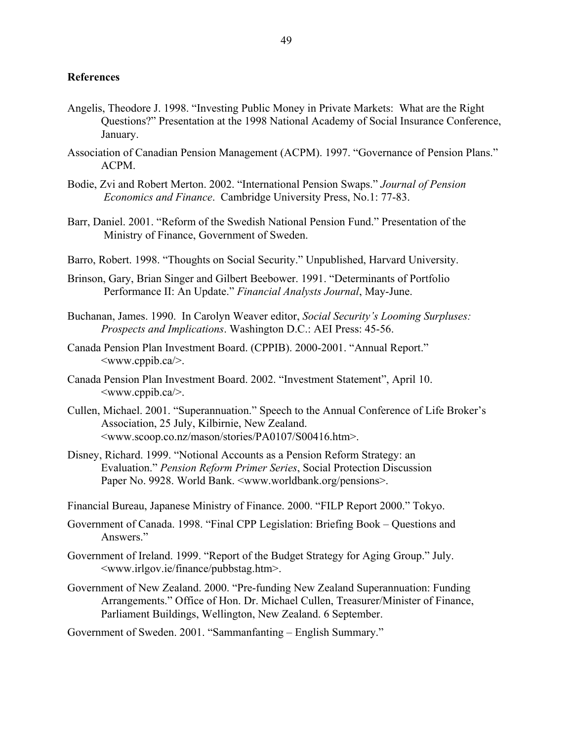**References**

Angelis, Theodore J. 1998. "Investing Public Money in Private Markets: What are the Right Questions?" Presentation at the 1998 National Academy of Social Insurance Conference, January.

Association of Canadian Pension Management (ACPM). 1997. "Governance of Pension Plans." ACPM.

Bodie, Zvi and Robert Merton. 2002. "International Pension Swaps." *Journal of Pension Economics and Finance*. Cambridge University Press, No.1: 77-83.

Barr, Daniel. 2001. "Reform of the Swedish National Pension Fund." Presentation of the Ministry of Finance, Government of Sweden.

Barro, Robert. 1998. "Thoughts on Social Security." Unpublished, Harvard University.

Brinson, Gary, Brian Singer and Gilbert Beebower. 1991. "Determinants of Portfolio Performance II: An Update." *Financial Analysts Journal*, May-June.

Buchanan, James. 1990. In Carolyn Weaver editor, *Social Security's Looming Surpluses: Prospects and Implications*. Washington D.C.: AEI Press: 45-56.

Canada Pension Plan Investment Board. (CPPIB). 2000-2001. "Annual Report." <www.cppib.ca/>.

Canada Pension Plan Investment Board. 2002. "Investment Statement", April 10. <www.cppib.ca/>.

Cullen, Michael. 2001. "Superannuation." Speech to the Annual Conference of Life Broker's Association, 25 July, Kilbirnie, New Zealand. <www.scoop.co.nz/mason/stories/PA0107/S00416.htm>.

Disney, Richard. 1999. "Notional Accounts as a Pension Reform Strategy: an Evaluation." *Pension Reform Primer Series*, Social Protection Discussion Paper No. 9928. World Bank. <www.worldbank.org/pensions>.

Financial Bureau, Japanese Ministry of Finance. 2000. "FILP Report 2000." Tokyo.

Government of Canada. 1998. "Final CPP Legislation: Briefing Book – Questions and Answers."

Government of Ireland. 1999. "Report of the Budget Strategy for Aging Group." July. <www.irlgov.ie/finance/pubbstag.htm>.

Government of New Zealand. 2000. "Pre-funding New Zealand Superannuation: Funding Arrangements." Office of Hon. Dr. Michael Cullen, Treasurer/Minister of Finance, Parliament Buildings, Wellington, New Zealand. 6 September.

Government of Sweden. 2001. "Sammanfanting – English Summary."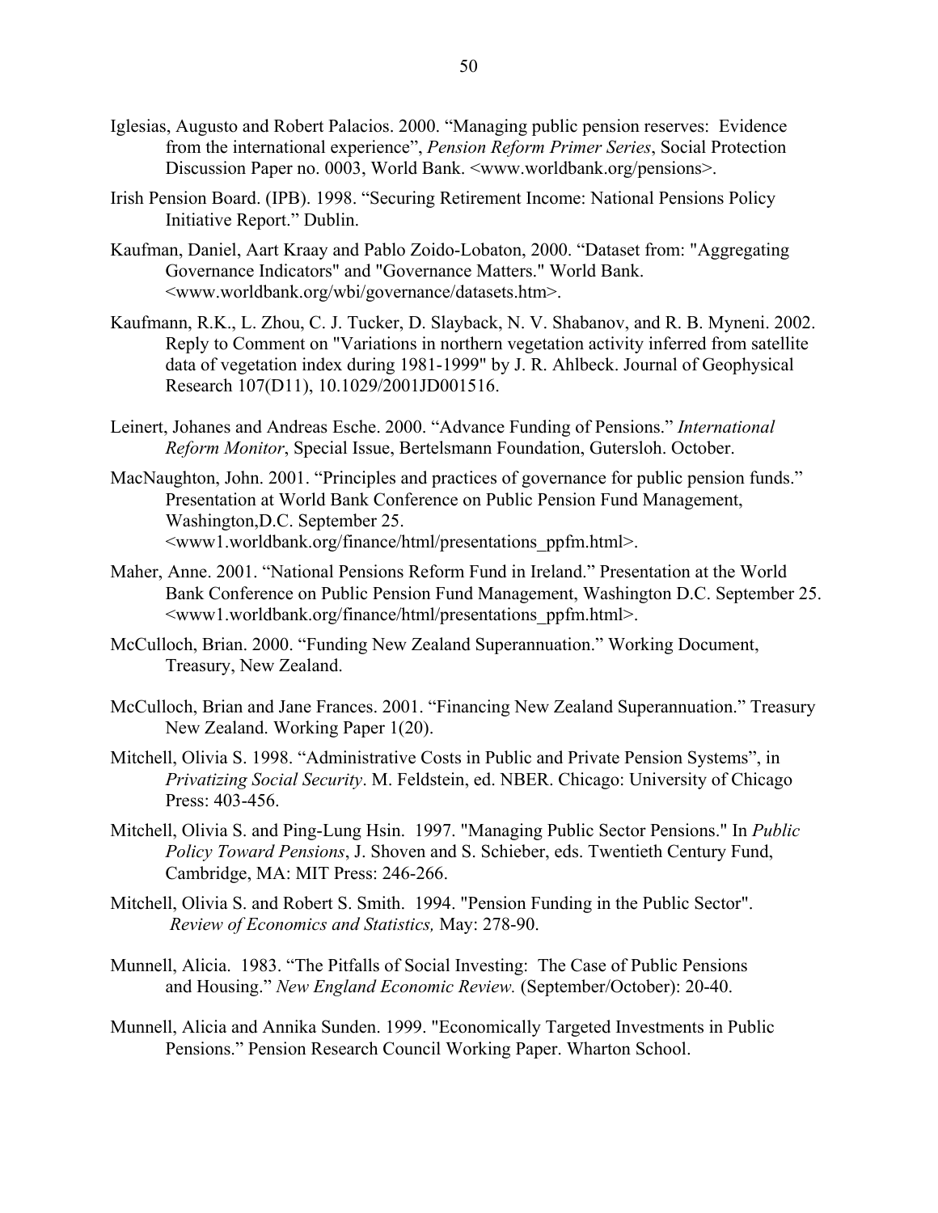Iglesias, Augusto and Robert Palacios. 2000. "Managing public pension reserves: Evidence from the international experience", *Pension Reform Primer Series*, Social Protection Discussion Paper no. 0003, World Bank. <www.worldbank.org/pensions>.

Irish Pension Board. (IPB). 1998. "Securing Retirement Income: National Pensions Policy Initiative Report." Dublin.

Kaufman, Daniel, Aart Kraay and Pablo Zoido-Lobaton, 2000. "Dataset from: "Aggregating Governance Indicators" and "Governance Matters." World Bank. <www.worldbank.org/wbi/governance/datasets.htm>.

Kaufmann, R.K., L. Zhou, C. J. Tucker, D. Slayback, N. V. Shabanov, and R. B. Myneni. 2002. Reply to Comment on "Variations in northern vegetation activity inferred from satellite data of vegetation index during 1981-1999" by J. R. Ahlbeck. Journal of Geophysical Research 107(D11), 10.1029/2001JD001516.

Leinert, Johanes and Andreas Esche. 2000. "Advance Funding of Pensions." *International Reform Monitor*, Special Issue, Bertelsmann Foundation, Gutersloh. October.

MacNaughton, John. 2001. "Principles and practices of governance for public pension funds." Presentation at World Bank Conference on Public Pension Fund Management, Washington,D.C. September 25. <www1.worldbank.org/finance/html/presentations_ppfm.html>.

Maher, Anne. 2001. "National Pensions Reform Fund in Ireland." Presentation at the World Bank Conference on Public Pension Fund Management, Washington D.C. September 25. <www1.worldbank.org/finance/html/presentations_ppfm.html>.

McCulloch, Brian. 2000. "Funding New Zealand Superannuation." Working Document, Treasury, New Zealand.

McCulloch, Brian and Jane Frances. 2001. "Financing New Zealand Superannuation." Treasury New Zealand. Working Paper 1(20).

Mitchell, Olivia S. 1998. "Administrative Costs in Public and Private Pension Systems", in *Privatizing Social Security*. M. Feldstein, ed. NBER. Chicago: University of Chicago Press: 403-456.

Mitchell, Olivia S. and Ping-Lung Hsin. 1997. "Managing Public Sector Pensions." In *Public Policy Toward Pensions*, J. Shoven and S. Schieber, eds. Twentieth Century Fund, Cambridge, MA: MIT Press: 246-266.

Mitchell, Olivia S. and Robert S. Smith. 1994. "Pension Funding in the Public Sector". *Review of Economics and Statistics,* May: 278-90.

Munnell, Alicia. 1983. "The Pitfalls of Social Investing: The Case of Public Pensions and Housing." *New England Economic Review.* (September/October): 20-40.

Munnell, Alicia and Annika Sunden. 1999. "Economically Targeted Investments in Public Pensions." Pension Research Council Working Paper. Wharton School.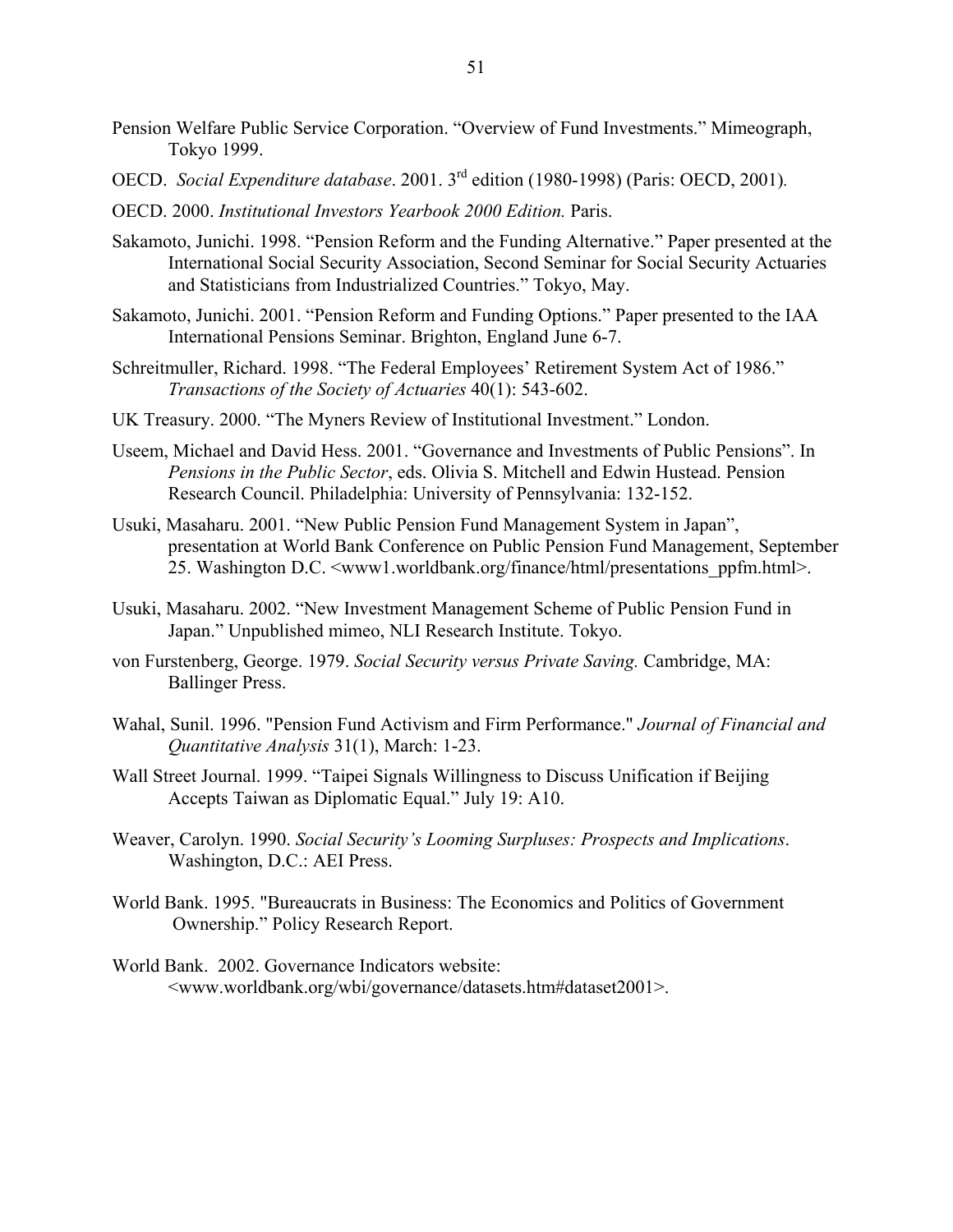Pension Welfare Public Service Corporation. "Overview of Fund Investments." Mimeograph, Tokyo 1999.

OECD. *Social Expenditure database*. 2001. 3rd edition (1980-1998) (Paris: OECD, 2001).

OECD. 2000. *Institutional Investors Yearbook 2000 Edition.* Paris.

Sakamoto, Junichi. 1998. "Pension Reform and the Funding Alternative." Paper presented at the International Social Security Association, Second Seminar for Social Security Actuaries and Statisticians from Industrialized Countries." Tokyo, May.

Sakamoto, Junichi. 2001. "Pension Reform and Funding Options." Paper presented to the IAA International Pensions Seminar. Brighton, England June 6-7.

Schreitmuller, Richard. 1998. "The Federal Employees' Retirement System Act of 1986." *Transactions of the Society of Actuaries* 40(1): 543-602.

UK Treasury. 2000. "The Myners Review of Institutional Investment." London.

Useem, Michael and David Hess. 2001. "Governance and Investments of Public Pensions". In *Pensions in the Public Sector*, eds. Olivia S. Mitchell and Edwin Hustead. Pension Research Council. Philadelphia: University of Pennsylvania: 132-152.

Usuki, Masaharu. 2001. "New Public Pension Fund Management System in Japan", presentation at World Bank Conference on Public Pension Fund Management, September 25. Washington D.C. <www1.worldbank.org/finance/html/presentations_ppfm.html>.

Usuki, Masaharu. 2002. "New Investment Management Scheme of Public Pension Fund in Japan." Unpublished mimeo, NLI Research Institute. Tokyo.

von Furstenberg, George. 1979. *Social Security versus Private Saving.* Cambridge, MA: Ballinger Press.

Wahal, Sunil. 1996. "Pension Fund Activism and Firm Performance." *Journal of Financial and Quantitative Analysis* 31(1), March: 1-23.

Wall Street Journal. 1999. "Taipei Signals Willingness to Discuss Unification if Beijing Accepts Taiwan as Diplomatic Equal." July 19: A10.

Weaver, Carolyn. 1990. *Social Security's Looming Surpluses: Prospects and Implications*. Washington, D.C.: AEI Press.

World Bank. 1995. "Bureaucrats in Business: The Economics and Politics of Government Ownership." Policy Research Report.

World Bank. 2002. Governance Indicators website: <www.worldbank.org/wbi/governance/datasets.htm#dataset2001>.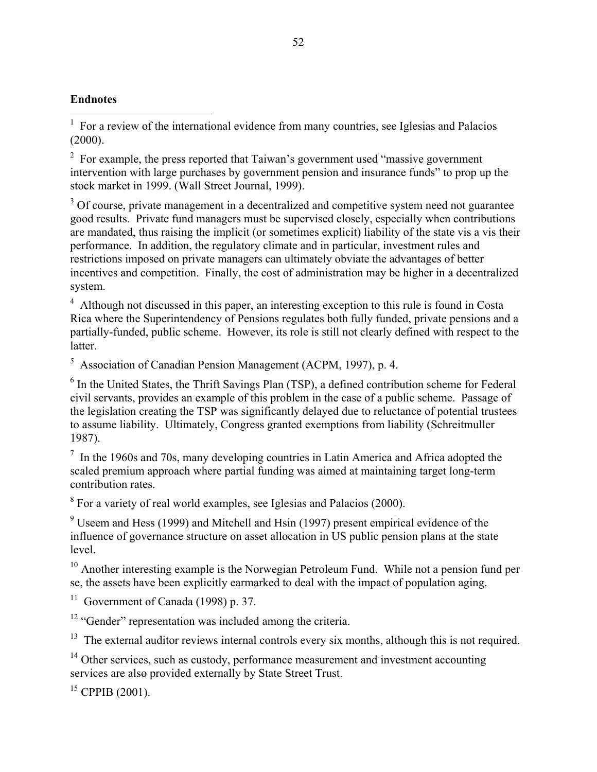## Endnotes

[1] For a review of the international evidence from many countries, see Iglesias and Palacios (2000).

[2] For example, the press reported that Taiwan's government used "massive government intervention with large purchases by government pension and insurance funds" to prop up the stock market in 1999. (Wall Street Journal, 1999).

[3] Of course, private management in a decentralized and competitive system need not guarantee good results. Private fund managers must be supervised closely, especially when contributions are mandated, thus raising the implicit (or sometimes explicit) liability of the state vis a vis their performance. In addition, the regulatory climate and in particular, investment rules and restrictions imposed on private managers can ultimately obviate the advantages of better incentives and competition. Finally, the cost of administration may be higher in a decentralized system.

[4] Although not discussed in this paper, an interesting exception to this rule is found in Costa Rica where the Superintendency of Pensions regulates both fully funded, private pensions and a partially-funded, public scheme. However, its role is still not clearly defined with respect to the latter.

[5] Association of Canadian Pension Management (ACPM, 1997), p. 4.

[6] In the United States, the Thrift Savings Plan (TSP), a defined contribution scheme for Federal civil servants, provides an example of this problem in the case of a public scheme. Passage of the legislation creating the TSP was significantly delayed due to reluctance of potential trustees to assume liability. Ultimately, Congress granted exemptions from liability (Schreitmuller 1987).

[7] In the 1960s and 70s, many developing countries in Latin America and Africa adopted the scaled premium approach where partial funding was aimed at maintaining target long-term contribution rates.

[8] For a variety of real world examples, see Iglesias and Palacios (2000).

[9] Useem and Hess (1999) and Mitchell and Hsin (1997) present empirical evidence of the influence of governance structure on asset allocation in US public pension plans at the state level.

[10] Another interesting example is the Norwegian Petroleum Fund. While not a pension fund per se, the assets have been explicitly earmarked to deal with the impact of population aging.

[11] Government of Canada (1998) p. 37.

[12] "Gender" representation was included among the criteria.

[13] The external auditor reviews internal controls every six months, although this is not required.

[14] Other services, such as custody, performance measurement and investment accounting services are also provided externally by State Street Trust.

[15] CPPIB (2001).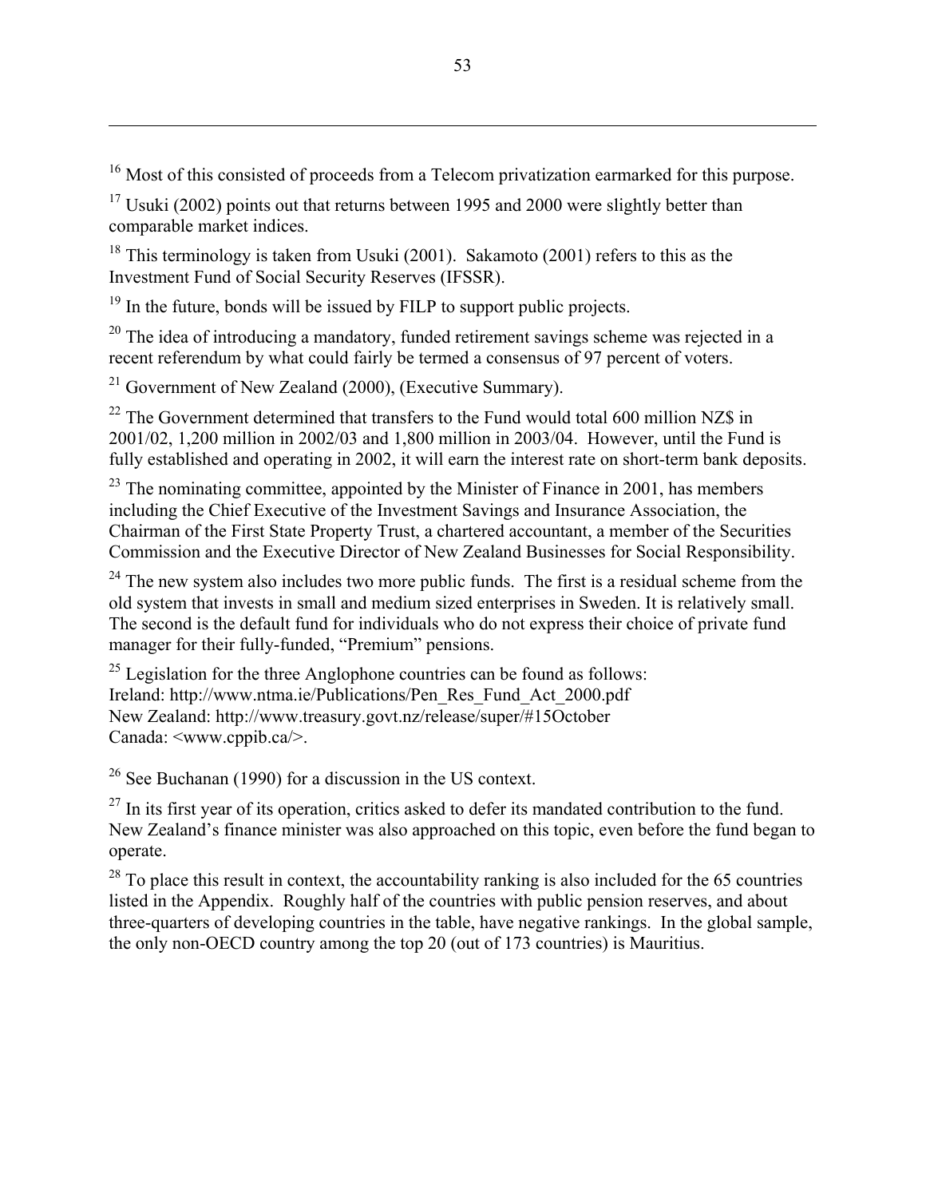[16] Most of this consisted of proceeds from a Telecom privatization earmarked for this purpose.

[17] Usuki (2002) points out that returns between 1995 and 2000 were slightly better than comparable market indices.

[18] This terminology is taken from Usuki (2001). Sakamoto (2001) refers to this as the Investment Fund of Social Security Reserves (IFSSR).

[19] In the future, bonds will be issued by FILP to support public projects.

[20] The idea of introducing a mandatory, funded retirement savings scheme was rejected in a recent referendum by what could fairly be termed a consensus of 97 percent of voters.

[21] Government of New Zealand (2000), (Executive Summary).

[22] The Government determined that transfers to the Fund would total 600 million NZ$ in 2001/02, 1,200 million in 2002/03 and 1,800 million in 2003/04. However, until the Fund is fully established and operating in 2002, it will earn the interest rate on short-term bank deposits.

[23] The nominating committee, appointed by the Minister of Finance in 2001, has members including the Chief Executive of the Investment Savings and Insurance Association, the Chairman of the First State Property Trust, a chartered accountant, a member of the Securities Commission and the Executive Director of New Zealand Businesses for Social Responsibility.

[24] The new system also includes two more public funds. The first is a residual scheme from the old system that invests in small and medium sized enterprises in Sweden. It is relatively small. The second is the default fund for individuals who do not express their choice of private fund manager for their fully-funded, "Premium" pensions.

[25] Legislation for the three Anglophone countries can be found as follows:
Ireland: http://www.ntma.ie/Publications/Pen_Res_Fund_Act_2000.pdf
New Zealand: http://www.treasury.govt.nz/release/super/#15October
Canada: <www.cppib.ca/>.

[26] See Buchanan (1990) for a discussion in the US context.

[27] In its first year of its operation, critics asked to defer its mandated contribution to the fund. New Zealand's finance minister was also approached on this topic, even before the fund began to operate.

[28] To place this result in context, the accountability ranking is also included for the 65 countries listed in the Appendix. Roughly half of the countries with public pension reserves, and about three-quarters of developing countries in the table, have negative rankings. In the global sample, the only non-OECD country among the top 20 (out of 173 countries) is Mauritius.